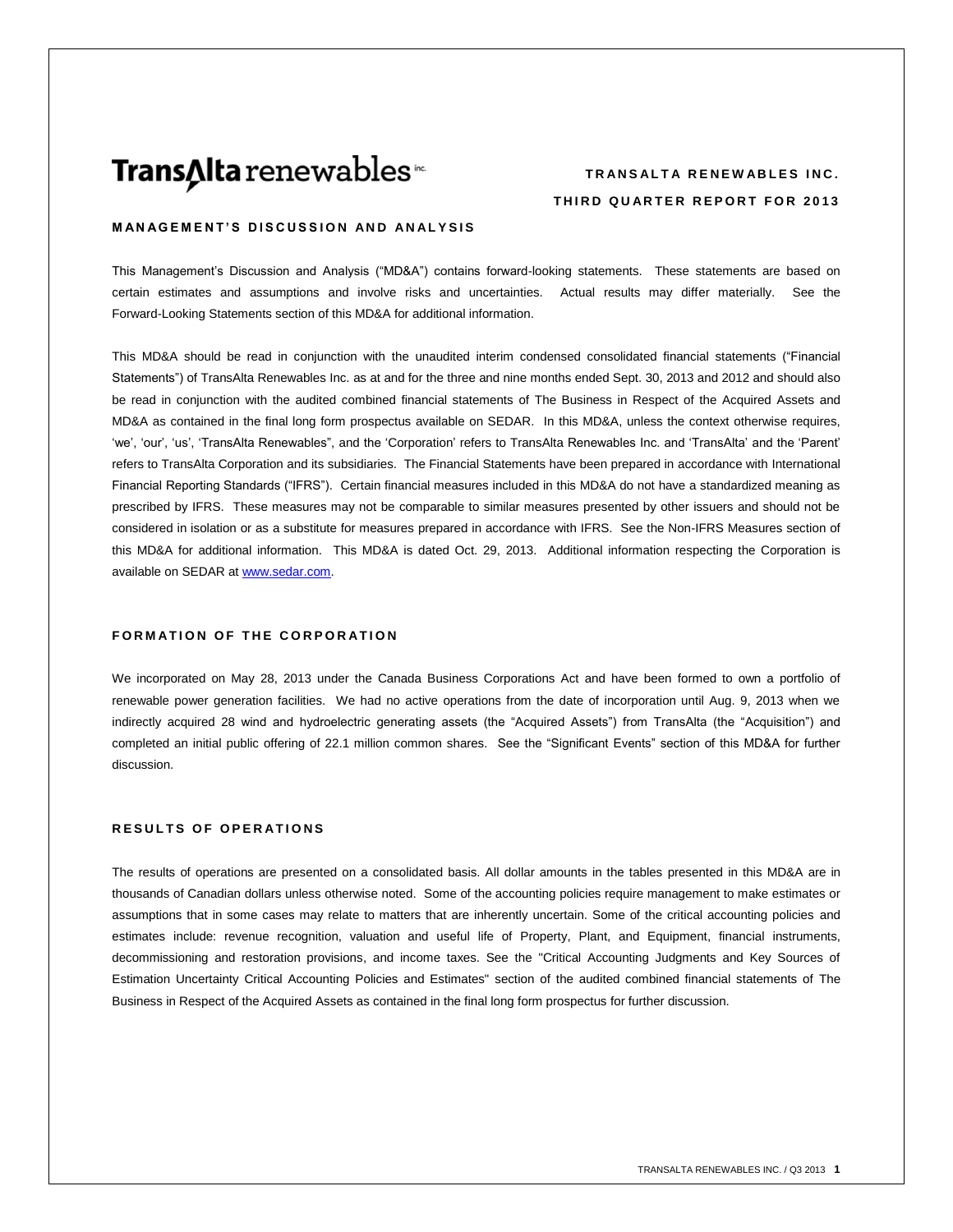# TransAlta renewables inc.

**TRANSALTA RENEWABLES INC.**

**THIRD QUARTER REPORT FOR 2013**

## MANAGEMENT'S DISCUSSION AND ANALYSIS

This Management's Discussion and Analysis ("MD&A") contains forward-looking statements. These statements are based on certain estimates and assumptions and involve risks and uncertainties. Actual results may differ materially. See the Forward-Looking Statements section of this MD&A for additional information.

This MD&A should be read in conjunction with the unaudited interim condensed consolidated financial statements ("Financial Statements") of TransAlta Renewables Inc. as at and for the three and nine months ended Sept. 30, 2013 and 2012 and should also be read in conjunction with the audited combined financial statements of The Business in Respect of the Acquired Assets and MD&A as contained in the final long form prospectus available on SEDAR. In this MD&A, unless the context otherwise requires, 'we', 'our', 'us', 'TransAlta Renewables", and the 'Corporation' refers to TransAlta Renewables Inc. and 'TransAlta' and the 'Parent' refers to TransAlta Corporation and its subsidiaries. The Financial Statements have been prepared in accordance with International Financial Reporting Standards ("IFRS"). Certain financial measures included in this MD&A do not have a standardized meaning as prescribed by IFRS. These measures may not be comparable to similar measures presented by other issuers and should not be considered in isolation or as a substitute for measures prepared in accordance with IFRS. See the Non-IFRS Measures section of this MD&A for additional information. This MD&A is dated Oct. 29, 2013. Additional information respecting the Corporation is available on SEDAR at www.sedar.com.

## FORMATION OF THE CORPORATION

We incorporated on May 28, 2013 under the Canada Business Corporations Act and have been formed to own a portfolio of renewable power generation facilities. We had no active operations from the date of incorporation until Aug. 9, 2013 when we indirectly acquired 28 wind and hydroelectric generating assets (the "Acquired Assets") from TransAlta (the "Acquisition") and completed an initial public offering of 22.1 million common shares. See the "Significant Events" section of this MD&A for further discussion.

## RESULTS OF OPERATIONS

The results of operations are presented on a consolidated basis. All dollar amounts in the tables presented in this MD&A are in thousands of Canadian dollars unless otherwise noted. Some of the accounting policies require management to make estimates or assumptions that in some cases may relate to matters that are inherently uncertain. Some of the critical accounting policies and estimates include: revenue recognition, valuation and useful life of Property, Plant, and Equipment, financial instruments, decommissioning and restoration provisions, and income taxes. See the "Critical Accounting Judgments and Key Sources of Estimation Uncertainty Critical Accounting Policies and Estimates" section of the audited combined financial statements of The Business in Respect of the Acquired Assets as contained in the final long form prospectus for further discussion.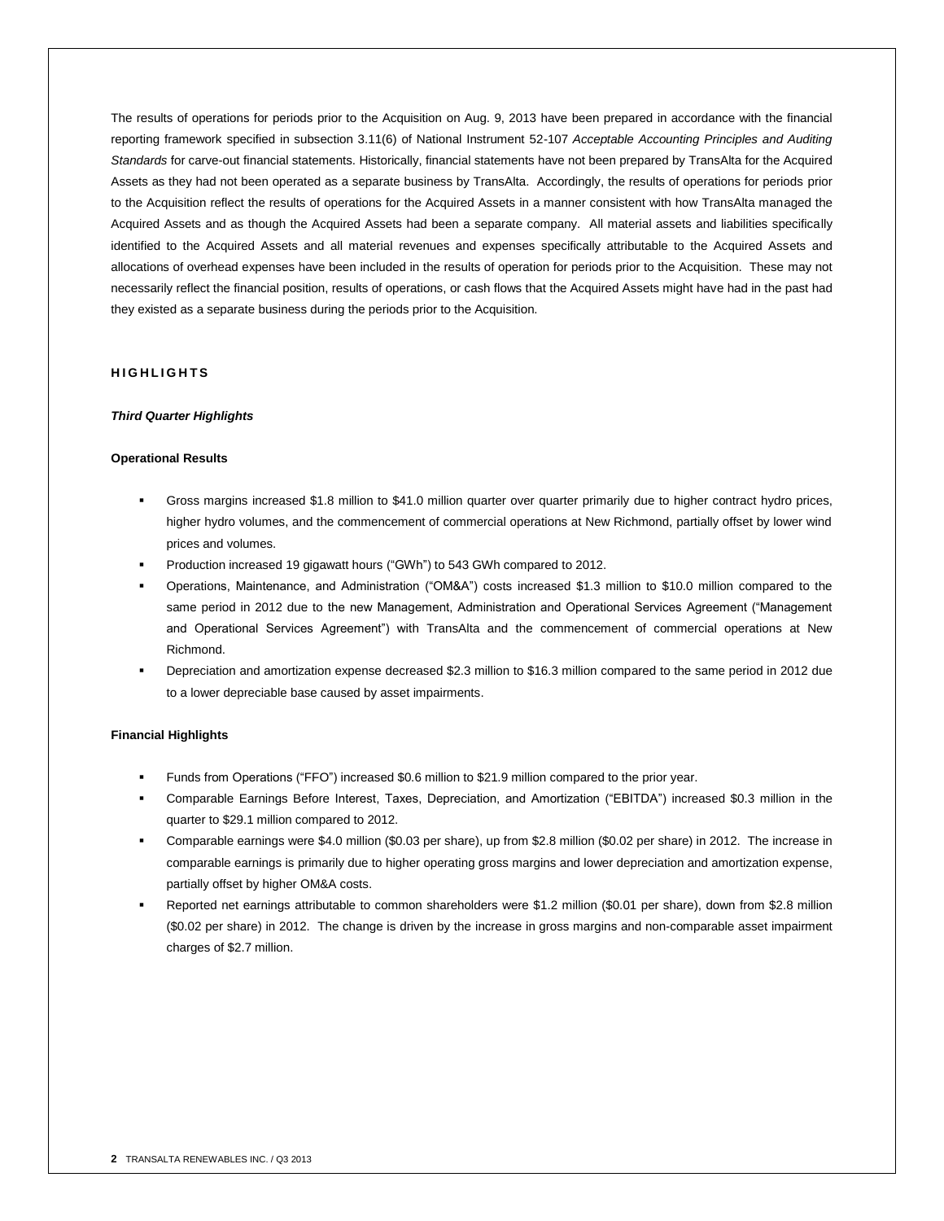The results of operations for periods prior to the Acquisition on Aug. 9, 2013 have been prepared in accordance with the financial reporting framework specified in subsection 3.11(6) of National Instrument 52-107 *Acceptable Accounting Principles and Auditing Standards* for carve-out financial statements. Historically, financial statements have not been prepared by TransAlta for the Acquired Assets as they had not been operated as a separate business by TransAlta. Accordingly, the results of operations for periods prior to the Acquisition reflect the results of operations for the Acquired Assets in a manner consistent with how TransAlta managed the Acquired Assets and as though the Acquired Assets had been a separate company. All material assets and liabilities specifically identified to the Acquired Assets and all material revenues and expenses specifically attributable to the Acquired Assets and allocations of overhead expenses have been included in the results of operation for periods prior to the Acquisition. These may not necessarily reflect the financial position, results of operations, or cash flows that the Acquired Assets might have had in the past had they existed as a separate business during the periods prior to the Acquisition.

## HIGHLIGHTS

### *Third Quarter Highlights*

#### Operational Results

- Gross margins increased $1.8 million to $41.0 million quarter over quarter primarily due to higher contract hydro prices, higher hydro volumes, and the commencement of commercial operations at New Richmond, partially offset by lower wind prices and volumes.
- Production increased 19 gigawatt hours ("GWh") to 543 GWh compared to 2012.
- Operations, Maintenance, and Administration ("OM&A") costs increased $1.3 million to $10.0 million compared to the same period in 2012 due to the new Management, Administration and Operational Services Agreement ("Management and Operational Services Agreement") with TransAlta and the commencement of commercial operations at New Richmond.
- Depreciation and amortization expense decreased $2.3 million to $16.3 million compared to the same period in 2012 due to a lower depreciable base caused by asset impairments.

#### Financial Highlights

- Funds from Operations ("FFO") increased $0.6 million to $21.9 million compared to the prior year.
- Comparable Earnings Before Interest, Taxes, Depreciation, and Amortization ("EBITDA") increased $0.3 million in the quarter to $29.1 million compared to 2012.
- Comparable earnings were $4.0 million ($0.03 per share), up from $2.8 million ($0.02 per share) in 2012. The increase in comparable earnings is primarily due to higher operating gross margins and lower depreciation and amortization expense, partially offset by higher OM&A costs.
- Reported net earnings attributable to common shareholders were $1.2 million ($0.01 per share), down from $2.8 million ($0.02 per share) in 2012. The change is driven by the increase in gross margins and non-comparable asset impairment charges of $2.7 million.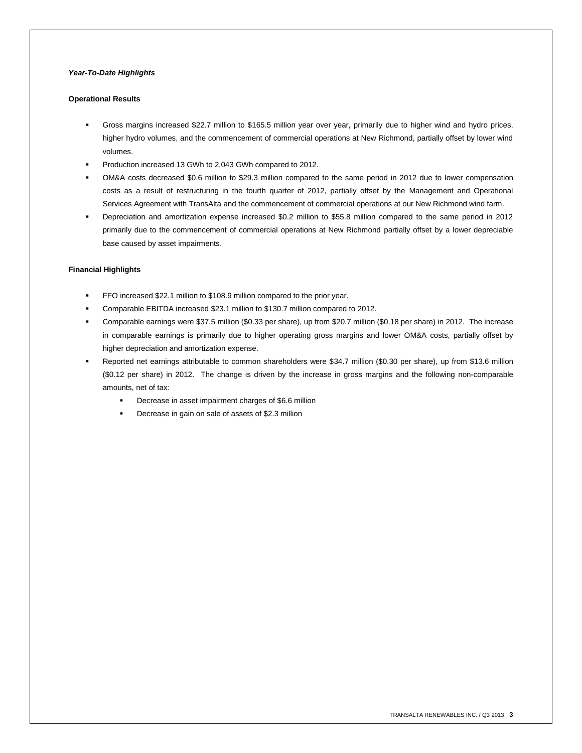***Year-To-Date Highlights***

**Operational Results**

- Gross margins increased $22.7 million to $165.5 million year over year, primarily due to higher wind and hydro prices, higher hydro volumes, and the commencement of commercial operations at New Richmond, partially offset by lower wind volumes.
- Production increased 13 GWh to 2,043 GWh compared to 2012.
- OM&A costs decreased $0.6 million to $29.3 million compared to the same period in 2012 due to lower compensation costs as a result of restructuring in the fourth quarter of 2012, partially offset by the Management and Operational Services Agreement with TransAlta and the commencement of commercial operations at our New Richmond wind farm.
- Depreciation and amortization expense increased $0.2 million to $55.8 million compared to the same period in 2012 primarily due to the commencement of commercial operations at New Richmond partially offset by a lower depreciable base caused by asset impairments.

**Financial Highlights**

- FFO increased $22.1 million to $108.9 million compared to the prior year.
- Comparable EBITDA increased $23.1 million to $130.7 million compared to 2012.
- Comparable earnings were $37.5 million ($0.33 per share), up from $20.7 million ($0.18 per share) in 2012. The increase in comparable earnings is primarily due to higher operating gross margins and lower OM&A costs, partially offset by higher depreciation and amortization expense.
- Reported net earnings attributable to common shareholders were $34.7 million ($0.30 per share), up from $13.6 million ($0.12 per share) in 2012. The change is driven by the increase in gross margins and the following non-comparable amounts, net of tax:
  - Decrease in asset impairment charges of $6.6 million
  - Decrease in gain on sale of assets of $2.3 million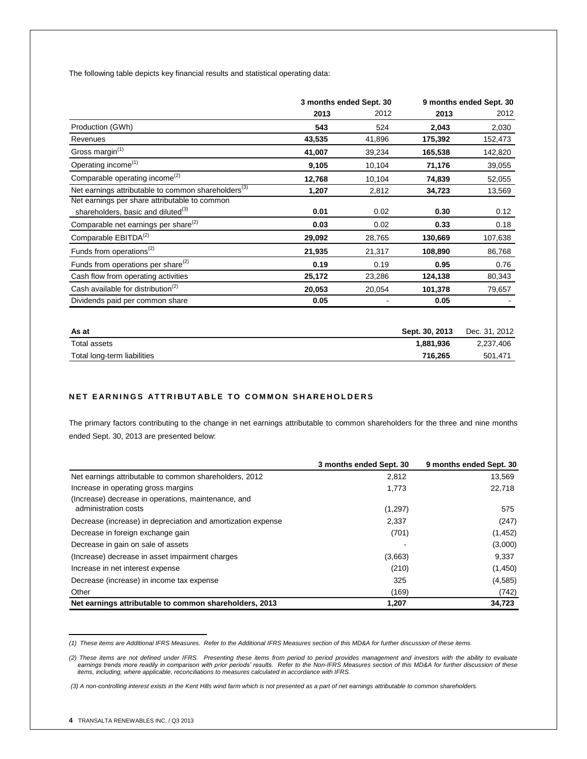The following table depicts key financial results and statistical operating data:

| | 3 months ended Sept. 30 | | 9 months ended Sept. 30 | |
|---|---|---|---|---|
| | **2013** | 2012 | **2013** | 2012 |
| Production (GWh) | **543** | 524 | **2,043** | 2,030 |
| Revenues | **43,535** | 41,896 | **175,392** | 152,473 |
| Gross margin[(1)] | **41,007** | 39,234 | **165,538** | 142,820 |
| Operating income[(1)] | **9,105** | 10,104 | **71,176** | 39,055 |
| Comparable operating income[(2)] | **12,768** | 10,104 | **74,839** | 52,055 |
| Net earnings attributable to common shareholders[(3)] | **1,207** | 2,812 | **34,723** | 13,569 |
| Net earnings per share attributable to common shareholders, basic and diluted[(3)] | **0.01** | 0.02 | **0.30** | 0.12 |
| Comparable net earnings per share[(2)] | **0.03** | 0.02 | **0.33** | 0.18 |
| Comparable EBITDA[(2)] | **29,092** | 28,765 | **130,669** | 107,638 |
| Funds from operations[(2)] | **21,935** | 21,317 | **108,890** | 86,768 |
| Funds from operations per share[(2)] | **0.19** | 0.19 | **0.95** | 0.76 |
| Cash flow from operating activities | **25,172** | 23,286 | **124,138** | 80,343 |
| Cash available for distribution[(2)] | **20,053** | 20,054 | **101,378** | 79,657 |
| Dividends paid per common share | **0.05** | - | **0.05** | - |

| **As at** | **Sept. 30, 2013** | Dec. 31, 2012 |
|---|---|---|
| Total assets | **1,881,936** | 2,237,406 |
| Total long-term liabilities | **716,265** | 501,471 |

## NET EARNINGS ATTRIBUTABLE TO COMMON SHAREHOLDERS

The primary factors contributing to the change in net earnings attributable to common shareholders for the three and nine months ended Sept. 30, 2013 are presented below:

| | 3 months ended Sept. 30 | 9 months ended Sept. 30 |
|---|---|---|
| Net earnings attributable to common shareholders, 2012 | 2,812 | 13,569 |
| Increase in operating gross margins | 1,773 | 22,718 |
| (Increase) decrease in operations, maintenance, and administration costs | (1,297) | 575 |
| Decrease (increase) in depreciation and amortization expense | 2,337 | (247) |
| Decrease in foreign exchange gain | (701) | (1,452) |
| Decrease in gain on sale of assets | - | (3,000) |
| (Increase) decrease in asset impairment charges | (3,663) | 9,337 |
| Increase in net interest expense | (210) | (1,450) |
| Decrease (increase) in income tax expense | 325 | (4,585) |
| Other | (169) | (742) |
| **Net earnings attributable to common shareholders, 2013** | **1,207** | **34,723** |

*(1) These items are Additional IFRS Measures. Refer to the Additional IFRS Measures section of this MD&A for further discussion of these items.*

*(2) These items are not defined under IFRS. Presenting these items from period to period provides management and investors with the ability to evaluate earnings trends more readily in comparison with prior periods' results. Refer to the Non-IFRS Measures section of this MD&A for further discussion of these items, including, where applicable, reconciliations to measures calculated in accordance with IFRS.*

*(3) A non-controlling interest exists in the Kent Hills wind farm which is not presented as a part of net earnings attributable to common shareholders.*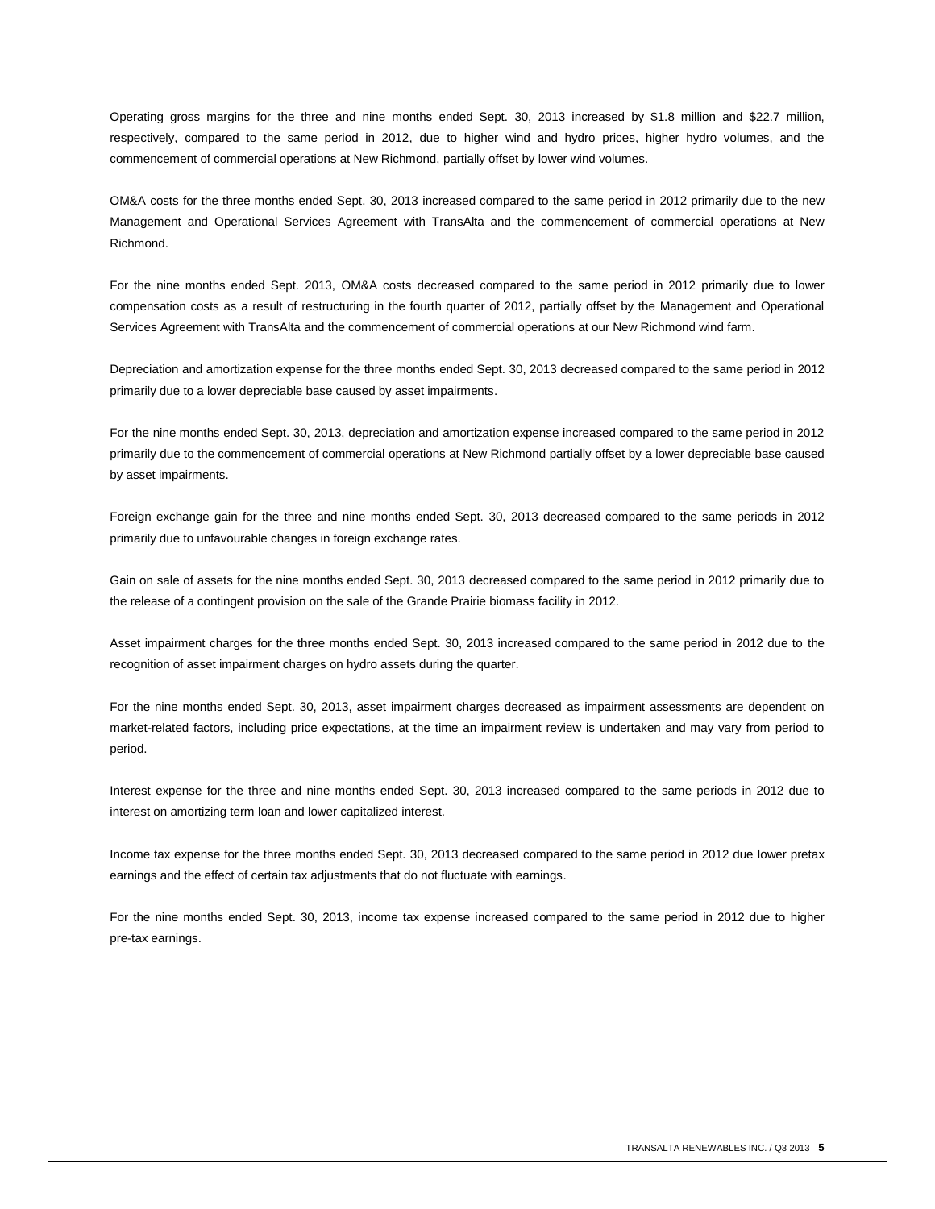Operating gross margins for the three and nine months ended Sept. 30, 2013 increased by $1.8 million and $22.7 million, respectively, compared to the same period in 2012, due to higher wind and hydro prices, higher hydro volumes, and the commencement of commercial operations at New Richmond, partially offset by lower wind volumes.

OM&A costs for the three months ended Sept. 30, 2013 increased compared to the same period in 2012 primarily due to the new Management and Operational Services Agreement with TransAlta and the commencement of commercial operations at New Richmond.

For the nine months ended Sept. 2013, OM&A costs decreased compared to the same period in 2012 primarily due to lower compensation costs as a result of restructuring in the fourth quarter of 2012, partially offset by the Management and Operational Services Agreement with TransAlta and the commencement of commercial operations at our New Richmond wind farm.

Depreciation and amortization expense for the three months ended Sept. 30, 2013 decreased compared to the same period in 2012 primarily due to a lower depreciable base caused by asset impairments.

For the nine months ended Sept. 30, 2013, depreciation and amortization expense increased compared to the same period in 2012 primarily due to the commencement of commercial operations at New Richmond partially offset by a lower depreciable base caused by asset impairments.

Foreign exchange gain for the three and nine months ended Sept. 30, 2013 decreased compared to the same periods in 2012 primarily due to unfavourable changes in foreign exchange rates.

Gain on sale of assets for the nine months ended Sept. 30, 2013 decreased compared to the same period in 2012 primarily due to the release of a contingent provision on the sale of the Grande Prairie biomass facility in 2012.

Asset impairment charges for the three months ended Sept. 30, 2013 increased compared to the same period in 2012 due to the recognition of asset impairment charges on hydro assets during the quarter.

For the nine months ended Sept. 30, 2013, asset impairment charges decreased as impairment assessments are dependent on market-related factors, including price expectations, at the time an impairment review is undertaken and may vary from period to period.

Interest expense for the three and nine months ended Sept. 30, 2013 increased compared to the same periods in 2012 due to interest on amortizing term loan and lower capitalized interest.

Income tax expense for the three months ended Sept. 30, 2013 decreased compared to the same period in 2012 due lower pretax earnings and the effect of certain tax adjustments that do not fluctuate with earnings.

For the nine months ended Sept. 30, 2013, income tax expense increased compared to the same period in 2012 due to higher pre-tax earnings.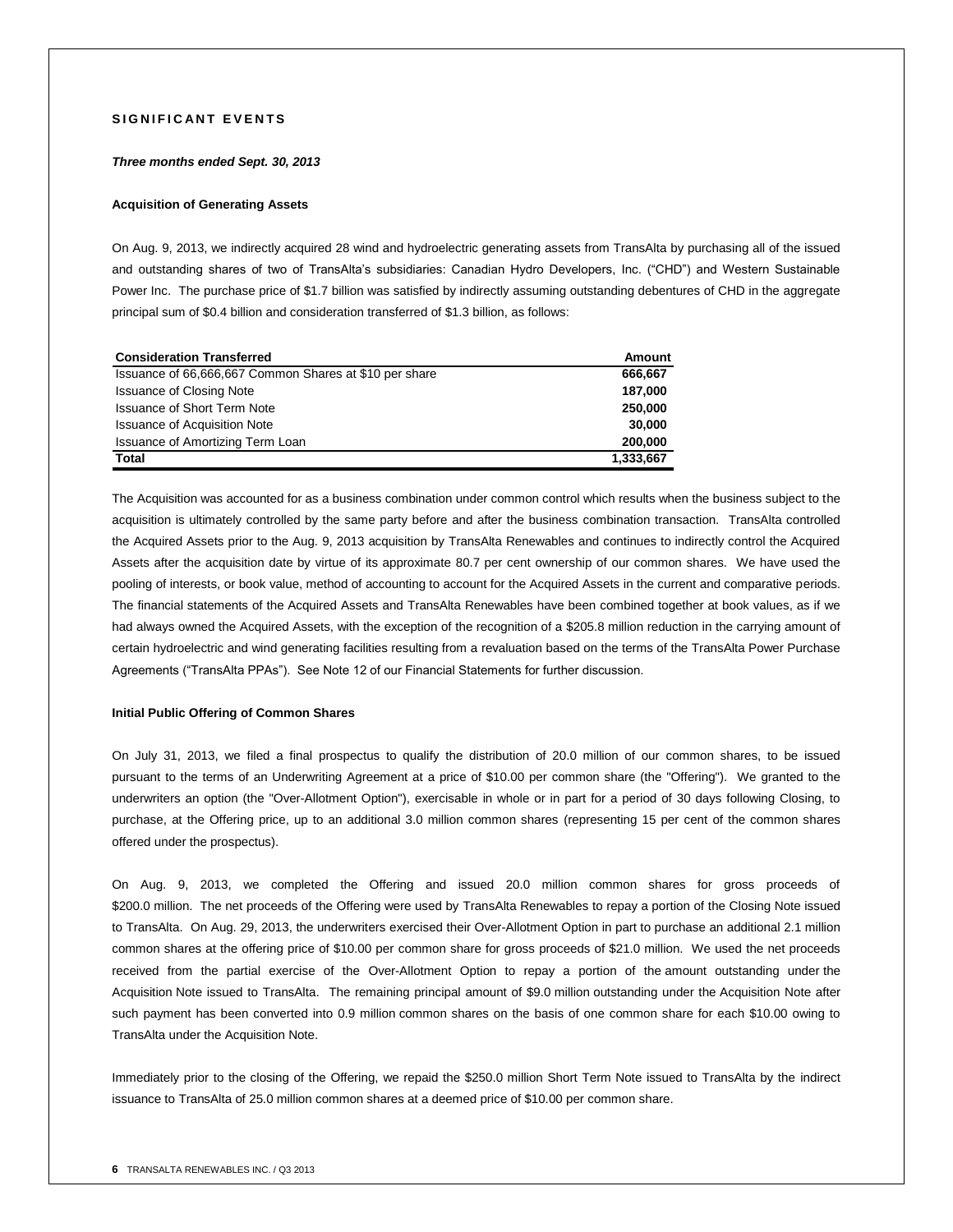## SIGNIFICANT EVENTS

***Three months ended Sept. 30, 2013***

**Acquisition of Generating Assets**

On Aug. 9, 2013, we indirectly acquired 28 wind and hydroelectric generating assets from TransAlta by purchasing all of the issued and outstanding shares of two of TransAlta's subsidiaries: Canadian Hydro Developers, Inc. ("CHD") and Western Sustainable Power Inc. The purchase price of $1.7 billion was satisfied by indirectly assuming outstanding debentures of CHD in the aggregate principal sum of $0.4 billion and consideration transferred of $1.3 billion, as follows:

| Consideration Transferred | Amount |
|---|---|
| Issuance of 66,666,667 Common Shares at $10 per share | **666,667** |
| Issuance of Closing Note | **187,000** |
| Issuance of Short Term Note | **250,000** |
| Issuance of Acquisition Note | **30,000** |
| Issuance of Amortizing Term Loan | **200,000** |
| **Total** | **1,333,667** |

The Acquisition was accounted for as a business combination under common control which results when the business subject to the acquisition is ultimately controlled by the same party before and after the business combination transaction. TransAlta controlled the Acquired Assets prior to the Aug. 9, 2013 acquisition by TransAlta Renewables and continues to indirectly control the Acquired Assets after the acquisition date by virtue of its approximate 80.7 per cent ownership of our common shares. We have used the pooling of interests, or book value, method of accounting to account for the Acquired Assets in the current and comparative periods. The financial statements of the Acquired Assets and TransAlta Renewables have been combined together at book values, as if we had always owned the Acquired Assets, with the exception of the recognition of a $205.8 million reduction in the carrying amount of certain hydroelectric and wind generating facilities resulting from a revaluation based on the terms of the TransAlta Power Purchase Agreements ("TransAlta PPAs"). See Note 12 of our Financial Statements for further discussion.

**Initial Public Offering of Common Shares**

On July 31, 2013, we filed a final prospectus to qualify the distribution of 20.0 million of our common shares, to be issued pursuant to the terms of an Underwriting Agreement at a price of $10.00 per common share (the "Offering"). We granted to the underwriters an option (the "Over-Allotment Option"), exercisable in whole or in part for a period of 30 days following Closing, to purchase, at the Offering price, up to an additional 3.0 million common shares (representing 15 per cent of the common shares offered under the prospectus).

On Aug. 9, 2013, we completed the Offering and issued 20.0 million common shares for gross proceeds of $200.0 million. The net proceeds of the Offering were used by TransAlta Renewables to repay a portion of the Closing Note issued to TransAlta. On Aug. 29, 2013, the underwriters exercised their Over-Allotment Option in part to purchase an additional 2.1 million common shares at the offering price of $10.00 per common share for gross proceeds of $21.0 million. We used the net proceeds received from the partial exercise of the Over-Allotment Option to repay a portion of the amount outstanding under the Acquisition Note issued to TransAlta. The remaining principal amount of $9.0 million outstanding under the Acquisition Note after such payment has been converted into 0.9 million common shares on the basis of one common share for each $10.00 owing to TransAlta under the Acquisition Note.

Immediately prior to the closing of the Offering, we repaid the $250.0 million Short Term Note issued to TransAlta by the indirect issuance to TransAlta of 25.0 million common shares at a deemed price of $10.00 per common share.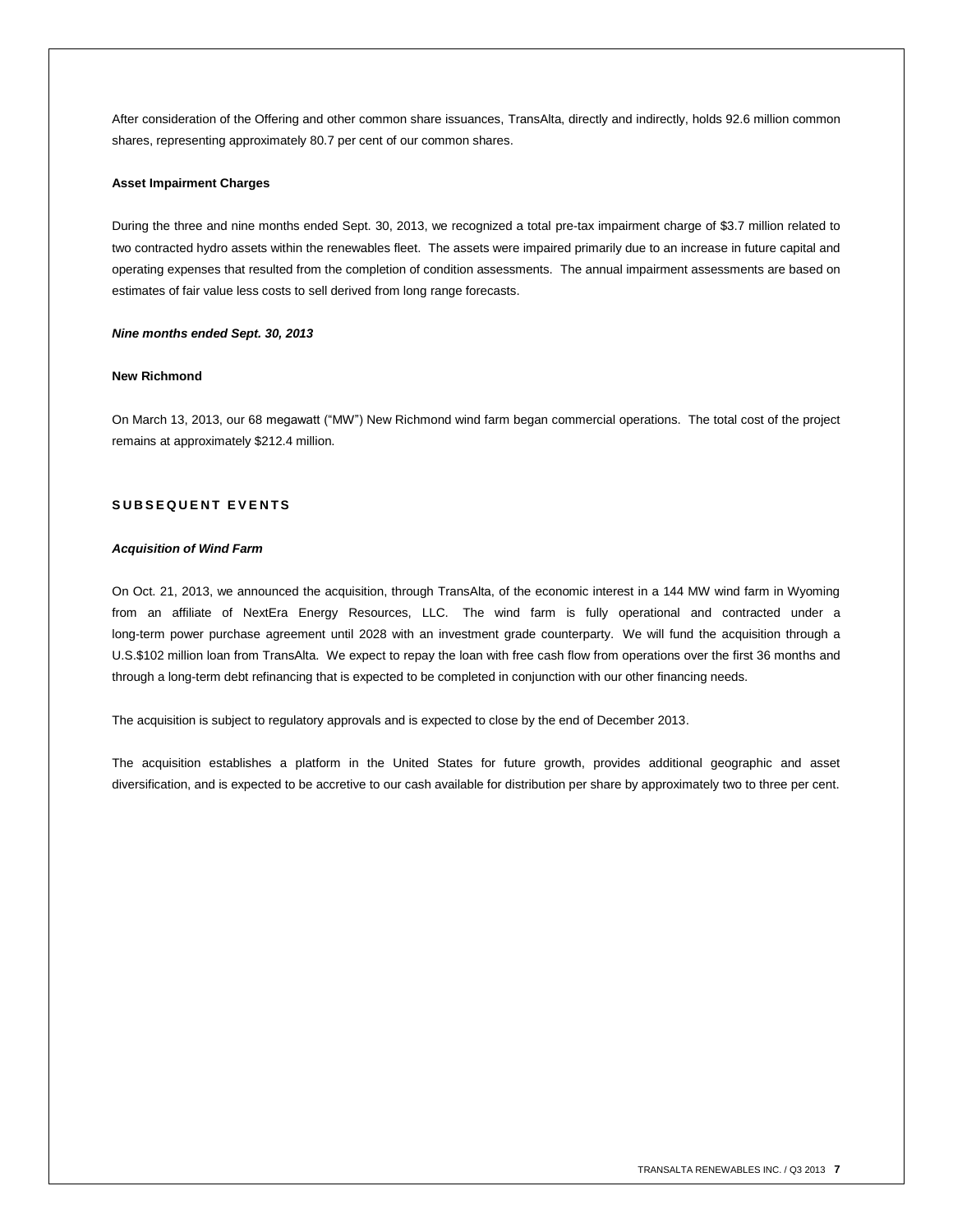After consideration of the Offering and other common share issuances, TransAlta, directly and indirectly, holds 92.6 million common shares, representing approximately 80.7 per cent of our common shares.

**Asset Impairment Charges**

During the three and nine months ended Sept. 30, 2013, we recognized a total pre-tax impairment charge of $3.7 million related to two contracted hydro assets within the renewables fleet. The assets were impaired primarily due to an increase in future capital and operating expenses that resulted from the completion of condition assessments. The annual impairment assessments are based on estimates of fair value less costs to sell derived from long range forecasts.

***Nine months ended Sept. 30, 2013***

**New Richmond**

On March 13, 2013, our 68 megawatt ("MW") New Richmond wind farm began commercial operations. The total cost of the project remains at approximately $212.4 million.

## SUBSEQUENT EVENTS

***Acquisition of Wind Farm***

On Oct. 21, 2013, we announced the acquisition, through TransAlta, of the economic interest in a 144 MW wind farm in Wyoming from an affiliate of NextEra Energy Resources, LLC. The wind farm is fully operational and contracted under a long-term power purchase agreement until 2028 with an investment grade counterparty. We will fund the acquisition through a U.S.$102 million loan from TransAlta. We expect to repay the loan with free cash flow from operations over the first 36 months and through a long-term debt refinancing that is expected to be completed in conjunction with our other financing needs.

The acquisition is subject to regulatory approvals and is expected to close by the end of December 2013.

The acquisition establishes a platform in the United States for future growth, provides additional geographic and asset diversification, and is expected to be accretive to our cash available for distribution per share by approximately two to three per cent.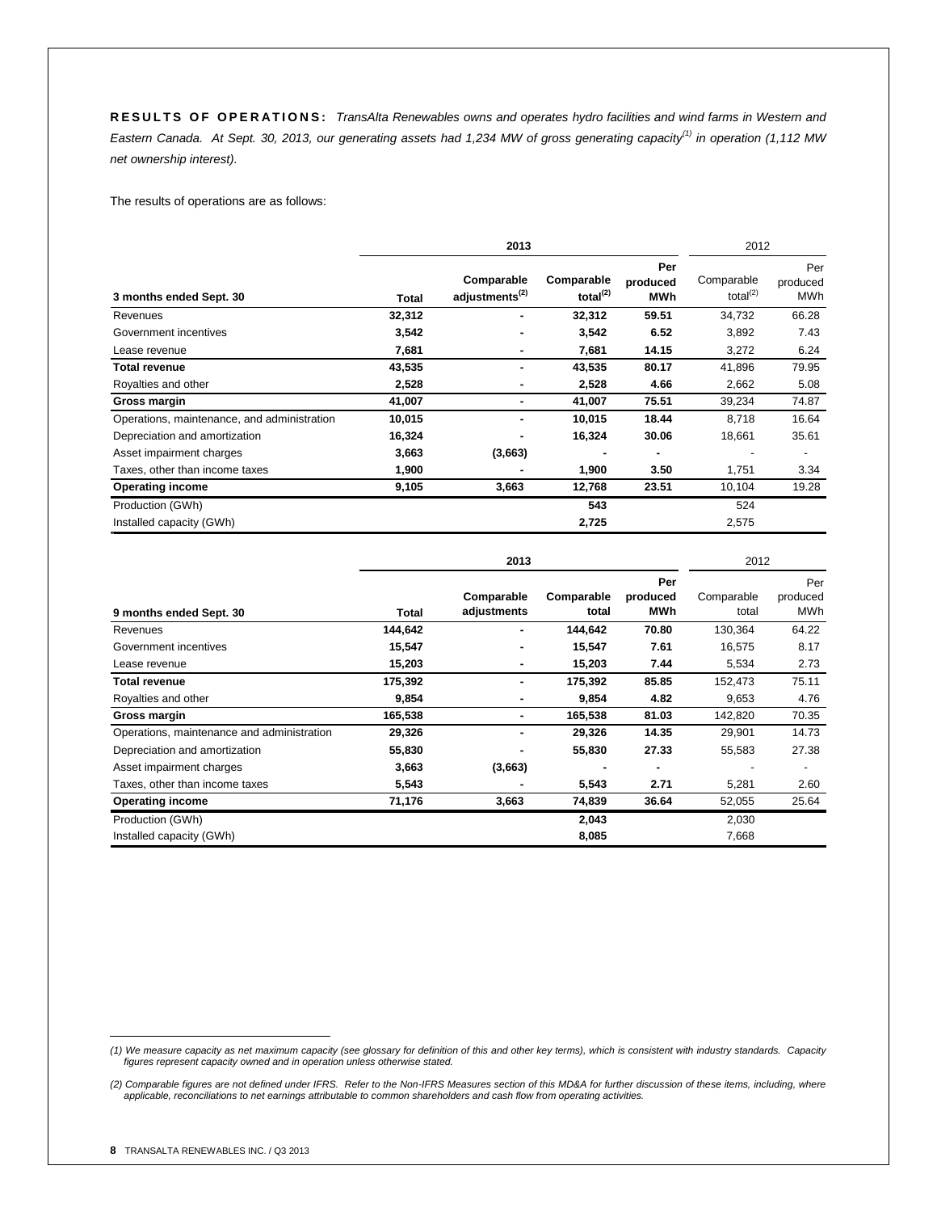**RESULTS OF OPERATIONS:** *TransAlta Renewables owns and operates hydro facilities and wind farms in Western and Eastern Canada. At Sept. 30, 2013, our generating assets had 1,234 MW of gross generating capacity[(1)] in operation (1,112 MW net ownership interest).*

The results of operations are as follows:

| | 2013 | | | | 2012 | |
|---|---|---|---|---|---|---|
| **3 months ended Sept. 30** | **Total** | **Comparable adjustments[(2)]** | **Comparable total[(2)]** | **Per produced MWh** | Comparable total[(2)] | Per produced MWh |
| Revenues | **32,312** | **-** | **32,312** | **59.51** | 34,732 | 66.28 |
| Government incentives | **3,542** | **-** | **3,542** | **6.52** | 3,892 | 7.43 |
| Lease revenue | **7,681** | **-** | **7,681** | **14.15** | 3,272 | 6.24 |
| **Total revenue** | **43,535** | **-** | **43,535** | **80.17** | 41,896 | 79.95 |
| Royalties and other | **2,528** | **-** | **2,528** | **4.66** | 2,662 | 5.08 |
| **Gross margin** | **41,007** | **-** | **41,007** | **75.51** | 39,234 | 74.87 |
| Operations, maintenance, and administration | **10,015** | **-** | **10,015** | **18.44** | 8,718 | 16.64 |
| Depreciation and amortization | **16,324** | **-** | **16,324** | **30.06** | 18,661 | 35.61 |
| Asset impairment charges | **3,663** | **(3,663)** | **-** | **-** | - | - |
| Taxes, other than income taxes | **1,900** | **-** | **1,900** | **3.50** | 1,751 | 3.34 |
| **Operating income** | **9,105** | **3,663** | **12,768** | **23.51** | 10,104 | 19.28 |
| Production (GWh) | | | **543** | | 524 | |
| Installed capacity (GWh) | | | **2,725** | | 2,575 | |

| | 2013 | | | | 2012 | |
|---|---|---|---|---|---|---|
| **9 months ended Sept. 30** | **Total** | **Comparable adjustments** | **Comparable total** | **Per produced MWh** | Comparable total | Per produced MWh |
| Revenues | **144,642** | **-** | **144,642** | **70.80** | 130,364 | 64.22 |
| Government incentives | **15,547** | **-** | **15,547** | **7.61** | 16,575 | 8.17 |
| Lease revenue | **15,203** | **-** | **15,203** | **7.44** | 5,534 | 2.73 |
| **Total revenue** | **175,392** | **-** | **175,392** | **85.85** | 152,473 | 75.11 |
| Royalties and other | **9,854** | **-** | **9,854** | **4.82** | 9,653 | 4.76 |
| **Gross margin** | **165,538** | **-** | **165,538** | **81.03** | 142,820 | 70.35 |
| Operations, maintenance and administration | **29,326** | **-** | **29,326** | **14.35** | 29,901 | 14.73 |
| Depreciation and amortization | **55,830** | **-** | **55,830** | **27.33** | 55,583 | 27.38 |
| Asset impairment charges | **3,663** | **(3,663)** | **-** | **-** | - | - |
| Taxes, other than income taxes | **5,543** | **-** | **5,543** | **2.71** | 5,281 | 2.60 |
| **Operating income** | **71,176** | **3,663** | **74,839** | **36.64** | 52,055 | 25.64 |
| Production (GWh) | | | **2,043** | | 2,030 | |
| Installed capacity (GWh) | | | **8,085** | | 7,668 | |

*(1) We measure capacity as net maximum capacity (see glossary for definition of this and other key terms), which is consistent with industry standards. Capacity figures represent capacity owned and in operation unless otherwise stated.*

*(2) Comparable figures are not defined under IFRS. Refer to the Non-IFRS Measures section of this MD&A for further discussion of these items, including, where applicable, reconciliations to net earnings attributable to common shareholders and cash flow from operating activities.*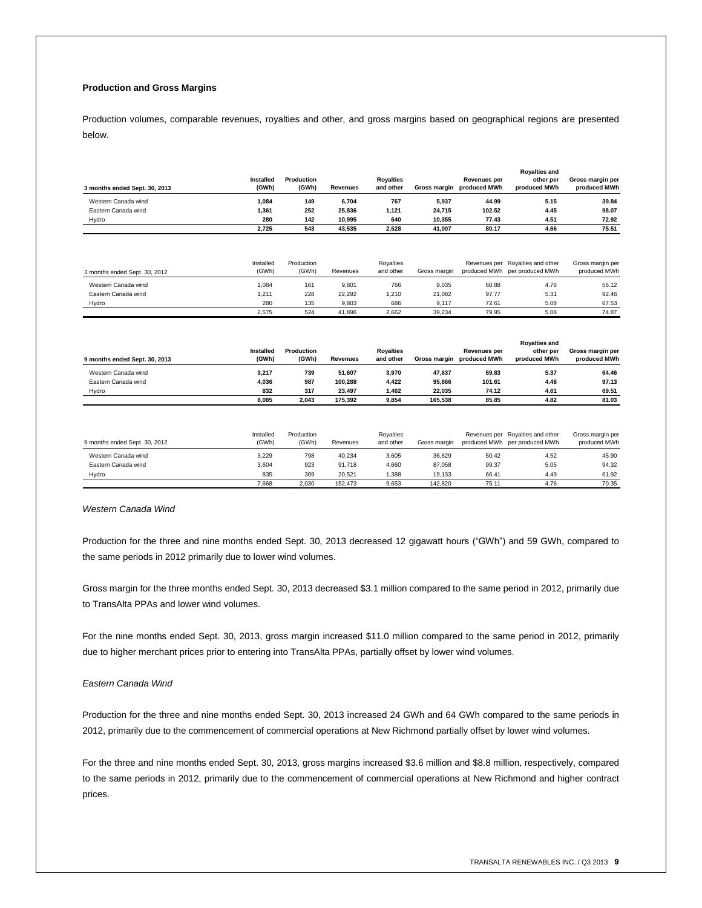### Production and Gross Margins

Production volumes, comparable revenues, royalties and other, and gross margins based on geographical regions are presented below.

| 3 months ended Sept. 30, 2013 | Installed (GWh) | Production (GWh) | Revenues | Royalties and other | Gross margin | Revenues per produced MWh | Royalties and other per produced MWh | Gross margin per produced MWh |
|---|---|---|---|---|---|---|---|---|
| Western Canada wind | 1,084 | 149 | 6,704 | 767 | 5,937 | 44.99 | 5.15 | 39.84 |
| Eastern Canada wind | 1,361 | 252 | 25,836 | 1,121 | 24,715 | 102.52 | 4.45 | 98.07 |
| Hydro | 280 | 142 | 10,995 | 640 | 10,355 | 77.43 | 4.51 | 72.92 |
| | **2,725** | **543** | **43,535** | **2,528** | **41,007** | **80.17** | **4.66** | **75.51** |

| 3 months ended Sept. 30, 2012 | Installed (GWh) | Production (GWh) | Revenues | Royalties and other | Gross margin | Revenues per produced MWh | Royalties and other per produced MWh | Gross margin per produced MWh |
|---|---|---|---|---|---|---|---|---|
| Western Canada wind | 1,084 | 161 | 9,801 | 766 | 9,035 | 60.88 | 4.76 | 56.12 |
| Eastern Canada wind | 1,211 | 228 | 22,292 | 1,210 | 21,082 | 97.77 | 5.31 | 92.46 |
| Hydro | 280 | 135 | 9,803 | 686 | 9,117 | 72.61 | 5.08 | 67.53 |
| | 2,575 | 524 | 41,896 | 2,662 | 39,234 | 79.95 | 5.08 | 74.87 |

| 9 months ended Sept. 30, 2013 | Installed (GWh) | Production (GWh) | Revenues | Royalties and other | Gross margin | Revenues per produced MWh | Royalties and other per produced MWh | Gross margin per produced MWh |
|---|---|---|---|---|---|---|---|---|
| Western Canada wind | 3,217 | 739 | 51,607 | 3,970 | 47,637 | 69.83 | 5.37 | 64.46 |
| Eastern Canada wind | 4,036 | 987 | 100,288 | 4,422 | 95,866 | 101.61 | 4.48 | 97.13 |
| Hydro | 832 | 317 | 23,497 | 1,462 | 22,035 | 74.12 | 4.61 | 69.51 |
| | **8,085** | **2,043** | **175,392** | **9,854** | **165,538** | **85.85** | **4.82** | **81.03** |

| 9 months ended Sept. 30, 2012 | Installed (GWh) | Production (GWh) | Revenues | Royalties and other | Gross margin | Revenues per produced MWh | Royalties and other per produced MWh | Gross margin per produced MWh |
|---|---|---|---|---|---|---|---|---|
| Western Canada wind | 3,229 | 798 | 40,234 | 3,605 | 36,629 | 50.42 | 4.52 | 45.90 |
| Eastern Canada wind | 3,604 | 923 | 91,718 | 4,660 | 87,058 | 99.37 | 5.05 | 94.32 |
| Hydro | 835 | 309 | 20,521 | 1,388 | 19,133 | 66.41 | 4.49 | 61.92 |
| | 7,668 | 2,030 | 152,473 | 9,653 | 142,820 | 75.11 | 4.76 | 70.35 |

*Western Canada Wind*

Production for the three and nine months ended Sept. 30, 2013 decreased 12 gigawatt hours ("GWh") and 59 GWh, compared to the same periods in 2012 primarily due to lower wind volumes.

Gross margin for the three months ended Sept. 30, 2013 decreased $3.1 million compared to the same period in 2012, primarily due to TransAlta PPAs and lower wind volumes.

For the nine months ended Sept. 30, 2013, gross margin increased $11.0 million compared to the same period in 2012, primarily due to higher merchant prices prior to entering into TransAlta PPAs, partially offset by lower wind volumes.

*Eastern Canada Wind*

Production for the three and nine months ended Sept. 30, 2013 increased 24 GWh and 64 GWh compared to the same periods in 2012, primarily due to the commencement of commercial operations at New Richmond partially offset by lower wind volumes.

For the three and nine months ended Sept. 30, 2013, gross margins increased $3.6 million and $8.8 million, respectively, compared to the same periods in 2012, primarily due to the commencement of commercial operations at New Richmond and higher contract prices.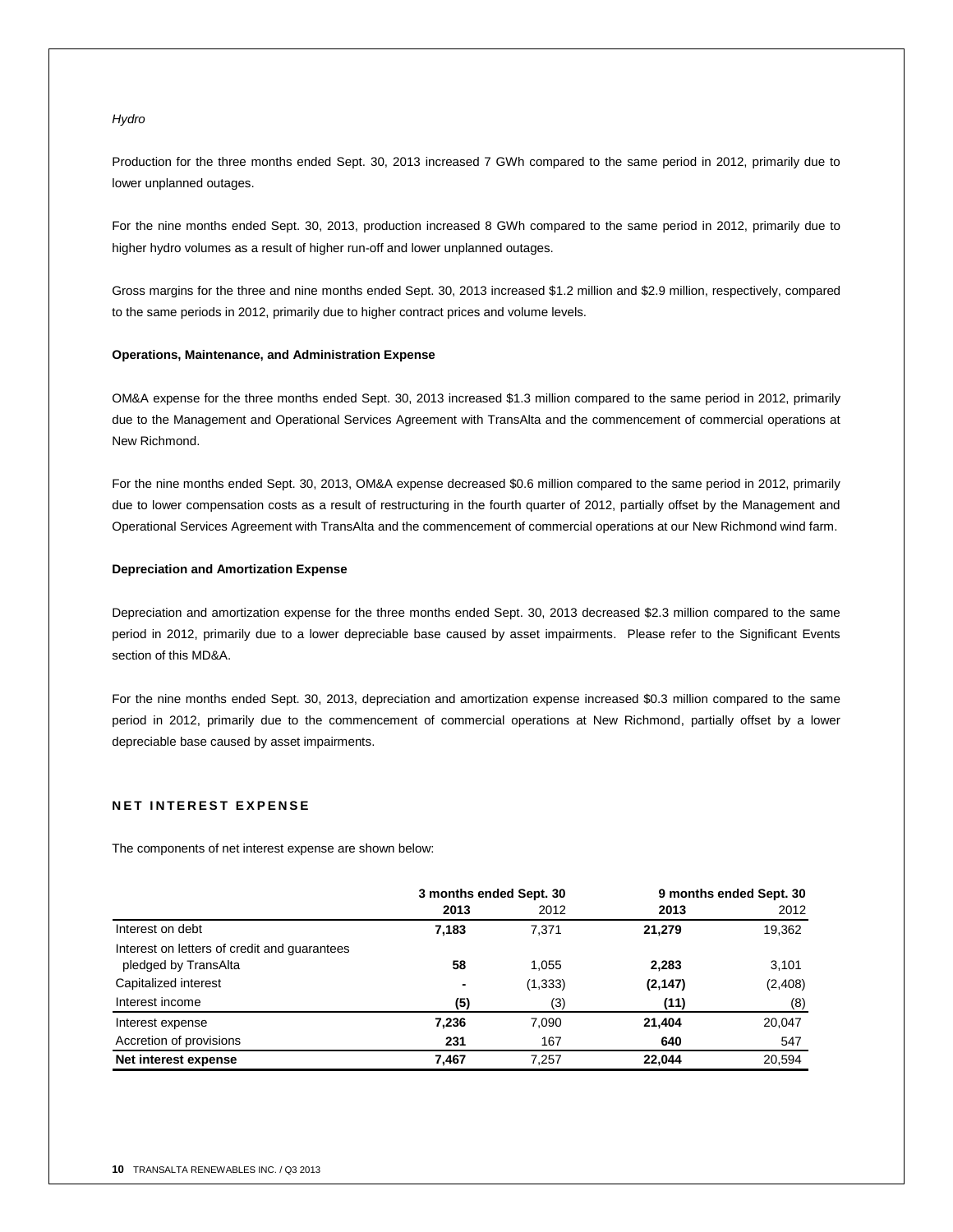*Hydro*

Production for the three months ended Sept. 30, 2013 increased 7 GWh compared to the same period in 2012, primarily due to lower unplanned outages.

For the nine months ended Sept. 30, 2013, production increased 8 GWh compared to the same period in 2012, primarily due to higher hydro volumes as a result of higher run-off and lower unplanned outages.

Gross margins for the three and nine months ended Sept. 30, 2013 increased $1.2 million and $2.9 million, respectively, compared to the same periods in 2012, primarily due to higher contract prices and volume levels.

**Operations, Maintenance, and Administration Expense**

OM&A expense for the three months ended Sept. 30, 2013 increased $1.3 million compared to the same period in 2012, primarily due to the Management and Operational Services Agreement with TransAlta and the commencement of commercial operations at New Richmond.

For the nine months ended Sept. 30, 2013, OM&A expense decreased $0.6 million compared to the same period in 2012, primarily due to lower compensation costs as a result of restructuring in the fourth quarter of 2012, partially offset by the Management and Operational Services Agreement with TransAlta and the commencement of commercial operations at our New Richmond wind farm.

**Depreciation and Amortization Expense**

Depreciation and amortization expense for the three months ended Sept. 30, 2013 decreased $2.3 million compared to the same period in 2012, primarily due to a lower depreciable base caused by asset impairments. Please refer to the Significant Events section of this MD&A.

For the nine months ended Sept. 30, 2013, depreciation and amortization expense increased $0.3 million compared to the same period in 2012, primarily due to the commencement of commercial operations at New Richmond, partially offset by a lower depreciable base caused by asset impairments.

## NET INTEREST EXPENSE

The components of net interest expense are shown below:

| | 3 months ended Sept. 30 | | 9 months ended Sept. 30 | |
|---|---|---|---|---|
| | **2013** | 2012 | **2013** | 2012 |
| Interest on debt | **7,183** | 7,371 | **21,279** | 19,362 |
| Interest on letters of credit and guarantees pledged by TransAlta | **58** | 1,055 | **2,283** | 3,101 |
| Capitalized interest | **-** | (1,333) | **(2,147)** | (2,408) |
| Interest income | **(5)** | (3) | **(11)** | (8) |
| Interest expense | **7,236** | 7,090 | **21,404** | 20,047 |
| Accretion of provisions | **231** | 167 | **640** | 547 |
| **Net interest expense** | **7,467** | 7,257 | **22,044** | 20,594 |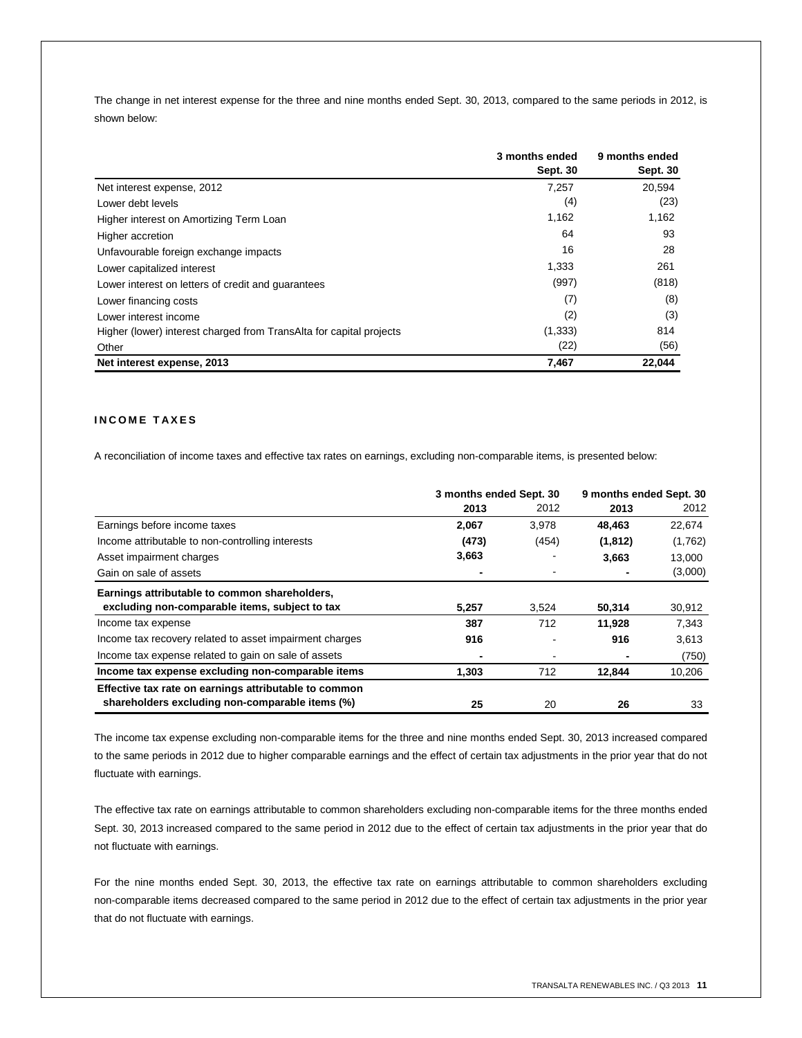The change in net interest expense for the three and nine months ended Sept. 30, 2013, compared to the same periods in 2012, is shown below:

| | 3 months ended Sept. 30 | 9 months ended Sept. 30 |
|---|---|---|
| Net interest expense, 2012 | 7,257 | 20,594 |
| Lower debt levels | (4) | (23) |
| Higher interest on Amortizing Term Loan | 1,162 | 1,162 |
| Higher accretion | 64 | 93 |
| Unfavourable foreign exchange impacts | 16 | 28 |
| Lower capitalized interest | 1,333 | 261 |
| Lower interest on letters of credit and guarantees | (997) | (818) |
| Lower financing costs | (7) | (8) |
| Lower interest income | (2) | (3) |
| Higher (lower) interest charged from TransAlta for capital projects | (1,333) | 814 |
| Other | (22) | (56) |
| **Net interest expense, 2013** | **7,467** | **22,044** |

## INCOME TAXES

A reconciliation of income taxes and effective tax rates on earnings, excluding non-comparable items, is presented below:

| | 3 months ended Sept. 30 | | 9 months ended Sept. 30 | |
|---|---|---|---|---|
| | **2013** | 2012 | **2013** | 2012 |
| Earnings before income taxes | **2,067** | 3,978 | **48,463** | 22,674 |
| Income attributable to non-controlling interests | **(473)** | (454) | **(1,812)** | (1,762) |
| Asset impairment charges | **3,663** | - | **3,663** | 13,000 |
| Gain on sale of assets | **-** | - | **-** | (3,000) |
| **Earnings attributable to common shareholders, excluding non-comparable items, subject to tax** | **5,257** | 3,524 | **50,314** | 30,912 |
| Income tax expense | **387** | 712 | **11,928** | 7,343 |
| Income tax recovery related to asset impairment charges | **916** | - | **916** | 3,613 |
| Income tax expense related to gain on sale of assets | **-** | - | **-** | (750) |
| **Income tax expense excluding non-comparable items** | **1,303** | 712 | **12,844** | 10,206 |
| **Effective tax rate on earnings attributable to common shareholders excluding non-comparable items (%)** | **25** | 20 | **26** | 33 |

The income tax expense excluding non-comparable items for the three and nine months ended Sept. 30, 2013 increased compared to the same periods in 2012 due to higher comparable earnings and the effect of certain tax adjustments in the prior year that do not fluctuate with earnings.

The effective tax rate on earnings attributable to common shareholders excluding non-comparable items for the three months ended Sept. 30, 2013 increased compared to the same period in 2012 due to the effect of certain tax adjustments in the prior year that do not fluctuate with earnings.

For the nine months ended Sept. 30, 2013, the effective tax rate on earnings attributable to common shareholders excluding non-comparable items decreased compared to the same period in 2012 due to the effect of certain tax adjustments in the prior year that do not fluctuate with earnings.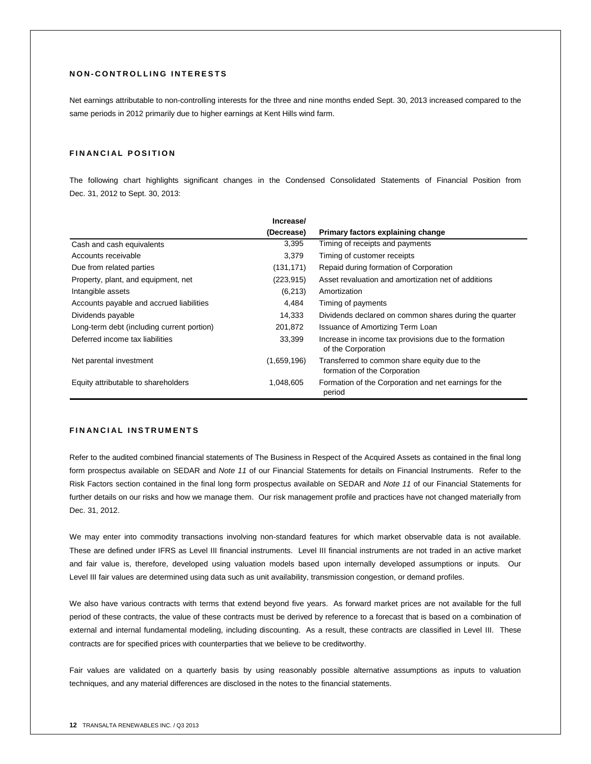## NON-CONTROLLING INTERESTS

Net earnings attributable to non-controlling interests for the three and nine months ended Sept. 30, 2013 increased compared to the same periods in 2012 primarily due to higher earnings at Kent Hills wind farm.

## FINANCIAL POSITION

The following chart highlights significant changes in the Condensed Consolidated Statements of Financial Position from Dec. 31, 2012 to Sept. 30, 2013:

| | Increase/ (Decrease) | Primary factors explaining change |
|---|---|---|
| Cash and cash equivalents | 3,395 | Timing of receipts and payments |
| Accounts receivable | 3,379 | Timing of customer receipts |
| Due from related parties | (131,171) | Repaid during formation of Corporation |
| Property, plant, and equipment, net | (223,915) | Asset revaluation and amortization net of additions |
| Intangible assets | (6,213) | Amortization |
| Accounts payable and accrued liabilities | 4,484 | Timing of payments |
| Dividends payable | 14,333 | Dividends declared on common shares during the quarter |
| Long-term debt (including current portion) | 201,872 | Issuance of Amortizing Term Loan |
| Deferred income tax liabilities | 33,399 | Increase in income tax provisions due to the formation of the Corporation |
| Net parental investment | (1,659,196) | Transferred to common share equity due to the formation of the Corporation |
| Equity attributable to shareholders | 1,048,605 | Formation of the Corporation and net earnings for the period |

## FINANCIAL INSTRUMENTS

Refer to the audited combined financial statements of The Business in Respect of the Acquired Assets as contained in the final long form prospectus available on SEDAR and *Note 11* of our Financial Statements for details on Financial Instruments. Refer to the Risk Factors section contained in the final long form prospectus available on SEDAR and *Note 11* of our Financial Statements for further details on our risks and how we manage them. Our risk management profile and practices have not changed materially from Dec. 31, 2012.

We may enter into commodity transactions involving non-standard features for which market observable data is not available. These are defined under IFRS as Level III financial instruments. Level III financial instruments are not traded in an active market and fair value is, therefore, developed using valuation models based upon internally developed assumptions or inputs. Our Level III fair values are determined using data such as unit availability, transmission congestion, or demand profiles.

We also have various contracts with terms that extend beyond five years. As forward market prices are not available for the full period of these contracts, the value of these contracts must be derived by reference to a forecast that is based on a combination of external and internal fundamental modeling, including discounting. As a result, these contracts are classified in Level III. These contracts are for specified prices with counterparties that we believe to be creditworthy.

Fair values are validated on a quarterly basis by using reasonably possible alternative assumptions as inputs to valuation techniques, and any material differences are disclosed in the notes to the financial statements.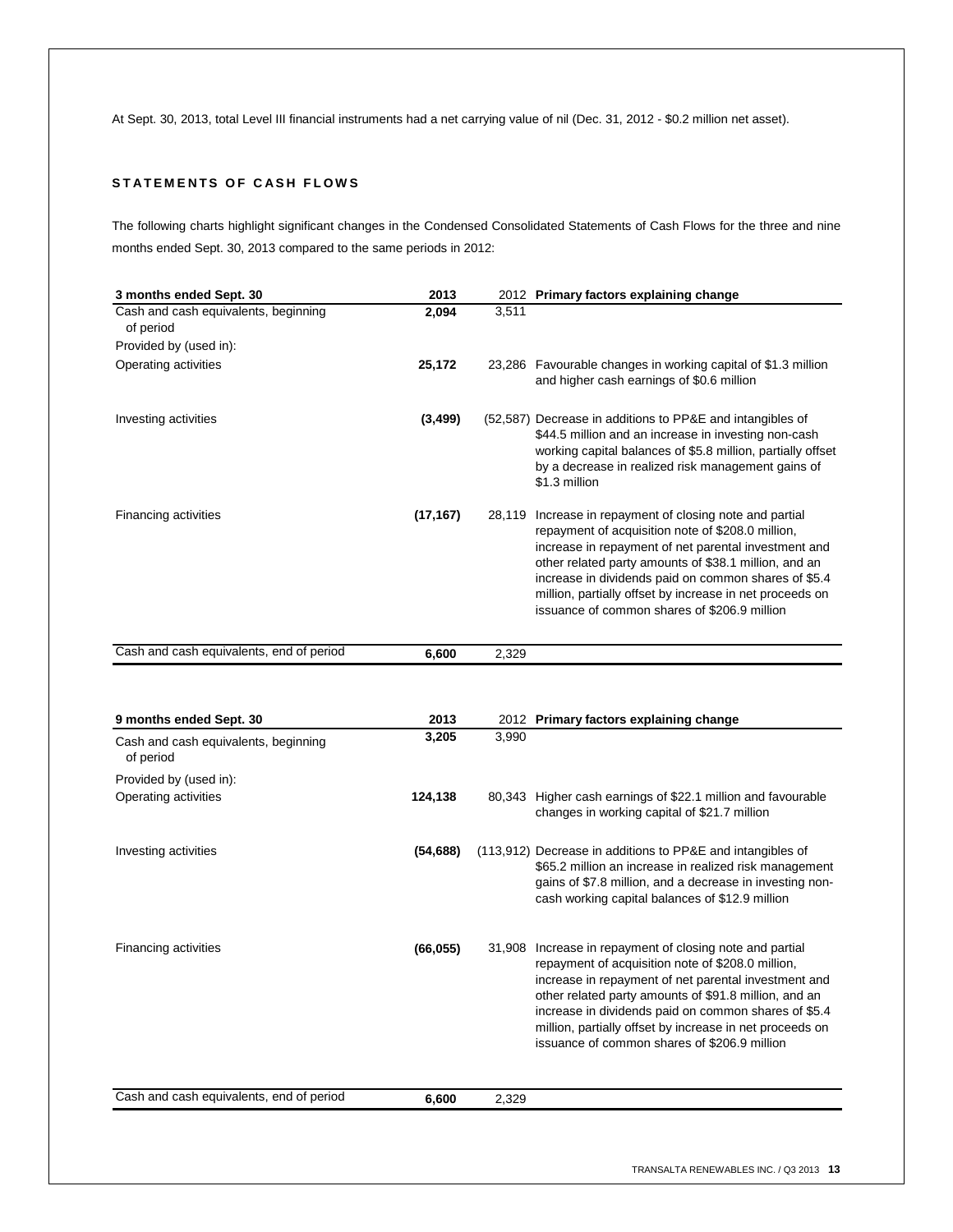At Sept. 30, 2013, total Level III financial instruments had a net carrying value of nil (Dec. 31, 2012 - $0.2 million net asset).

## STATEMENTS OF CASH FLOWS

The following charts highlight significant changes in the Condensed Consolidated Statements of Cash Flows for the three and nine months ended Sept. 30, 2013 compared to the same periods in 2012:

| 3 months ended Sept. 30 | 2013 | 2012 | Primary factors explaining change |
|---|---|---|---|
| Cash and cash equivalents, beginning of period | **2,094** | 3,511 | |
| Provided by (used in): | | | |
| Operating activities | **25,172** | 23,286 | Favourable changes in working capital of $1.3 million and higher cash earnings of $0.6 million |
| Investing activities | **(3,499)** | (52,587) | Decrease in additions to PP&E and intangibles of $44.5 million and an increase in investing non-cash working capital balances of $5.8 million, partially offset by a decrease in realized risk management gains of $1.3 million |
| Financing activities | **(17,167)** | 28,119 | Increase in repayment of closing note and partial repayment of acquisition note of $208.0 million, increase in repayment of net parental investment and other related party amounts of $38.1 million, and an increase in dividends paid on common shares of $5.4 million, partially offset by increase in net proceeds on issuance of common shares of $206.9 million |
| Cash and cash equivalents, end of period | **6,600** | 2,329 | |

| 9 months ended Sept. 30 | 2013 | 2012 | Primary factors explaining change |
|---|---|---|---|
| Cash and cash equivalents, beginning of period | **3,205** | 3,990 | |
| Provided by (used in): | | | |
| Operating activities | **124,138** | 80,343 | Higher cash earnings of $22.1 million and favourable changes in working capital of $21.7 million |
| Investing activities | **(54,688)** | (113,912) | Decrease in additions to PP&E and intangibles of $65.2 million an increase in realized risk management gains of $7.8 million, and a decrease in investing non-cash working capital balances of $12.9 million |
| Financing activities | **(66,055)** | 31,908 | Increase in repayment of closing note and partial repayment of acquisition note of $208.0 million, increase in repayment of net parental investment and other related party amounts of $91.8 million, and an increase in dividends paid on common shares of $5.4 million, partially offset by increase in net proceeds on issuance of common shares of $206.9 million |
| Cash and cash equivalents, end of period | **6,600** | 2,329 | |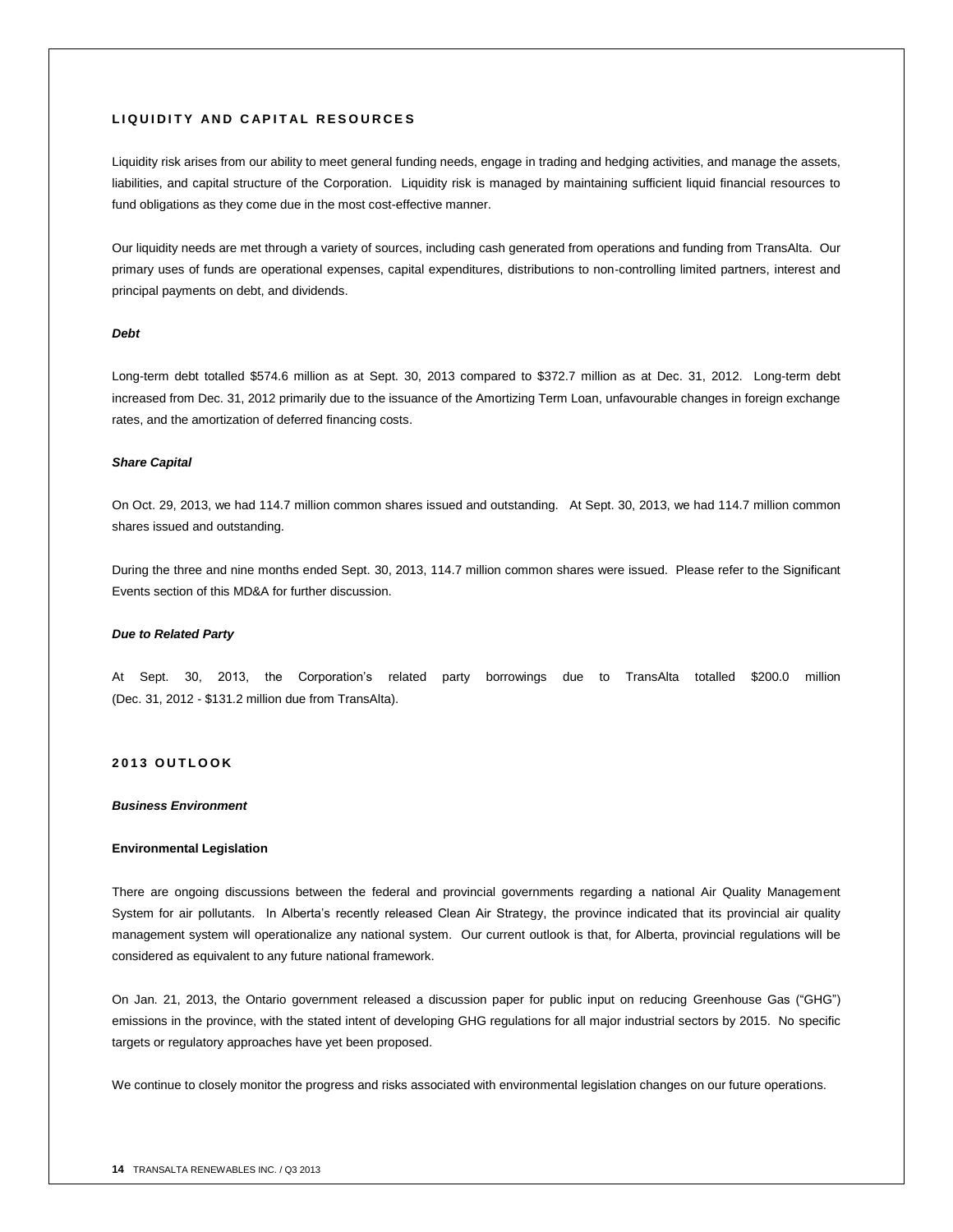## LIQUIDITY AND CAPITAL RESOURCES

Liquidity risk arises from our ability to meet general funding needs, engage in trading and hedging activities, and manage the assets, liabilities, and capital structure of the Corporation. Liquidity risk is managed by maintaining sufficient liquid financial resources to fund obligations as they come due in the most cost-effective manner.

Our liquidity needs are met through a variety of sources, including cash generated from operations and funding from TransAlta. Our primary uses of funds are operational expenses, capital expenditures, distributions to non-controlling limited partners, interest and principal payments on debt, and dividends.

### *Debt*

Long-term debt totalled $574.6 million as at Sept. 30, 2013 compared to $372.7 million as at Dec. 31, 2012. Long-term debt increased from Dec. 31, 2012 primarily due to the issuance of the Amortizing Term Loan, unfavourable changes in foreign exchange rates, and the amortization of deferred financing costs.

### *Share Capital*

On Oct. 29, 2013, we had 114.7 million common shares issued and outstanding. At Sept. 30, 2013, we had 114.7 million common shares issued and outstanding.

During the three and nine months ended Sept. 30, 2013, 114.7 million common shares were issued. Please refer to the Significant Events section of this MD&A for further discussion.

### *Due to Related Party*

At Sept. 30, 2013, the Corporation's related party borrowings due to TransAlta totalled $200.0 million (Dec. 31, 2012 - $131.2 million due from TransAlta).

## 2013 OUTLOOK

### *Business Environment*

#### Environmental Legislation

There are ongoing discussions between the federal and provincial governments regarding a national Air Quality Management System for air pollutants. In Alberta's recently released Clean Air Strategy, the province indicated that its provincial air quality management system will operationalize any national system. Our current outlook is that, for Alberta, provincial regulations will be considered as equivalent to any future national framework.

On Jan. 21, 2013, the Ontario government released a discussion paper for public input on reducing Greenhouse Gas ("GHG") emissions in the province, with the stated intent of developing GHG regulations for all major industrial sectors by 2015. No specific targets or regulatory approaches have yet been proposed.

We continue to closely monitor the progress and risks associated with environmental legislation changes on our future operations.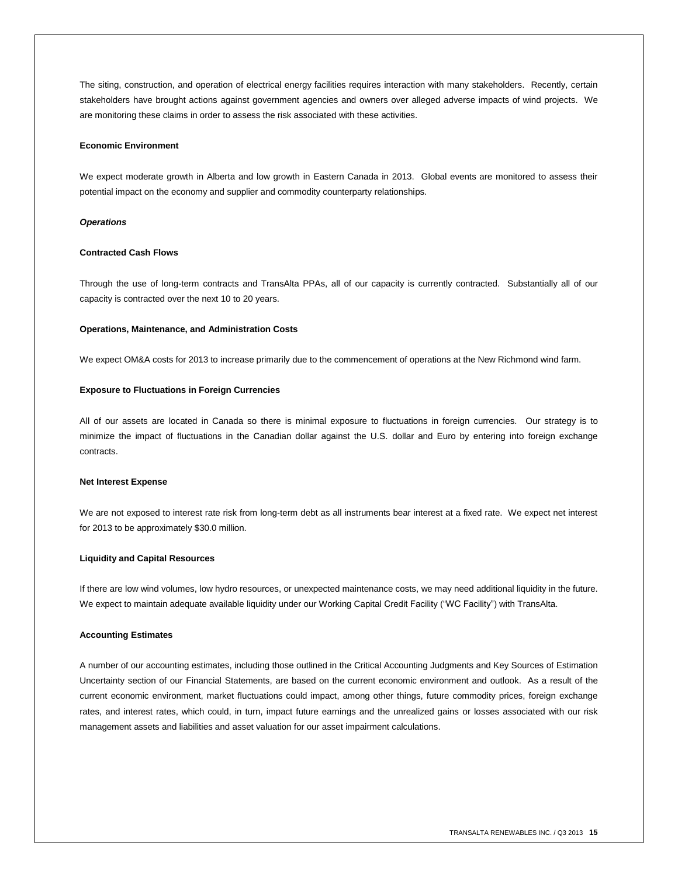The siting, construction, and operation of electrical energy facilities requires interaction with many stakeholders. Recently, certain stakeholders have brought actions against government agencies and owners over alleged adverse impacts of wind projects. We are monitoring these claims in order to assess the risk associated with these activities.

**Economic Environment**

We expect moderate growth in Alberta and low growth in Eastern Canada in 2013. Global events are monitored to assess their potential impact on the economy and supplier and commodity counterparty relationships.

***Operations***

**Contracted Cash Flows**

Through the use of long-term contracts and TransAlta PPAs, all of our capacity is currently contracted. Substantially all of our capacity is contracted over the next 10 to 20 years.

**Operations, Maintenance, and Administration Costs**

We expect OM&A costs for 2013 to increase primarily due to the commencement of operations at the New Richmond wind farm.

**Exposure to Fluctuations in Foreign Currencies**

All of our assets are located in Canada so there is minimal exposure to fluctuations in foreign currencies. Our strategy is to minimize the impact of fluctuations in the Canadian dollar against the U.S. dollar and Euro by entering into foreign exchange contracts.

**Net Interest Expense**

We are not exposed to interest rate risk from long-term debt as all instruments bear interest at a fixed rate. We expect net interest for 2013 to be approximately $30.0 million.

**Liquidity and Capital Resources**

If there are low wind volumes, low hydro resources, or unexpected maintenance costs, we may need additional liquidity in the future. We expect to maintain adequate available liquidity under our Working Capital Credit Facility ("WC Facility") with TransAlta.

**Accounting Estimates**

A number of our accounting estimates, including those outlined in the Critical Accounting Judgments and Key Sources of Estimation Uncertainty section of our Financial Statements, are based on the current economic environment and outlook. As a result of the current economic environment, market fluctuations could impact, among other things, future commodity prices, foreign exchange rates, and interest rates, which could, in turn, impact future earnings and the unrealized gains or losses associated with our risk management assets and liabilities and asset valuation for our asset impairment calculations.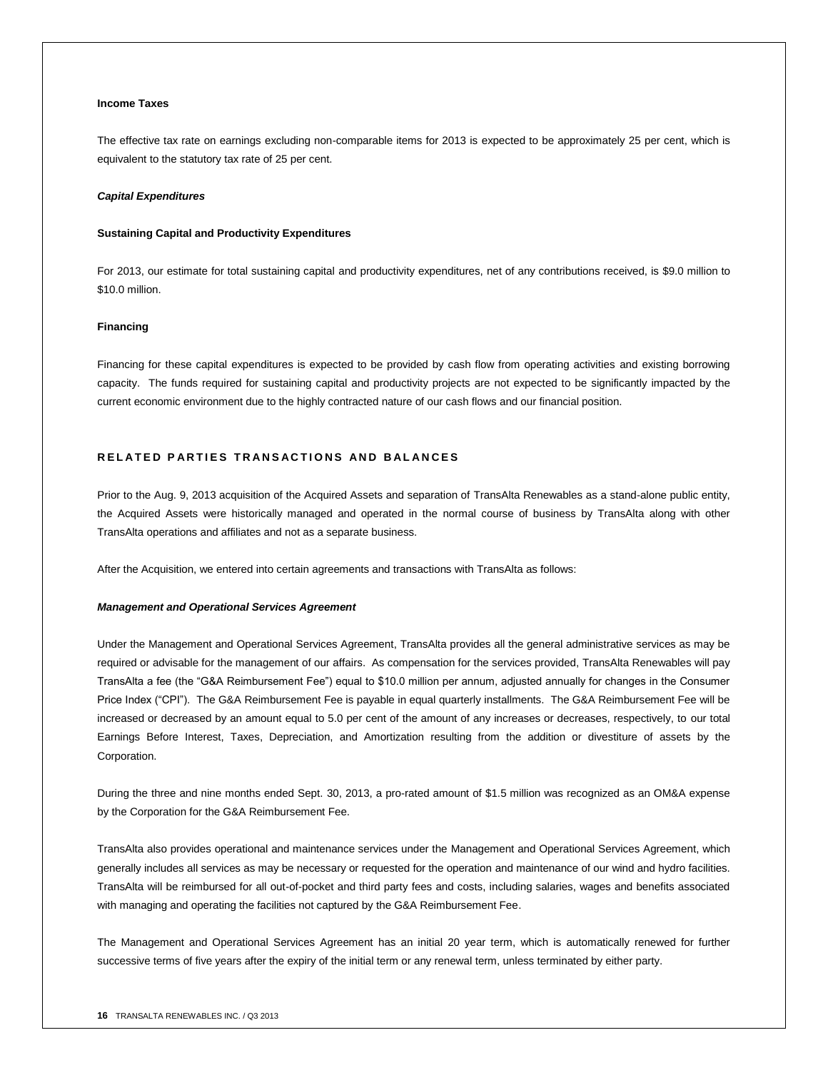**Income Taxes**

The effective tax rate on earnings excluding non-comparable items for 2013 is expected to be approximately 25 per cent, which is equivalent to the statutory tax rate of 25 per cent.

***Capital Expenditures***

**Sustaining Capital and Productivity Expenditures**

For 2013, our estimate for total sustaining capital and productivity expenditures, net of any contributions received, is $9.0 million to $10.0 million.

**Financing**

Financing for these capital expenditures is expected to be provided by cash flow from operating activities and existing borrowing capacity. The funds required for sustaining capital and productivity projects are not expected to be significantly impacted by the current economic environment due to the highly contracted nature of our cash flows and our financial position.

## RELATED PARTIES TRANSACTIONS AND BALANCES

Prior to the Aug. 9, 2013 acquisition of the Acquired Assets and separation of TransAlta Renewables as a stand-alone public entity, the Acquired Assets were historically managed and operated in the normal course of business by TransAlta along with other TransAlta operations and affiliates and not as a separate business.

After the Acquisition, we entered into certain agreements and transactions with TransAlta as follows:

***Management and Operational Services Agreement***

Under the Management and Operational Services Agreement, TransAlta provides all the general administrative services as may be required or advisable for the management of our affairs. As compensation for the services provided, TransAlta Renewables will pay TransAlta a fee (the "G&A Reimbursement Fee") equal to $10.0 million per annum, adjusted annually for changes in the Consumer Price Index ("CPI"). The G&A Reimbursement Fee is payable in equal quarterly installments. The G&A Reimbursement Fee will be increased or decreased by an amount equal to 5.0 per cent of the amount of any increases or decreases, respectively, to our total Earnings Before Interest, Taxes, Depreciation, and Amortization resulting from the addition or divestiture of assets by the Corporation.

During the three and nine months ended Sept. 30, 2013, a pro-rated amount of $1.5 million was recognized as an OM&A expense by the Corporation for the G&A Reimbursement Fee.

TransAlta also provides operational and maintenance services under the Management and Operational Services Agreement, which generally includes all services as may be necessary or requested for the operation and maintenance of our wind and hydro facilities. TransAlta will be reimbursed for all out-of-pocket and third party fees and costs, including salaries, wages and benefits associated with managing and operating the facilities not captured by the G&A Reimbursement Fee.

The Management and Operational Services Agreement has an initial 20 year term, which is automatically renewed for further successive terms of five years after the expiry of the initial term or any renewal term, unless terminated by either party.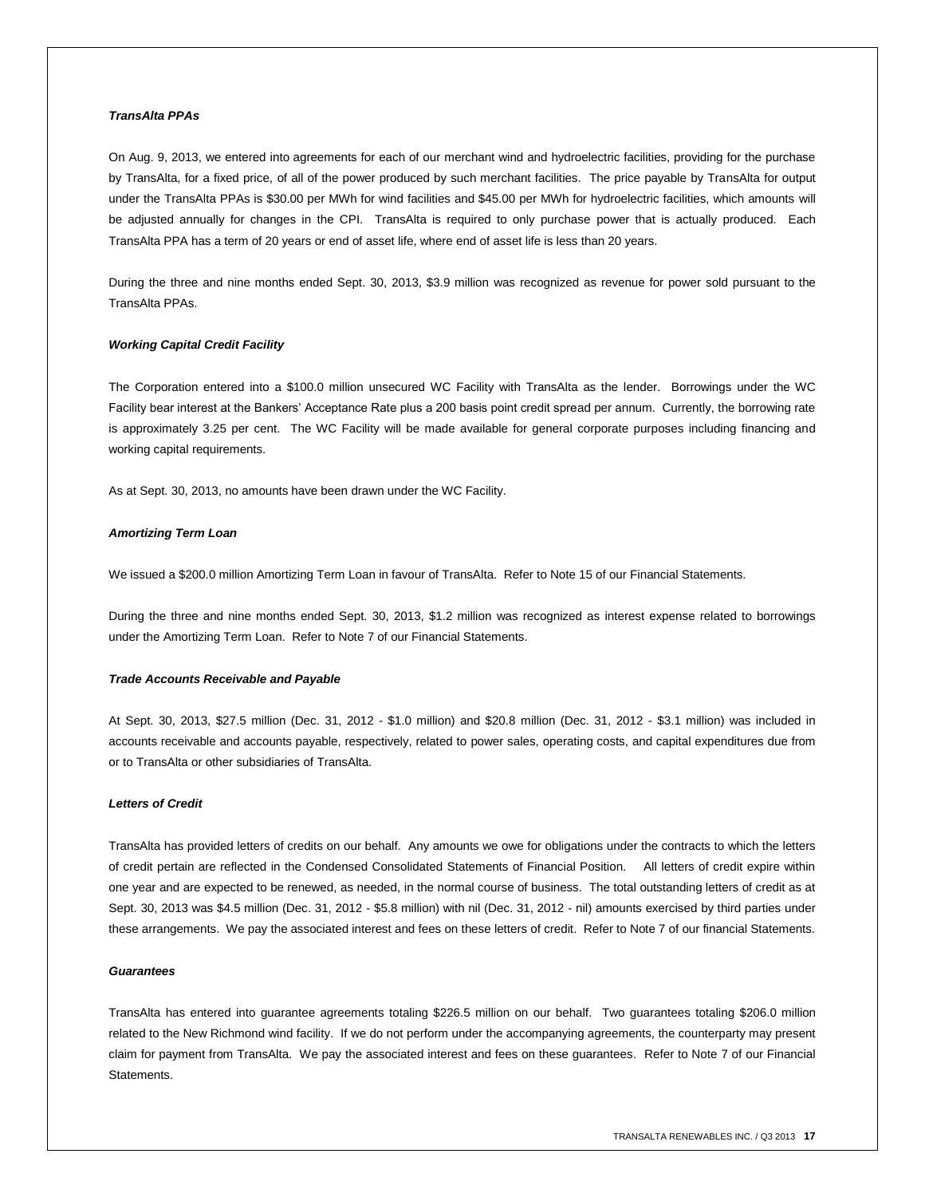***TransAlta PPAs***

On Aug. 9, 2013, we entered into agreements for each of our merchant wind and hydroelectric facilities, providing for the purchase by TransAlta, for a fixed price, of all of the power produced by such merchant facilities. The price payable by TransAlta for output under the TransAlta PPAs is $30.00 per MWh for wind facilities and $45.00 per MWh for hydroelectric facilities, which amounts will be adjusted annually for changes in the CPI. TransAlta is required to only purchase power that is actually produced. Each TransAlta PPA has a term of 20 years or end of asset life, where end of asset life is less than 20 years.

During the three and nine months ended Sept. 30, 2013, $3.9 million was recognized as revenue for power sold pursuant to the TransAlta PPAs.

***Working Capital Credit Facility***

The Corporation entered into a $100.0 million unsecured WC Facility with TransAlta as the lender. Borrowings under the WC Facility bear interest at the Bankers' Acceptance Rate plus a 200 basis point credit spread per annum. Currently, the borrowing rate is approximately 3.25 per cent. The WC Facility will be made available for general corporate purposes including financing and working capital requirements.

As at Sept. 30, 2013, no amounts have been drawn under the WC Facility.

***Amortizing Term Loan***

We issued a $200.0 million Amortizing Term Loan in favour of TransAlta. Refer to Note 15 of our Financial Statements.

During the three and nine months ended Sept. 30, 2013, $1.2 million was recognized as interest expense related to borrowings under the Amortizing Term Loan. Refer to Note 7 of our Financial Statements.

***Trade Accounts Receivable and Payable***

At Sept. 30, 2013, $27.5 million (Dec. 31, 2012 - $1.0 million) and $20.8 million (Dec. 31, 2012 - $3.1 million) was included in accounts receivable and accounts payable, respectively, related to power sales, operating costs, and capital expenditures due from or to TransAlta or other subsidiaries of TransAlta.

***Letters of Credit***

TransAlta has provided letters of credits on our behalf. Any amounts we owe for obligations under the contracts to which the letters of credit pertain are reflected in the Condensed Consolidated Statements of Financial Position. All letters of credit expire within one year and are expected to be renewed, as needed, in the normal course of business. The total outstanding letters of credit as at Sept. 30, 2013 was $4.5 million (Dec. 31, 2012 - $5.8 million) with nil (Dec. 31, 2012 - nil) amounts exercised by third parties under these arrangements. We pay the associated interest and fees on these letters of credit. Refer to Note 7 of our financial Statements.

***Guarantees***

TransAlta has entered into guarantee agreements totaling $226.5 million on our behalf. Two guarantees totaling $206.0 million related to the New Richmond wind facility. If we do not perform under the accompanying agreements, the counterparty may present claim for payment from TransAlta. We pay the associated interest and fees on these guarantees. Refer to Note 7 of our Financial Statements.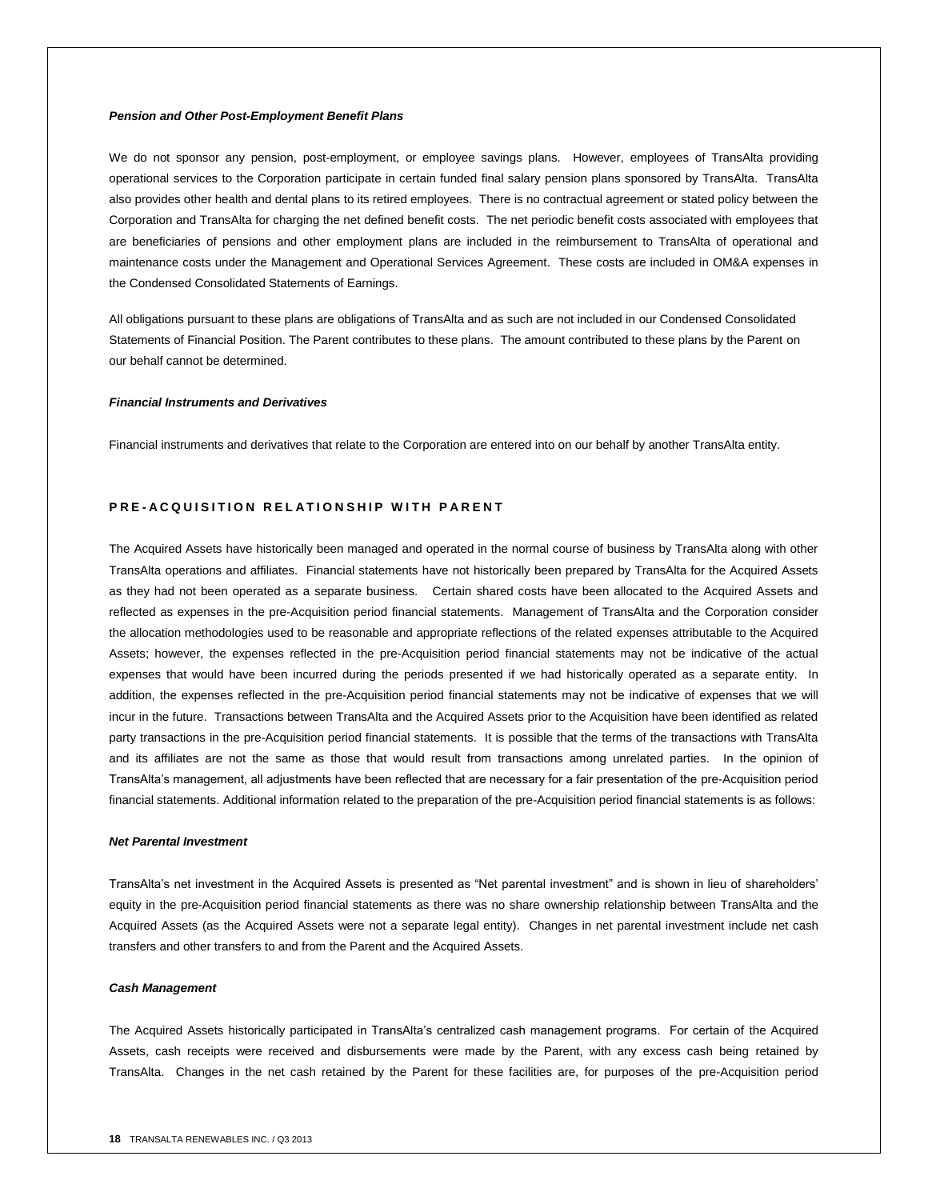#### *Pension and Other Post-Employment Benefit Plans*

We do not sponsor any pension, post-employment, or employee savings plans. However, employees of TransAlta providing operational services to the Corporation participate in certain funded final salary pension plans sponsored by TransAlta. TransAlta also provides other health and dental plans to its retired employees. There is no contractual agreement or stated policy between the Corporation and TransAlta for charging the net defined benefit costs. The net periodic benefit costs associated with employees that are beneficiaries of pensions and other employment plans are included in the reimbursement to TransAlta of operational and maintenance costs under the Management and Operational Services Agreement. These costs are included in OM&A expenses in the Condensed Consolidated Statements of Earnings.

All obligations pursuant to these plans are obligations of TransAlta and as such are not included in our Condensed Consolidated Statements of Financial Position. The Parent contributes to these plans. The amount contributed to these plans by the Parent on our behalf cannot be determined.

#### *Financial Instruments and Derivatives*

Financial instruments and derivatives that relate to the Corporation are entered into on our behalf by another TransAlta entity.

## PRE-ACQUISITION RELATIONSHIP WITH PARENT

The Acquired Assets have historically been managed and operated in the normal course of business by TransAlta along with other TransAlta operations and affiliates. Financial statements have not historically been prepared by TransAlta for the Acquired Assets as they had not been operated as a separate business. Certain shared costs have been allocated to the Acquired Assets and reflected as expenses in the pre-Acquisition period financial statements. Management of TransAlta and the Corporation consider the allocation methodologies used to be reasonable and appropriate reflections of the related expenses attributable to the Acquired Assets; however, the expenses reflected in the pre-Acquisition period financial statements may not be indicative of the actual expenses that would have been incurred during the periods presented if we had historically operated as a separate entity. In addition, the expenses reflected in the pre-Acquisition period financial statements may not be indicative of expenses that we will incur in the future. Transactions between TransAlta and the Acquired Assets prior to the Acquisition have been identified as related party transactions in the pre-Acquisition period financial statements. It is possible that the terms of the transactions with TransAlta and its affiliates are not the same as those that would result from transactions among unrelated parties. In the opinion of TransAlta's management, all adjustments have been reflected that are necessary for a fair presentation of the pre-Acquisition period financial statements. Additional information related to the preparation of the pre-Acquisition period financial statements is as follows:

#### *Net Parental Investment*

TransAlta's net investment in the Acquired Assets is presented as "Net parental investment" and is shown in lieu of shareholders' equity in the pre-Acquisition period financial statements as there was no share ownership relationship between TransAlta and the Acquired Assets (as the Acquired Assets were not a separate legal entity). Changes in net parental investment include net cash transfers and other transfers to and from the Parent and the Acquired Assets.

#### *Cash Management*

The Acquired Assets historically participated in TransAlta's centralized cash management programs. For certain of the Acquired Assets, cash receipts were received and disbursements were made by the Parent, with any excess cash being retained by TransAlta. Changes in the net cash retained by the Parent for these facilities are, for purposes of the pre-Acquisition period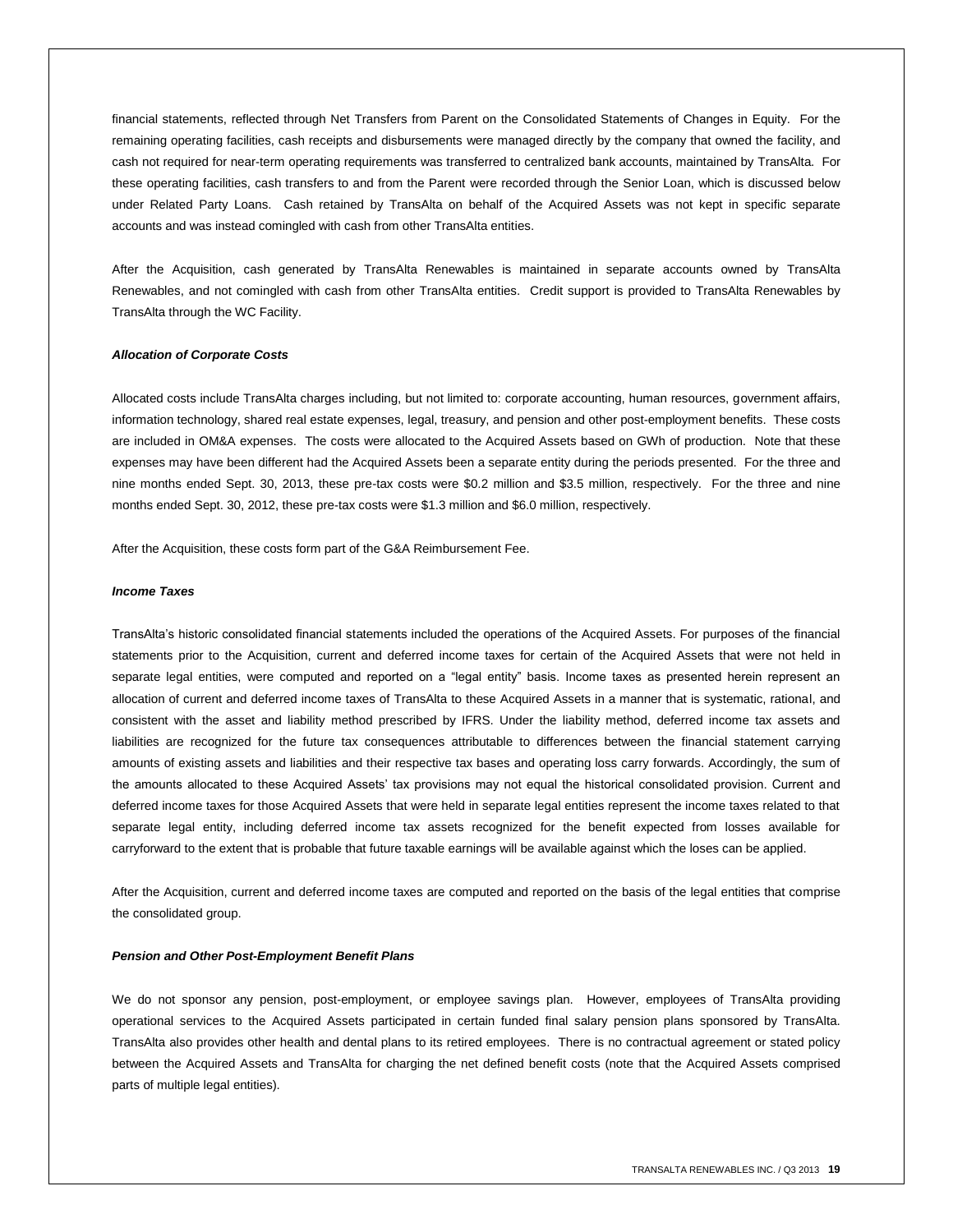financial statements, reflected through Net Transfers from Parent on the Consolidated Statements of Changes in Equity. For the remaining operating facilities, cash receipts and disbursements were managed directly by the company that owned the facility, and cash not required for near-term operating requirements was transferred to centralized bank accounts, maintained by TransAlta. For these operating facilities, cash transfers to and from the Parent were recorded through the Senior Loan, which is discussed below under Related Party Loans. Cash retained by TransAlta on behalf of the Acquired Assets was not kept in specific separate accounts and was instead comingled with cash from other TransAlta entities.

After the Acquisition, cash generated by TransAlta Renewables is maintained in separate accounts owned by TransAlta Renewables, and not comingled with cash from other TransAlta entities. Credit support is provided to TransAlta Renewables by TransAlta through the WC Facility.

***Allocation of Corporate Costs***

Allocated costs include TransAlta charges including, but not limited to: corporate accounting, human resources, government affairs, information technology, shared real estate expenses, legal, treasury, and pension and other post-employment benefits. These costs are included in OM&A expenses. The costs were allocated to the Acquired Assets based on GWh of production. Note that these expenses may have been different had the Acquired Assets been a separate entity during the periods presented. For the three and nine months ended Sept. 30, 2013, these pre-tax costs were $0.2 million and $3.5 million, respectively. For the three and nine months ended Sept. 30, 2012, these pre-tax costs were $1.3 million and $6.0 million, respectively.

After the Acquisition, these costs form part of the G&A Reimbursement Fee.

***Income Taxes***

TransAlta's historic consolidated financial statements included the operations of the Acquired Assets. For purposes of the financial statements prior to the Acquisition, current and deferred income taxes for certain of the Acquired Assets that were not held in separate legal entities, were computed and reported on a "legal entity" basis. Income taxes as presented herein represent an allocation of current and deferred income taxes of TransAlta to these Acquired Assets in a manner that is systematic, rational, and consistent with the asset and liability method prescribed by IFRS. Under the liability method, deferred income tax assets and liabilities are recognized for the future tax consequences attributable to differences between the financial statement carrying amounts of existing assets and liabilities and their respective tax bases and operating loss carry forwards. Accordingly, the sum of the amounts allocated to these Acquired Assets' tax provisions may not equal the historical consolidated provision. Current and deferred income taxes for those Acquired Assets that were held in separate legal entities represent the income taxes related to that separate legal entity, including deferred income tax assets recognized for the benefit expected from losses available for carryforward to the extent that is probable that future taxable earnings will be available against which the loses can be applied.

After the Acquisition, current and deferred income taxes are computed and reported on the basis of the legal entities that comprise the consolidated group.

***Pension and Other Post-Employment Benefit Plans***

We do not sponsor any pension, post-employment, or employee savings plan. However, employees of TransAlta providing operational services to the Acquired Assets participated in certain funded final salary pension plans sponsored by TransAlta. TransAlta also provides other health and dental plans to its retired employees. There is no contractual agreement or stated policy between the Acquired Assets and TransAlta for charging the net defined benefit costs (note that the Acquired Assets comprised parts of multiple legal entities).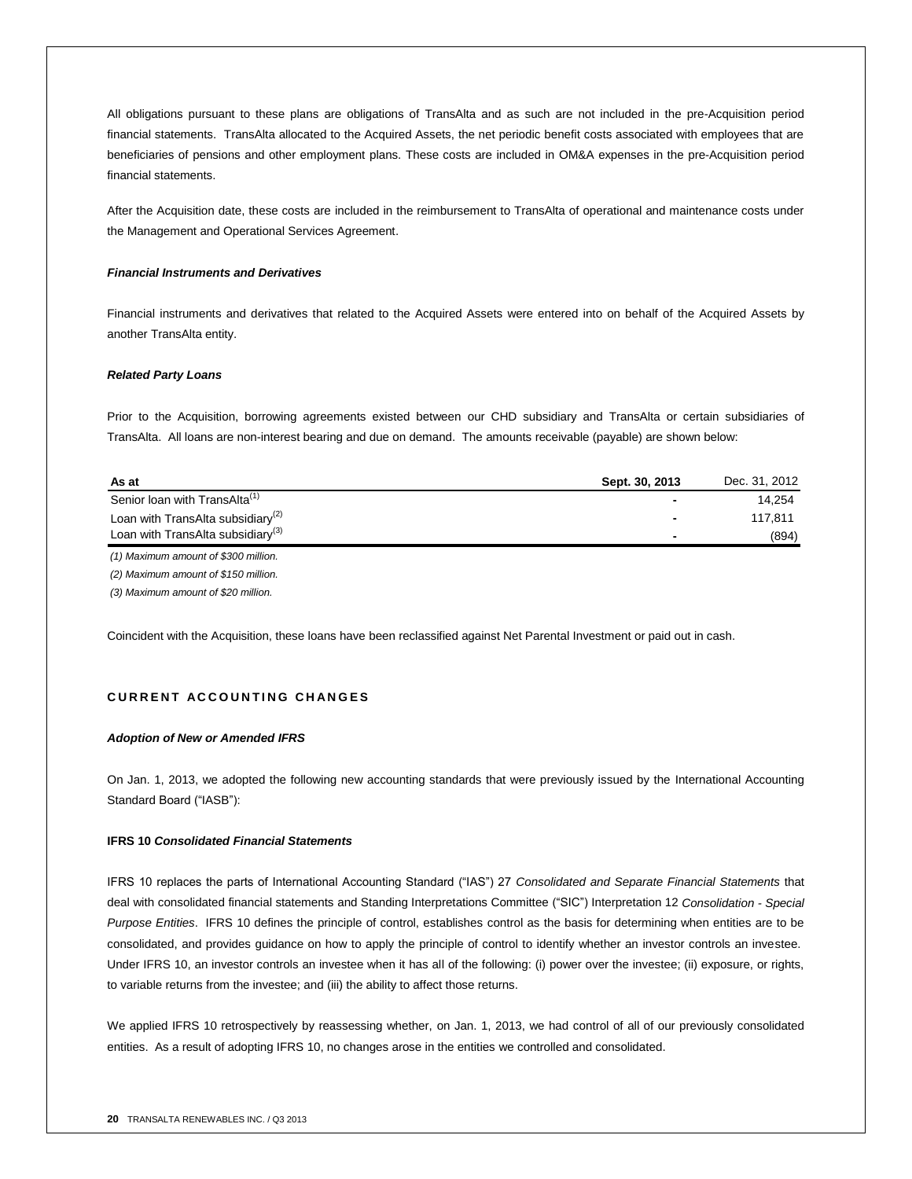All obligations pursuant to these plans are obligations of TransAlta and as such are not included in the pre-Acquisition period financial statements. TransAlta allocated to the Acquired Assets, the net periodic benefit costs associated with employees that are beneficiaries of pensions and other employment plans. These costs are included in OM&A expenses in the pre-Acquisition period financial statements.

After the Acquisition date, these costs are included in the reimbursement to TransAlta of operational and maintenance costs under the Management and Operational Services Agreement.

***Financial Instruments and Derivatives***

Financial instruments and derivatives that related to the Acquired Assets were entered into on behalf of the Acquired Assets by another TransAlta entity.

***Related Party Loans***

Prior to the Acquisition, borrowing agreements existed between our CHD subsidiary and TransAlta or certain subsidiaries of TransAlta. All loans are non-interest bearing and due on demand. The amounts receivable (payable) are shown below:

| As at | Sept. 30, 2013 | Dec. 31, 2012 |
|---|---|---|
| Senior loan with TransAlta[1] | - | 14,254 |
| Loan with TransAlta subsidiary[2] | - | 117,811 |
| Loan with TransAlta subsidiary[3] | - | (894) |

*(1) Maximum amount of $300 million.*

*(2) Maximum amount of $150 million.*

*(3) Maximum amount of $20 million.*

Coincident with the Acquisition, these loans have been reclassified against Net Parental Investment or paid out in cash.

## CURRENT ACCOUNTING CHANGES

***Adoption of New or Amended IFRS***

On Jan. 1, 2013, we adopted the following new accounting standards that were previously issued by the International Accounting Standard Board ("IASB"):

**IFRS 10 *Consolidated Financial Statements***

IFRS 10 replaces the parts of International Accounting Standard ("IAS") 27 *Consolidated and Separate Financial Statements* that deal with consolidated financial statements and Standing Interpretations Committee ("SIC") Interpretation 12 *Consolidation - Special Purpose Entities*. IFRS 10 defines the principle of control, establishes control as the basis for determining when entities are to be consolidated, and provides guidance on how to apply the principle of control to identify whether an investor controls an investee. Under IFRS 10, an investor controls an investee when it has all of the following: (i) power over the investee; (ii) exposure, or rights, to variable returns from the investee; and (iii) the ability to affect those returns.

We applied IFRS 10 retrospectively by reassessing whether, on Jan. 1, 2013, we had control of all of our previously consolidated entities. As a result of adopting IFRS 10, no changes arose in the entities we controlled and consolidated.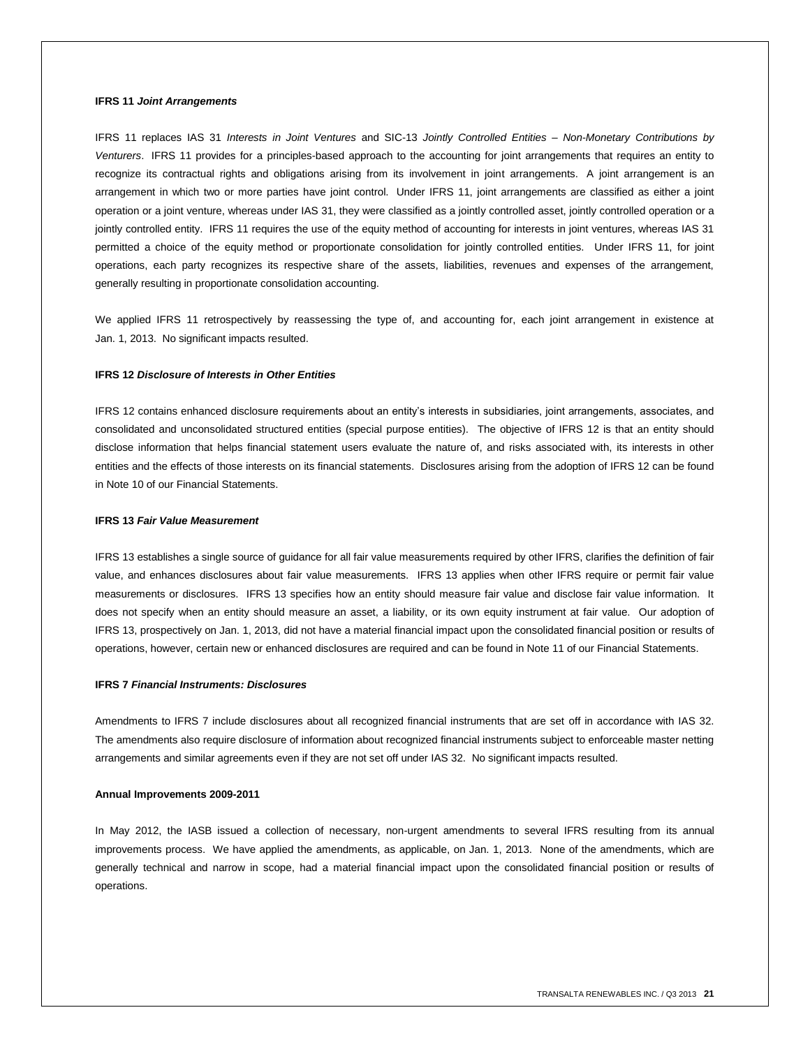**IFRS 11 *Joint Arrangements***

IFRS 11 replaces IAS 31 *Interests in Joint Ventures* and SIC-13 *Jointly Controlled Entities – Non-Monetary Contributions by Venturers*. IFRS 11 provides for a principles-based approach to the accounting for joint arrangements that requires an entity to recognize its contractual rights and obligations arising from its involvement in joint arrangements. A joint arrangement is an arrangement in which two or more parties have joint control. Under IFRS 11, joint arrangements are classified as either a joint operation or a joint venture, whereas under IAS 31, they were classified as a jointly controlled asset, jointly controlled operation or a jointly controlled entity. IFRS 11 requires the use of the equity method of accounting for interests in joint ventures, whereas IAS 31 permitted a choice of the equity method or proportionate consolidation for jointly controlled entities. Under IFRS 11, for joint operations, each party recognizes its respective share of the assets, liabilities, revenues and expenses of the arrangement, generally resulting in proportionate consolidation accounting.

We applied IFRS 11 retrospectively by reassessing the type of, and accounting for, each joint arrangement in existence at Jan. 1, 2013. No significant impacts resulted.

**IFRS 12 *Disclosure of Interests in Other Entities***

IFRS 12 contains enhanced disclosure requirements about an entity's interests in subsidiaries, joint arrangements, associates, and consolidated and unconsolidated structured entities (special purpose entities). The objective of IFRS 12 is that an entity should disclose information that helps financial statement users evaluate the nature of, and risks associated with, its interests in other entities and the effects of those interests on its financial statements. Disclosures arising from the adoption of IFRS 12 can be found in Note 10 of our Financial Statements.

**IFRS 13 *Fair Value Measurement***

IFRS 13 establishes a single source of guidance for all fair value measurements required by other IFRS, clarifies the definition of fair value, and enhances disclosures about fair value measurements. IFRS 13 applies when other IFRS require or permit fair value measurements or disclosures. IFRS 13 specifies how an entity should measure fair value and disclose fair value information. It does not specify when an entity should measure an asset, a liability, or its own equity instrument at fair value. Our adoption of IFRS 13, prospectively on Jan. 1, 2013, did not have a material financial impact upon the consolidated financial position or results of operations, however, certain new or enhanced disclosures are required and can be found in Note 11 of our Financial Statements.

**IFRS 7 *Financial Instruments: Disclosures***

Amendments to IFRS 7 include disclosures about all recognized financial instruments that are set off in accordance with IAS 32. The amendments also require disclosure of information about recognized financial instruments subject to enforceable master netting arrangements and similar agreements even if they are not set off under IAS 32. No significant impacts resulted.

**Annual Improvements 2009-2011**

In May 2012, the IASB issued a collection of necessary, non-urgent amendments to several IFRS resulting from its annual improvements process. We have applied the amendments, as applicable, on Jan. 1, 2013. None of the amendments, which are generally technical and narrow in scope, had a material financial impact upon the consolidated financial position or results of operations.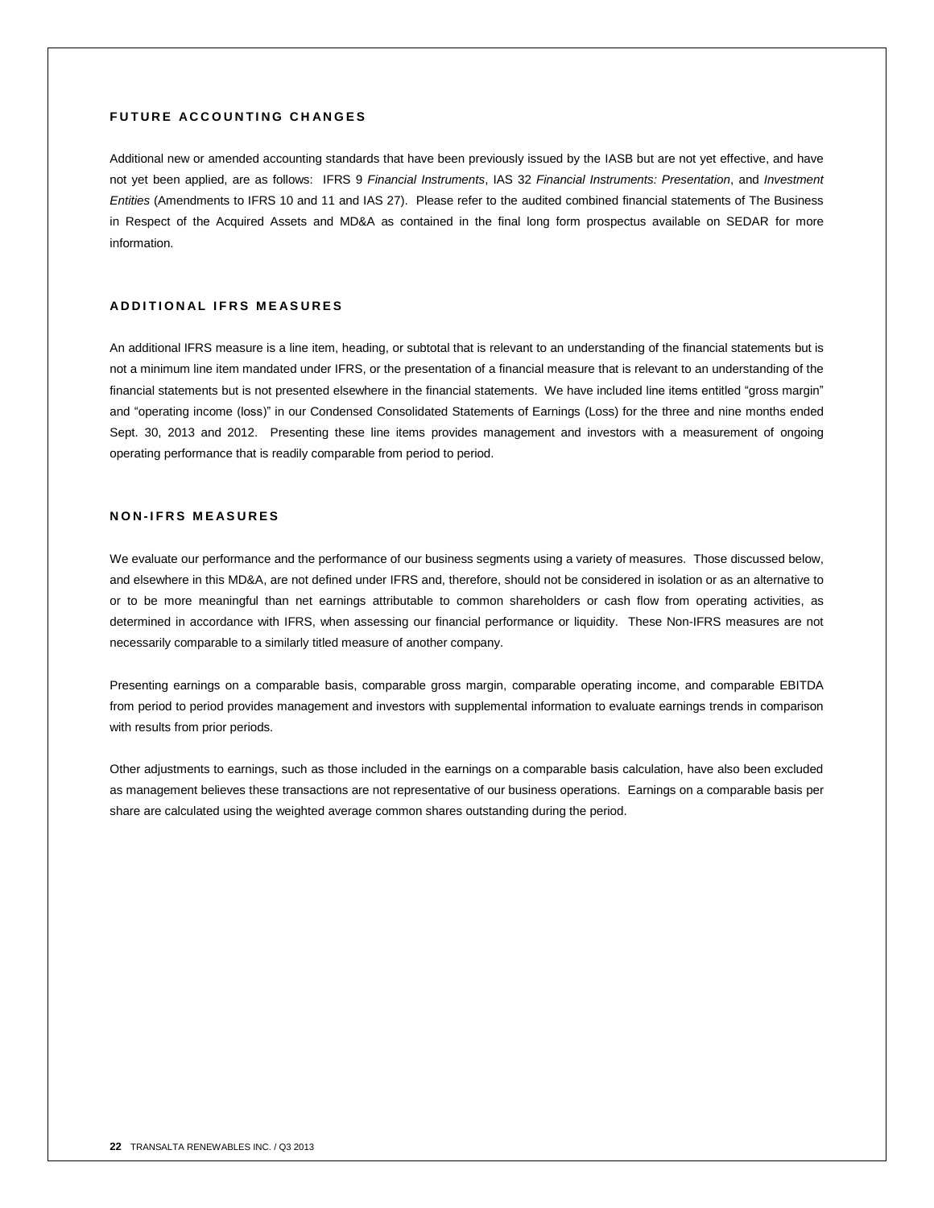## FUTURE ACCOUNTING CHANGES

Additional new or amended accounting standards that have been previously issued by the IASB but are not yet effective, and have not yet been applied, are as follows: IFRS 9 *Financial Instruments*, IAS 32 *Financial Instruments: Presentation*, and *Investment Entities* (Amendments to IFRS 10 and 11 and IAS 27). Please refer to the audited combined financial statements of The Business in Respect of the Acquired Assets and MD&A as contained in the final long form prospectus available on SEDAR for more information.

## ADDITIONAL IFRS MEASURES

An additional IFRS measure is a line item, heading, or subtotal that is relevant to an understanding of the financial statements but is not a minimum line item mandated under IFRS, or the presentation of a financial measure that is relevant to an understanding of the financial statements but is not presented elsewhere in the financial statements. We have included line items entitled "gross margin" and "operating income (loss)" in our Condensed Consolidated Statements of Earnings (Loss) for the three and nine months ended Sept. 30, 2013 and 2012. Presenting these line items provides management and investors with a measurement of ongoing operating performance that is readily comparable from period to period.

## NON-IFRS MEASURES

We evaluate our performance and the performance of our business segments using a variety of measures. Those discussed below, and elsewhere in this MD&A, are not defined under IFRS and, therefore, should not be considered in isolation or as an alternative to or to be more meaningful than net earnings attributable to common shareholders or cash flow from operating activities, as determined in accordance with IFRS, when assessing our financial performance or liquidity. These Non-IFRS measures are not necessarily comparable to a similarly titled measure of another company.

Presenting earnings on a comparable basis, comparable gross margin, comparable operating income, and comparable EBITDA from period to period provides management and investors with supplemental information to evaluate earnings trends in comparison with results from prior periods.

Other adjustments to earnings, such as those included in the earnings on a comparable basis calculation, have also been excluded as management believes these transactions are not representative of our business operations. Earnings on a comparable basis per share are calculated using the weighted average common shares outstanding during the period.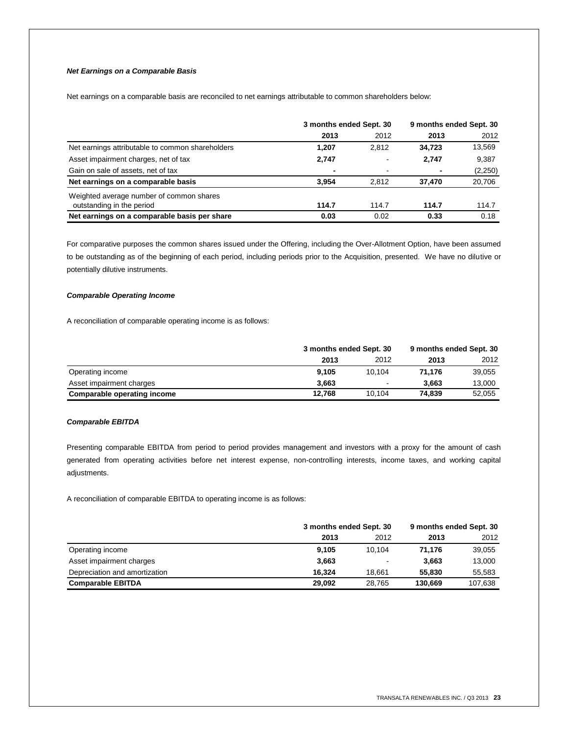***Net Earnings on a Comparable Basis***

Net earnings on a comparable basis are reconciled to net earnings attributable to common shareholders below:

| | 3 months ended Sept. 30 | | 9 months ended Sept. 30 | |
|---|---|---|---|---|
| | **2013** | 2012 | **2013** | 2012 |
| Net earnings attributable to common shareholders | **1,207** | 2,812 | **34,723** | 13,569 |
| Asset impairment charges, net of tax | **2,747** | - | **2,747** | 9,387 |
| Gain on sale of assets, net of tax | **-** | - | **-** | (2,250) |
| **Net earnings on a comparable basis** | **3,954** | 2,812 | **37,470** | 20,706 |
| Weighted average number of common shares outstanding in the period | **114.7** | 114.7 | **114.7** | 114.7 |
| **Net earnings on a comparable basis per share** | **0.03** | 0.02 | **0.33** | 0.18 |

For comparative purposes the common shares issued under the Offering, including the Over-Allotment Option, have been assumed to be outstanding as of the beginning of each period, including periods prior to the Acquisition, presented. We have no dilutive or potentially dilutive instruments.

***Comparable Operating Income***

A reconciliation of comparable operating income is as follows:

| | 3 months ended Sept. 30 | | 9 months ended Sept. 30 | |
|---|---|---|---|---|
| | **2013** | 2012 | **2013** | 2012 |
| Operating income | **9,105** | 10,104 | **71,176** | 39,055 |
| Asset impairment charges | **3,663** | - | **3,663** | 13,000 |
| **Comparable operating income** | **12,768** | 10,104 | **74,839** | 52,055 |

***Comparable EBITDA***

Presenting comparable EBITDA from period to period provides management and investors with a proxy for the amount of cash generated from operating activities before net interest expense, non-controlling interests, income taxes, and working capital adjustments.

A reconciliation of comparable EBITDA to operating income is as follows:

| | 3 months ended Sept. 30 | | 9 months ended Sept. 30 | |
|---|---|---|---|---|
| | **2013** | 2012 | **2013** | 2012 |
| Operating income | **9,105** | 10,104 | **71,176** | 39,055 |
| Asset impairment charges | **3,663** | - | **3,663** | 13,000 |
| Depreciation and amortization | **16,324** | 18,661 | **55,830** | 55,583 |
| **Comparable EBITDA** | **29,092** | 28,765 | **130,669** | 107,638 |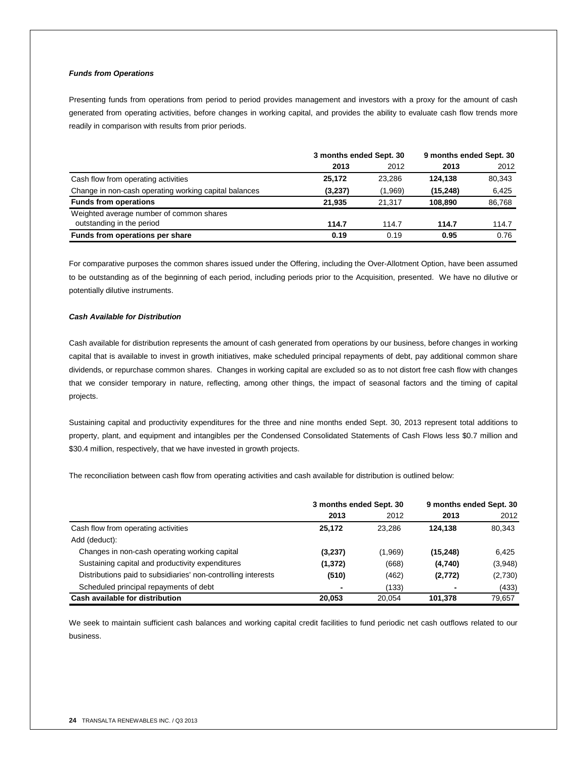### *Funds from Operations*

Presenting funds from operations from period to period provides management and investors with a proxy for the amount of cash generated from operating activities, before changes in working capital, and provides the ability to evaluate cash flow trends more readily in comparison with results from prior periods.

| | 3 months ended Sept. 30 | | 9 months ended Sept. 30 | |
|---|---|---|---|---|
| | **2013** | 2012 | **2013** | 2012 |
| Cash flow from operating activities | **25,172** | 23,286 | **124,138** | 80,343 |
| Change in non-cash operating working capital balances | **(3,237)** | (1,969) | **(15,248)** | 6,425 |
| **Funds from operations** | **21,935** | 21,317 | **108,890** | 86,768 |
| Weighted average number of common shares outstanding in the period | **114.7** | 114.7 | **114.7** | 114.7 |
| **Funds from operations per share** | **0.19** | 0.19 | **0.95** | 0.76 |

For comparative purposes the common shares issued under the Offering, including the Over-Allotment Option, have been assumed to be outstanding as of the beginning of each period, including periods prior to the Acquisition, presented. We have no dilutive or potentially dilutive instruments.

### *Cash Available for Distribution*

Cash available for distribution represents the amount of cash generated from operations by our business, before changes in working capital that is available to invest in growth initiatives, make scheduled principal repayments of debt, pay additional common share dividends, or repurchase common shares. Changes in working capital are excluded so as to not distort free cash flow with changes that we consider temporary in nature, reflecting, among other things, the impact of seasonal factors and the timing of capital projects.

Sustaining capital and productivity expenditures for the three and nine months ended Sept. 30, 2013 represent total additions to property, plant, and equipment and intangibles per the Condensed Consolidated Statements of Cash Flows less $0.7 million and $30.4 million, respectively, that we have invested in growth projects.

The reconciliation between cash flow from operating activities and cash available for distribution is outlined below:

| | 3 months ended Sept. 30 | | 9 months ended Sept. 30 | |
|---|---|---|---|---|
| | **2013** | 2012 | **2013** | 2012 |
| Cash flow from operating activities | **25,172** | 23,286 | **124,138** | 80,343 |
| Add (deduct): | | | | |
| Changes in non-cash operating working capital | **(3,237)** | (1,969) | **(15,248)** | 6,425 |
| Sustaining capital and productivity expenditures | **(1,372)** | (668) | **(4,740)** | (3,948) |
| Distributions paid to subsidiaries' non-controlling interests | **(510)** | (462) | **(2,772)** | (2,730) |
| Scheduled principal repayments of debt | **-** | (133) | **-** | (433) |
| **Cash available for distribution** | **20,053** | 20,054 | **101,378** | 79,657 |

We seek to maintain sufficient cash balances and working capital credit facilities to fund periodic net cash outflows related to our business.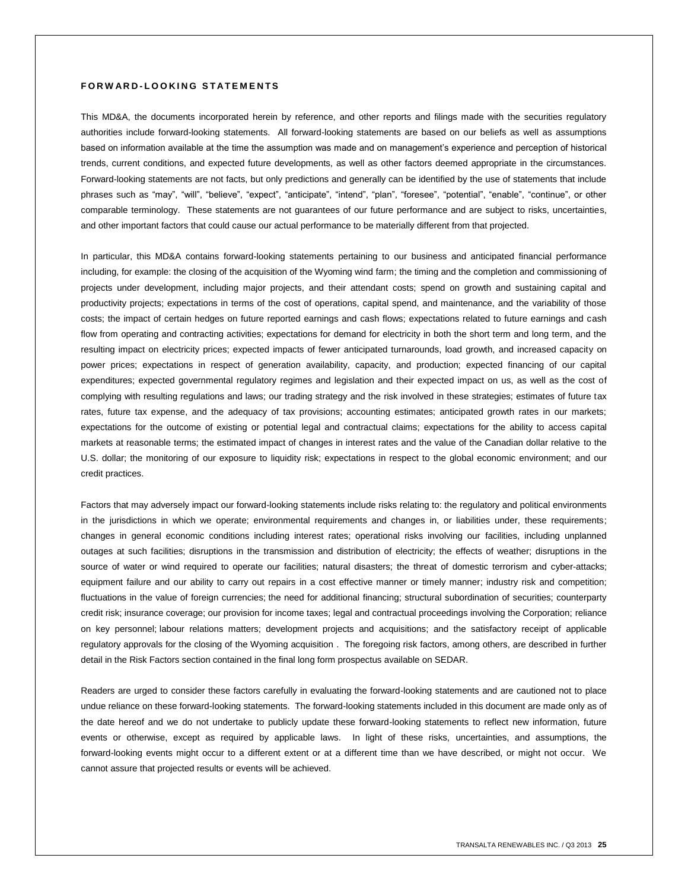## FORWARD-LOOKING STATEMENTS

This MD&A, the documents incorporated herein by reference, and other reports and filings made with the securities regulatory authorities include forward-looking statements. All forward-looking statements are based on our beliefs as well as assumptions based on information available at the time the assumption was made and on management's experience and perception of historical trends, current conditions, and expected future developments, as well as other factors deemed appropriate in the circumstances. Forward-looking statements are not facts, but only predictions and generally can be identified by the use of statements that include phrases such as "may", "will", "believe", "expect", "anticipate", "intend", "plan", "foresee", "potential", "enable", "continue", or other comparable terminology. These statements are not guarantees of our future performance and are subject to risks, uncertainties, and other important factors that could cause our actual performance to be materially different from that projected.

In particular, this MD&A contains forward-looking statements pertaining to our business and anticipated financial performance including, for example: the closing of the acquisition of the Wyoming wind farm; the timing and the completion and commissioning of projects under development, including major projects, and their attendant costs; spend on growth and sustaining capital and productivity projects; expectations in terms of the cost of operations, capital spend, and maintenance, and the variability of those costs; the impact of certain hedges on future reported earnings and cash flows; expectations related to future earnings and cash flow from operating and contracting activities; expectations for demand for electricity in both the short term and long term, and the resulting impact on electricity prices; expected impacts of fewer anticipated turnarounds, load growth, and increased capacity on power prices; expectations in respect of generation availability, capacity, and production; expected financing of our capital expenditures; expected governmental regulatory regimes and legislation and their expected impact on us, as well as the cost of complying with resulting regulations and laws; our trading strategy and the risk involved in these strategies; estimates of future tax rates, future tax expense, and the adequacy of tax provisions; accounting estimates; anticipated growth rates in our markets; expectations for the outcome of existing or potential legal and contractual claims; expectations for the ability to access capital markets at reasonable terms; the estimated impact of changes in interest rates and the value of the Canadian dollar relative to the U.S. dollar; the monitoring of our exposure to liquidity risk; expectations in respect to the global economic environment; and our credit practices.

Factors that may adversely impact our forward-looking statements include risks relating to: the regulatory and political environments in the jurisdictions in which we operate; environmental requirements and changes in, or liabilities under, these requirements; changes in general economic conditions including interest rates; operational risks involving our facilities, including unplanned outages at such facilities; disruptions in the transmission and distribution of electricity; the effects of weather; disruptions in the source of water or wind required to operate our facilities; natural disasters; the threat of domestic terrorism and cyber-attacks; equipment failure and our ability to carry out repairs in a cost effective manner or timely manner; industry risk and competition; fluctuations in the value of foreign currencies; the need for additional financing; structural subordination of securities; counterparty credit risk; insurance coverage; our provision for income taxes; legal and contractual proceedings involving the Corporation; reliance on key personnel; labour relations matters; development projects and acquisitions; and the satisfactory receipt of applicable regulatory approvals for the closing of the Wyoming acquisition . The foregoing risk factors, among others, are described in further detail in the Risk Factors section contained in the final long form prospectus available on SEDAR.

Readers are urged to consider these factors carefully in evaluating the forward-looking statements and are cautioned not to place undue reliance on these forward-looking statements. The forward-looking statements included in this document are made only as of the date hereof and we do not undertake to publicly update these forward-looking statements to reflect new information, future events or otherwise, except as required by applicable laws. In light of these risks, uncertainties, and assumptions, the forward-looking events might occur to a different extent or at a different time than we have described, or might not occur. We cannot assure that projected results or events will be achieved.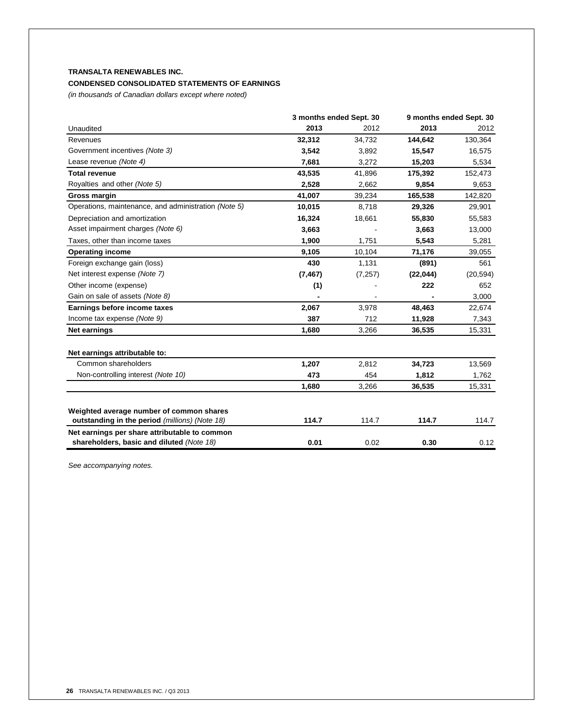**TRANSALTA RENEWABLES INC.**

**CONDENSED CONSOLIDATED STATEMENTS OF EARNINGS**

*(in thousands of Canadian dollars except where noted)*

| | 3 months ended Sept. 30 | | 9 months ended Sept. 30 | |
|---|---|---|---|---|
| Unaudited | **2013** | 2012 | **2013** | 2012 |
| Revenues | **32,312** | 34,732 | **144,642** | 130,364 |
| Government incentives *(Note 3)* | **3,542** | 3,892 | **15,547** | 16,575 |
| Lease revenue *(Note 4)* | **7,681** | 3,272 | **15,203** | 5,534 |
| **Total revenue** | **43,535** | 41,896 | **175,392** | 152,473 |
| Royalties and other *(Note 5)* | **2,528** | 2,662 | **9,854** | 9,653 |
| **Gross margin** | **41,007** | 39,234 | **165,538** | 142,820 |
| Operations, maintenance, and administration *(Note 5)* | **10,015** | 8,718 | **29,326** | 29,901 |
| Depreciation and amortization | **16,324** | 18,661 | **55,830** | 55,583 |
| Asset impairment charges *(Note 6)* | **3,663** | - | **3,663** | 13,000 |
| Taxes, other than income taxes | **1,900** | 1,751 | **5,543** | 5,281 |
| **Operating income** | **9,105** | 10,104 | **71,176** | 39,055 |
| Foreign exchange gain (loss) | **430** | 1,131 | **(891)** | 561 |
| Net interest expense *(Note 7)* | **(7,467)** | (7,257) | **(22,044)** | (20,594) |
| Other income (expense) | **(1)** | - | **222** | 652 |
| Gain on sale of assets *(Note 8)* | **-** | - | **-** | 3,000 |
| **Earnings before income taxes** | **2,067** | 3,978 | **48,463** | 22,674 |
| Income tax expense *(Note 9)* | **387** | 712 | **11,928** | 7,343 |
| **Net earnings** | **1,680** | 3,266 | **36,535** | 15,331 |
| | | | | |
| **Net earnings attributable to:** | | | | |
| Common shareholders | **1,207** | 2,812 | **34,723** | 13,569 |
| Non-controlling interest *(Note 10)* | **473** | 454 | **1,812** | 1,762 |
| | **1,680** | 3,266 | **36,535** | 15,331 |
| | | | | |
| **Weighted average number of common shares outstanding in the period** *(millions) (Note 18)* | **114.7** | 114.7 | **114.7** | 114.7 |
| **Net earnings per share attributable to common shareholders, basic and diluted** *(Note 18)* | **0.01** | 0.02 | **0.30** | 0.12 |

*See accompanying notes.*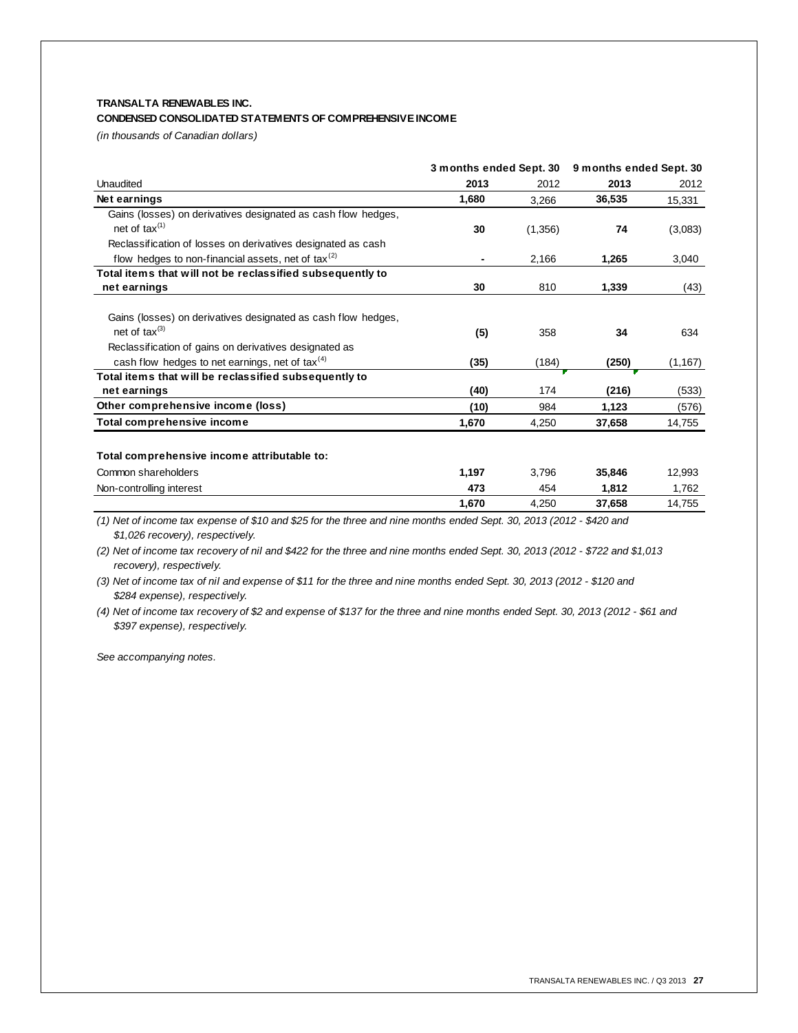**TRANSALTA RENEWABLES INC.**

**CONDENSED CONSOLIDATED STATEMENTS OF COMPREHENSIVE INCOME**

*(in thousands of Canadian dollars)*

| | 3 months ended Sept. 30 | | 9 months ended Sept. 30 | |
|---|---|---|---|---|
| Unaudited | **2013** | 2012 | **2013** | 2012 |
| **Net earnings** | **1,680** | 3,266 | **36,535** | 15,331 |
| Gains (losses) on derivatives designated as cash flow hedges, net of tax[(1)] | **30** | (1,356) | **74** | (3,083) |
| Reclassification of losses on derivatives designated as cash flow hedges to non-financial assets, net of tax[(2)] | **-** | 2,166 | **1,265** | 3,040 |
| **Total items that will not be reclassified subsequently to net earnings** | **30** | 810 | **1,339** | (43) |
| Gains (losses) on derivatives designated as cash flow hedges, net of tax[(3)] | **(5)** | 358 | **34** | 634 |
| Reclassification of gains on derivatives designated as cash flow hedges to net earnings, net of tax[(4)] | **(35)** | (184) | **(250)** | (1,167) |
| **Total items that will be reclassified subsequently to net earnings** | **(40)** | 174 | **(216)** | (533) |
| **Other comprehensive income (loss)** | **(10)** | 984 | **1,123** | (576) |
| **Total comprehensive income** | **1,670** | 4,250 | **37,658** | 14,755 |
| | | | | |
| **Total comprehensive income attributable to:** | | | | |
| Common shareholders | **1,197** | 3,796 | **35,846** | 12,993 |
| Non-controlling interest | **473** | 454 | **1,812** | 1,762 |
| | **1,670** | 4,250 | **37,658** | 14,755 |

*(1) Net of income tax expense of $10 and $25 for the three and nine months ended Sept. 30, 2013 (2012 - $420 and $1,026 recovery), respectively.*

*(2) Net of income tax recovery of nil and $422 for the three and nine months ended Sept. 30, 2013 (2012 - $722 and $1,013 recovery), respectively.*

*(3) Net of income tax of nil and expense of $11 for the three and nine months ended Sept. 30, 2013 (2012 - $120 and $284 expense), respectively.*

*(4) Net of income tax recovery of $2 and expense of $137 for the three and nine months ended Sept. 30, 2013 (2012 - $61 and $397 expense), respectively.*

*See accompanying notes.*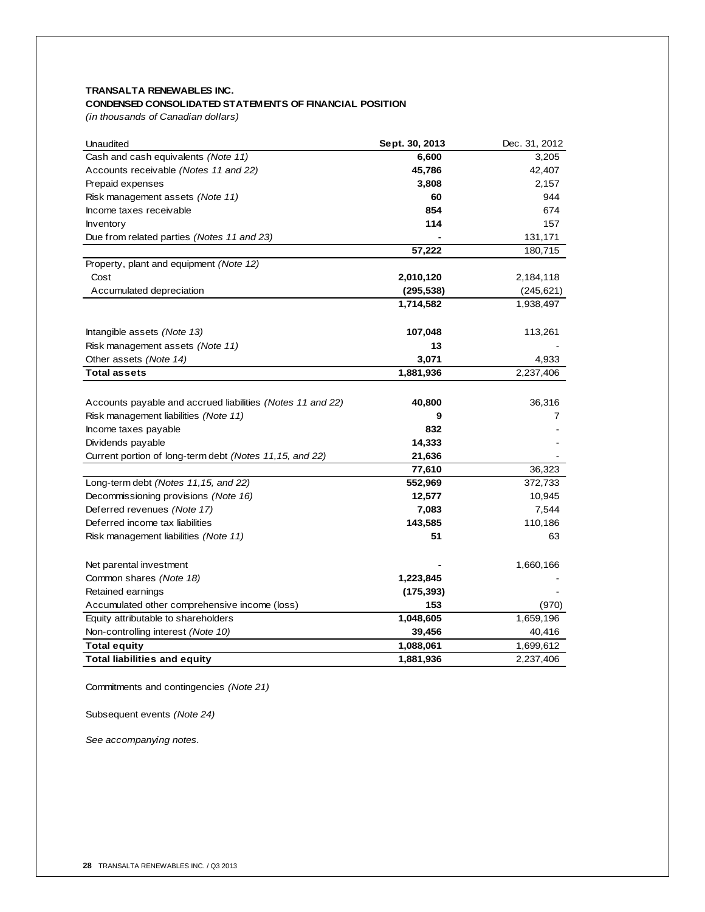**TRANSALTA RENEWABLES INC.**

**CONDENSED CONSOLIDATED STATEMENTS OF FINANCIAL POSITION**

*(in thousands of Canadian dollars)*

| Unaudited | **Sept. 30, 2013** | Dec. 31, 2012 |
|---|---|---|
| Cash and cash equivalents *(Note 11)* | **6,600** | 3,205 |
| Accounts receivable *(Notes 11 and 22)* | **45,786** | 42,407 |
| Prepaid expenses | **3,808** | 2,157 |
| Risk management assets *(Note 11)* | **60** | 944 |
| Income taxes receivable | **854** | 674 |
| Inventory | **114** | 157 |
| Due from related parties *(Notes 11 and 23)* | **-** | 131,171 |
| | **57,222** | 180,715 |
| Property, plant and equipment *(Note 12)* | | |
| Cost | **2,010,120** | 2,184,118 |
| Accumulated depreciation | **(295,538)** | (245,621) |
| | **1,714,582** | 1,938,497 |
| Intangible assets *(Note 13)* | **107,048** | 113,261 |
| Risk management assets *(Note 11)* | **13** | - |
| Other assets *(Note 14)* | **3,071** | 4,933 |
| **Total assets** | **1,881,936** | 2,237,406 |
| Accounts payable and accrued liabilities *(Notes 11 and 22)* | **40,800** | 36,316 |
| Risk management liabilities *(Note 11)* | **9** | 7 |
| Income taxes payable | **832** | - |
| Dividends payable | **14,333** | - |
| Current portion of long-term debt *(Notes 11,15, and 22)* | **21,636** | - |
| | **77,610** | 36,323 |
| Long-term debt *(Notes 11,15, and 22)* | **552,969** | 372,733 |
| Decommissioning provisions *(Note 16)* | **12,577** | 10,945 |
| Deferred revenues *(Note 17)* | **7,083** | 7,544 |
| Deferred income tax liabilities | **143,585** | 110,186 |
| Risk management liabilities *(Note 11)* | **51** | 63 |
| Net parental investment | **-** | 1,660,166 |
| Common shares *(Note 18)* | **1,223,845** | - |
| Retained earnings | **(175,393)** | - |
| Accumulated other comprehensive income (loss) | **153** | (970) |
| Equity attributable to shareholders | **1,048,605** | 1,659,196 |
| Non-controlling interest *(Note 10)* | **39,456** | 40,416 |
| **Total equity** | **1,088,061** | 1,699,612 |
| **Total liabilities and equity** | **1,881,936** | 2,237,406 |

Commitments and contingencies *(Note 21)*

Subsequent events *(Note 24)*

*See accompanying notes.*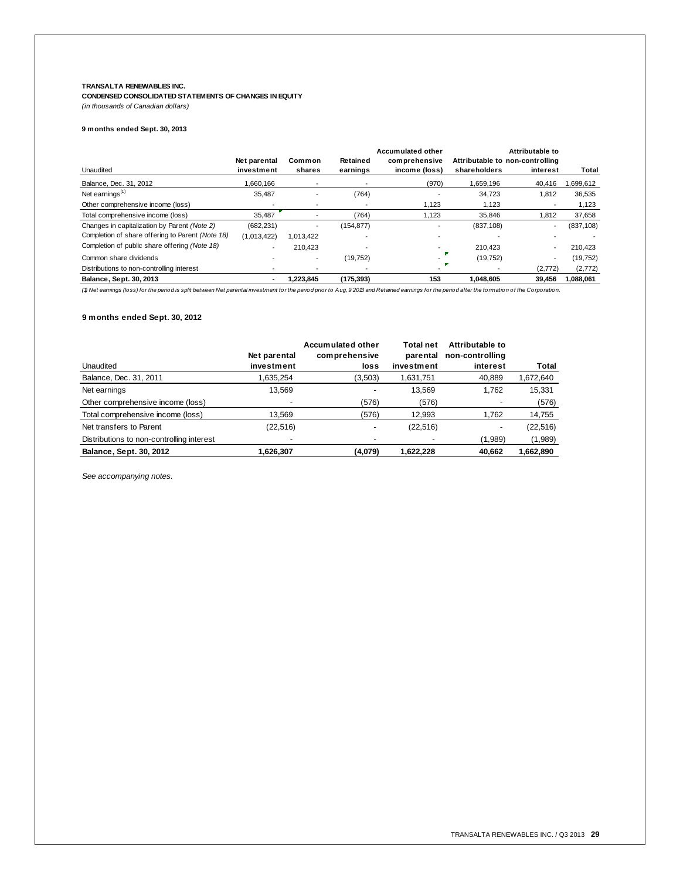**TRANSALTA RENEWABLES INC.**

**CONDENSED CONSOLIDATED STATEMENTS OF CHANGES IN EQUITY**

*(in thousands of Canadian dollars)*

**9 months ended Sept. 30, 2013**

| Unaudited | Net parental investment | Common shares | Retained earnings | Accumulated other comprehensive income (loss) | Attributable to shareholders | Attributable to non-controlling interest | Total |
|---|---|---|---|---|---|---|---|
| Balance, Dec. 31, 2012 | 1,660,166 | - | - | (970) | 1,659,196 | 40,416 | 1,699,612 |
| Net earnings[(1)] | 35,487 | - | (764) | - | 34,723 | 1,812 | 36,535 |
| Other comprehensive income (loss) | - | - | - | 1,123 | 1,123 | - | 1,123 |
| Total comprehensive income (loss) | 35,487 | - | (764) | 1,123 | 35,846 | 1,812 | 37,658 |
| Changes in capitalization by Parent *(Note 2)* | (682,231) | - | (154,877) | - | (837,108) | - | (837,108) |
| Completion of share offering to Parent *(Note 18)* | (1,013,422) | 1,013,422 | - | - | - | - | - |
| Completion of public share offering *(Note 18)* | - | 210,423 | - | - | 210,423 | - | 210,423 |
| Common share dividends | - | - | (19,752) | - | (19,752) | - | (19,752) |
| Distributions to non-controlling interest | - | - | - | - | - | (2,772) | (2,772) |
| **Balance, Sept. 30, 2013** | **-** | **1,223,845** | **(175,393)** | **153** | **1,048,605** | **39,456** | **1,088,061** |

*(1) Net earnings (loss) for the period is split between Net parental investment for the period prior to Aug, 9 2013 and Retained earnings for the period after the formation of the Corporation.*

**9 months ended Sept. 30, 2012**

| Unaudited | Net parental investment | Accumulated other comprehensive loss | Total net parental investment | Attributable to non-controlling interest | Total |
|---|---|---|---|---|---|
| Balance, Dec. 31, 2011 | 1,635,254 | (3,503) | 1,631,751 | 40,889 | 1,672,640 |
| Net earnings | 13,569 | - | 13,569 | 1,762 | 15,331 |
| Other comprehensive income (loss) | - | (576) | (576) | - | (576) |
| Total comprehensive income (loss) | 13,569 | (576) | 12,993 | 1,762 | 14,755 |
| Net transfers to Parent | (22,516) | - | (22,516) | - | (22,516) |
| Distributions to non-controlling interest | - | - | - | (1,989) | (1,989) |
| **Balance, Sept. 30, 2012** | **1,626,307** | **(4,079)** | **1,622,228** | **40,662** | **1,662,890** |

*See accompanying notes.*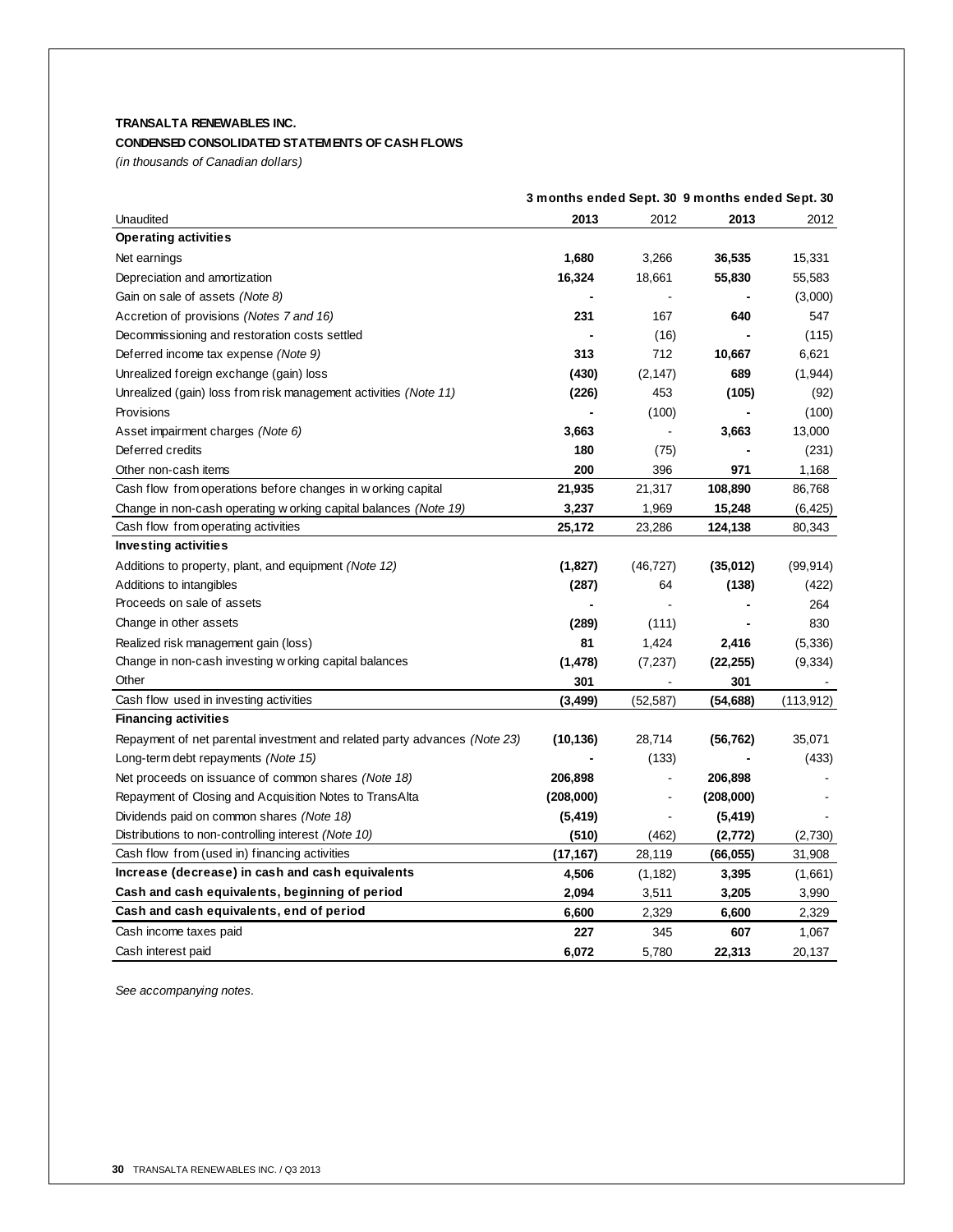**TRANSALTA RENEWABLES INC.**

**CONDENSED CONSOLIDATED STATEMENTS OF CASH FLOWS**

*(in thousands of Canadian dollars)*

| | 3 months ended Sept. 30 | | 9 months ended Sept. 30 | |
|---|---|---|---|---|
| Unaudited | **2013** | 2012 | **2013** | 2012 |
| **Operating activities** | | | | |
| Net earnings | **1,680** | 3,266 | **36,535** | 15,331 |
| Depreciation and amortization | **16,324** | 18,661 | **55,830** | 55,583 |
| Gain on sale of assets *(Note 8)* | **-** | - | **-** | (3,000) |
| Accretion of provisions *(Notes 7 and 16)* | **231** | 167 | **640** | 547 |
| Decommissioning and restoration costs settled | **-** | (16) | **-** | (115) |
| Deferred income tax expense *(Note 9)* | **313** | 712 | **10,667** | 6,621 |
| Unrealized foreign exchange (gain) loss | **(430)** | (2,147) | **689** | (1,944) |
| Unrealized (gain) loss from risk management activities *(Note 11)* | **(226)** | 453 | **(105)** | (92) |
| Provisions | **-** | (100) | **-** | (100) |
| Asset impairment charges *(Note 6)* | **3,663** | - | **3,663** | 13,000 |
| Deferred credits | **180** | (75) | **-** | (231) |
| Other non-cash items | **200** | 396 | **971** | 1,168 |
| Cash flow from operations before changes in working capital | **21,935** | 21,317 | **108,890** | 86,768 |
| Change in non-cash operating working capital balances *(Note 19)* | **3,237** | 1,969 | **15,248** | (6,425) |
| Cash flow from operating activities | **25,172** | 23,286 | **124,138** | 80,343 |
| **Investing activities** | | | | |
| Additions to property, plant, and equipment *(Note 12)* | **(1,827)** | (46,727) | **(35,012)** | (99,914) |
| Additions to intangibles | **(287)** | 64 | **(138)** | (422) |
| Proceeds on sale of assets | **-** | - | **-** | 264 |
| Change in other assets | **(289)** | (111) | **-** | 830 |
| Realized risk management gain (loss) | **81** | 1,424 | **2,416** | (5,336) |
| Change in non-cash investing working capital balances | **(1,478)** | (7,237) | **(22,255)** | (9,334) |
| Other | **301** | - | **301** | - |
| Cash flow used in investing activities | **(3,499)** | (52,587) | **(54,688)** | (113,912) |
| **Financing activities** | | | | |
| Repayment of net parental investment and related party advances *(Note 23)* | **(10,136)** | 28,714 | **(56,762)** | 35,071 |
| Long-term debt repayments *(Note 15)* | **-** | (133) | **-** | (433) |
| Net proceeds on issuance of common shares *(Note 18)* | **206,898** | - | **206,898** | - |
| Repayment of Closing and Acquisition Notes to TransAlta | **(208,000)** | - | **(208,000)** | - |
| Dividends paid on common shares *(Note 18)* | **(5,419)** | - | **(5,419)** | - |
| Distributions to non-controlling interest *(Note 10)* | **(510)** | (462) | **(2,772)** | (2,730) |
| Cash flow from (used in) financing activities | **(17,167)** | 28,119 | **(66,055)** | 31,908 |
| **Increase (decrease) in cash and cash equivalents** | **4,506** | (1,182) | **3,395** | (1,661) |
| **Cash and cash equivalents, beginning of period** | **2,094** | 3,511 | **3,205** | 3,990 |
| **Cash and cash equivalents, end of period** | **6,600** | 2,329 | **6,600** | 2,329 |
| Cash income taxes paid | **227** | 345 | **607** | 1,067 |
| Cash interest paid | **6,072** | 5,780 | **22,313** | 20,137 |

*See accompanying notes.*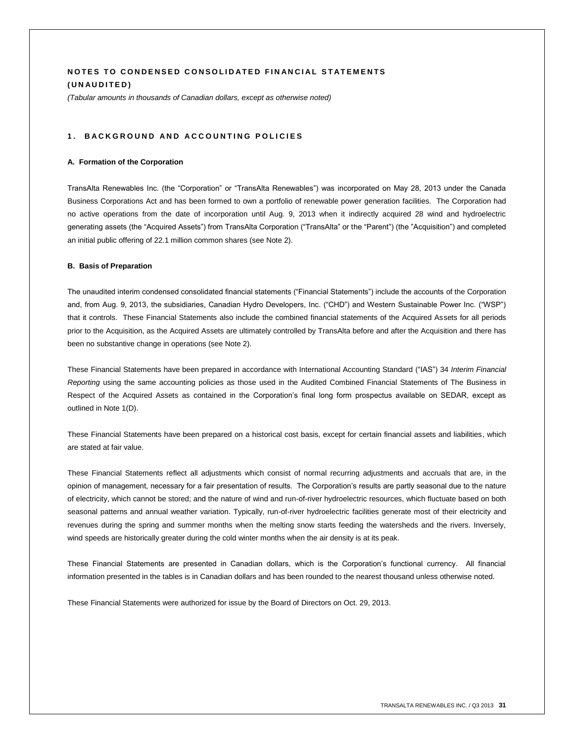# NOTES TO CONDENSED CONSOLIDATED FINANCIAL STATEMENTS (UNAUDITED)

*(Tabular amounts in thousands of Canadian dollars, except as otherwise noted)*

## 1. BACKGROUND AND ACCOUNTING POLICIES

### A. Formation of the Corporation

TransAlta Renewables Inc. (the "Corporation" or "TransAlta Renewables") was incorporated on May 28, 2013 under the Canada Business Corporations Act and has been formed to own a portfolio of renewable power generation facilities. The Corporation had no active operations from the date of incorporation until Aug. 9, 2013 when it indirectly acquired 28 wind and hydroelectric generating assets (the "Acquired Assets") from TransAlta Corporation ("TransAlta" or the "Parent") (the "Acquisition") and completed an initial public offering of 22.1 million common shares (see Note 2).

### B. Basis of Preparation

The unaudited interim condensed consolidated financial statements ("Financial Statements") include the accounts of the Corporation and, from Aug. 9, 2013, the subsidiaries, Canadian Hydro Developers, Inc. ("CHD") and Western Sustainable Power Inc. ("WSP") that it controls. These Financial Statements also include the combined financial statements of the Acquired Assets for all periods prior to the Acquisition, as the Acquired Assets are ultimately controlled by TransAlta before and after the Acquisition and there has been no substantive change in operations (see Note 2).

These Financial Statements have been prepared in accordance with International Accounting Standard ("IAS") 34 *Interim Financial Reporting* using the same accounting policies as those used in the Audited Combined Financial Statements of The Business in Respect of the Acquired Assets as contained in the Corporation's final long form prospectus available on SEDAR, except as outlined in Note 1(D).

These Financial Statements have been prepared on a historical cost basis, except for certain financial assets and liabilities, which are stated at fair value.

These Financial Statements reflect all adjustments which consist of normal recurring adjustments and accruals that are, in the opinion of management, necessary for a fair presentation of results. The Corporation's results are partly seasonal due to the nature of electricity, which cannot be stored; and the nature of wind and run-of-river hydroelectric resources, which fluctuate based on both seasonal patterns and annual weather variation. Typically, run-of-river hydroelectric facilities generate most of their electricity and revenues during the spring and summer months when the melting snow starts feeding the watersheds and the rivers. Inversely, wind speeds are historically greater during the cold winter months when the air density is at its peak.

These Financial Statements are presented in Canadian dollars, which is the Corporation's functional currency. All financial information presented in the tables is in Canadian dollars and has been rounded to the nearest thousand unless otherwise noted.

These Financial Statements were authorized for issue by the Board of Directors on Oct. 29, 2013.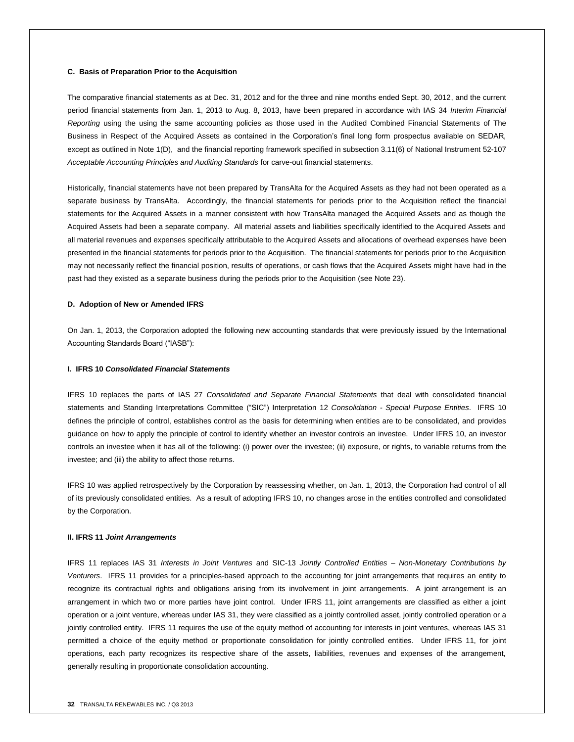**C. Basis of Preparation Prior to the Acquisition**

The comparative financial statements as at Dec. 31, 2012 and for the three and nine months ended Sept. 30, 2012, and the current period financial statements from Jan. 1, 2013 to Aug. 8, 2013, have been prepared in accordance with IAS 34 *Interim Financial Reporting* using the using the same accounting policies as those used in the Audited Combined Financial Statements of The Business in Respect of the Acquired Assets as contained in the Corporation's final long form prospectus available on SEDAR, except as outlined in Note 1(D), and the financial reporting framework specified in subsection 3.11(6) of National Instrument 52-107 *Acceptable Accounting Principles and Auditing Standards* for carve-out financial statements.

Historically, financial statements have not been prepared by TransAlta for the Acquired Assets as they had not been operated as a separate business by TransAlta. Accordingly, the financial statements for periods prior to the Acquisition reflect the financial statements for the Acquired Assets in a manner consistent with how TransAlta managed the Acquired Assets and as though the Acquired Assets had been a separate company. All material assets and liabilities specifically identified to the Acquired Assets and all material revenues and expenses specifically attributable to the Acquired Assets and allocations of overhead expenses have been presented in the financial statements for periods prior to the Acquisition. The financial statements for periods prior to the Acquisition may not necessarily reflect the financial position, results of operations, or cash flows that the Acquired Assets might have had in the past had they existed as a separate business during the periods prior to the Acquisition (see Note 23).

**D. Adoption of New or Amended IFRS**

On Jan. 1, 2013, the Corporation adopted the following new accounting standards that were previously issued by the International Accounting Standards Board ("IASB"):

**I. IFRS 10 *Consolidated Financial Statements***

IFRS 10 replaces the parts of IAS 27 *Consolidated and Separate Financial Statements* that deal with consolidated financial statements and Standing Interpretations Committee ("SIC") Interpretation 12 *Consolidation - Special Purpose Entities*. IFRS 10 defines the principle of control, establishes control as the basis for determining when entities are to be consolidated, and provides guidance on how to apply the principle of control to identify whether an investor controls an investee. Under IFRS 10, an investor controls an investee when it has all of the following: (i) power over the investee; (ii) exposure, or rights, to variable returns from the investee; and (iii) the ability to affect those returns.

IFRS 10 was applied retrospectively by the Corporation by reassessing whether, on Jan. 1, 2013, the Corporation had control of all of its previously consolidated entities. As a result of adopting IFRS 10, no changes arose in the entities controlled and consolidated by the Corporation.

**II. IFRS 11 *Joint Arrangements***

IFRS 11 replaces IAS 31 *Interests in Joint Ventures* and SIC-13 *Jointly Controlled Entities – Non-Monetary Contributions by Venturers*. IFRS 11 provides for a principles-based approach to the accounting for joint arrangements that requires an entity to recognize its contractual rights and obligations arising from its involvement in joint arrangements. A joint arrangement is an arrangement in which two or more parties have joint control. Under IFRS 11, joint arrangements are classified as either a joint operation or a joint venture, whereas under IAS 31, they were classified as a jointly controlled asset, jointly controlled operation or a jointly controlled entity. IFRS 11 requires the use of the equity method of accounting for interests in joint ventures, whereas IAS 31 permitted a choice of the equity method or proportionate consolidation for jointly controlled entities. Under IFRS 11, for joint operations, each party recognizes its respective share of the assets, liabilities, revenues and expenses of the arrangement, generally resulting in proportionate consolidation accounting.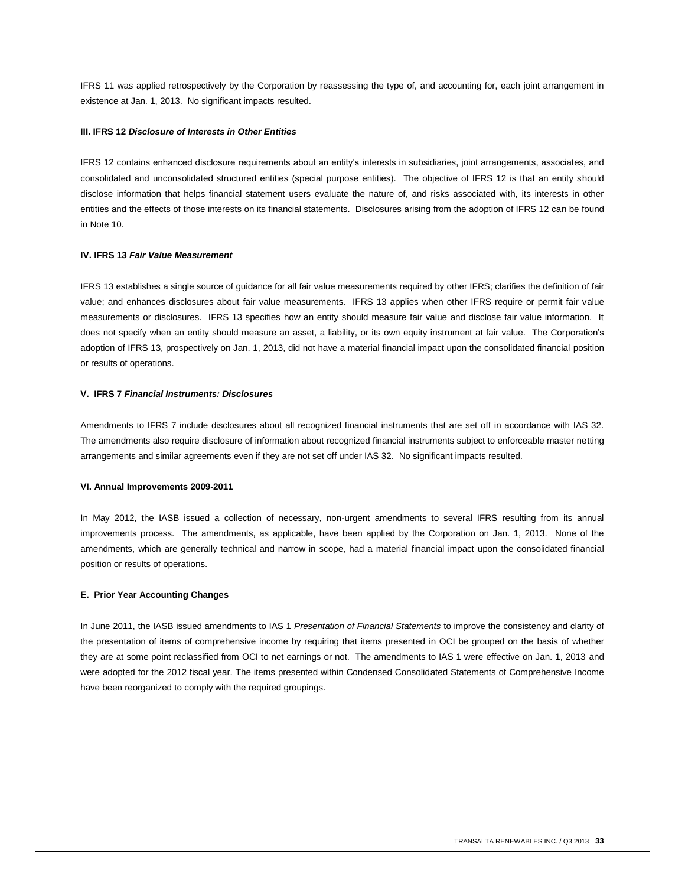IFRS 11 was applied retrospectively by the Corporation by reassessing the type of, and accounting for, each joint arrangement in existence at Jan. 1, 2013. No significant impacts resulted.

**III. IFRS 12 *Disclosure of Interests in Other Entities***

IFRS 12 contains enhanced disclosure requirements about an entity's interests in subsidiaries, joint arrangements, associates, and consolidated and unconsolidated structured entities (special purpose entities). The objective of IFRS 12 is that an entity should disclose information that helps financial statement users evaluate the nature of, and risks associated with, its interests in other entities and the effects of those interests on its financial statements. Disclosures arising from the adoption of IFRS 12 can be found in Note 10.

**IV. IFRS 13 *Fair Value Measurement***

IFRS 13 establishes a single source of guidance for all fair value measurements required by other IFRS; clarifies the definition of fair value; and enhances disclosures about fair value measurements. IFRS 13 applies when other IFRS require or permit fair value measurements or disclosures. IFRS 13 specifies how an entity should measure fair value and disclose fair value information. It does not specify when an entity should measure an asset, a liability, or its own equity instrument at fair value. The Corporation's adoption of IFRS 13, prospectively on Jan. 1, 2013, did not have a material financial impact upon the consolidated financial position or results of operations.

**V. IFRS 7 *Financial Instruments: Disclosures***

Amendments to IFRS 7 include disclosures about all recognized financial instruments that are set off in accordance with IAS 32. The amendments also require disclosure of information about recognized financial instruments subject to enforceable master netting arrangements and similar agreements even if they are not set off under IAS 32. No significant impacts resulted.

**VI. Annual Improvements 2009-2011**

In May 2012, the IASB issued a collection of necessary, non-urgent amendments to several IFRS resulting from its annual improvements process. The amendments, as applicable, have been applied by the Corporation on Jan. 1, 2013. None of the amendments, which are generally technical and narrow in scope, had a material financial impact upon the consolidated financial position or results of operations.

**E. Prior Year Accounting Changes**

In June 2011, the IASB issued amendments to IAS 1 *Presentation of Financial Statements* to improve the consistency and clarity of the presentation of items of comprehensive income by requiring that items presented in OCI be grouped on the basis of whether they are at some point reclassified from OCI to net earnings or not. The amendments to IAS 1 were effective on Jan. 1, 2013 and were adopted for the 2012 fiscal year. The items presented within Condensed Consolidated Statements of Comprehensive Income have been reorganized to comply with the required groupings.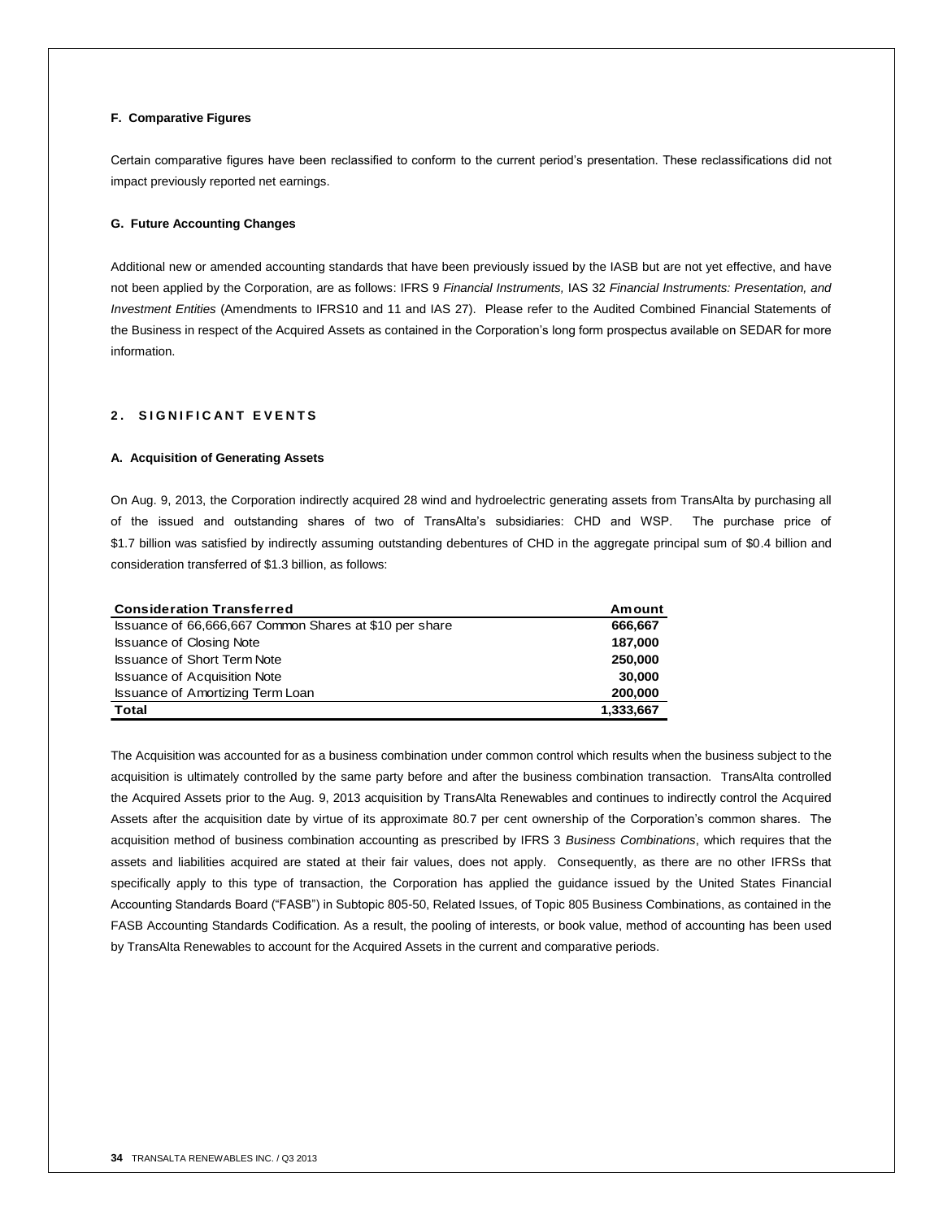### F. Comparative Figures

Certain comparative figures have been reclassified to conform to the current period's presentation. These reclassifications did not impact previously reported net earnings.

### G. Future Accounting Changes

Additional new or amended accounting standards that have been previously issued by the IASB but are not yet effective, and have not been applied by the Corporation, are as follows: IFRS 9 *Financial Instruments,* IAS 32 *Financial Instruments: Presentation, and Investment Entities* (Amendments to IFRS10 and 11 and IAS 27). Please refer to the Audited Combined Financial Statements of the Business in respect of the Acquired Assets as contained in the Corporation's long form prospectus available on SEDAR for more information.

## 2. SIGNIFICANT EVENTS

### A. Acquisition of Generating Assets

On Aug. 9, 2013, the Corporation indirectly acquired 28 wind and hydroelectric generating assets from TransAlta by purchasing all of the issued and outstanding shares of two of TransAlta's subsidiaries: CHD and WSP. The purchase price of $1.7 billion was satisfied by indirectly assuming outstanding debentures of CHD in the aggregate principal sum of $0.4 billion and consideration transferred of $1.3 billion, as follows:

| Consideration Transferred | Amount |
|---|---|
| Issuance of 66,666,667 Common Shares at $10 per share | 666,667 |
| Issuance of Closing Note | 187,000 |
| Issuance of Short Term Note | 250,000 |
| Issuance of Acquisition Note | 30,000 |
| Issuance of Amortizing Term Loan | 200,000 |
| **Total** | **1,333,667** |

The Acquisition was accounted for as a business combination under common control which results when the business subject to the acquisition is ultimately controlled by the same party before and after the business combination transaction. TransAlta controlled the Acquired Assets prior to the Aug. 9, 2013 acquisition by TransAlta Renewables and continues to indirectly control the Acquired Assets after the acquisition date by virtue of its approximate 80.7 per cent ownership of the Corporation's common shares. The acquisition method of business combination accounting as prescribed by IFRS 3 *Business Combinations*, which requires that the assets and liabilities acquired are stated at their fair values, does not apply. Consequently, as there are no other IFRSs that specifically apply to this type of transaction, the Corporation has applied the guidance issued by the United States Financial Accounting Standards Board ("FASB") in Subtopic 805-50, Related Issues, of Topic 805 Business Combinations, as contained in the FASB Accounting Standards Codification. As a result, the pooling of interests, or book value, method of accounting has been used by TransAlta Renewables to account for the Acquired Assets in the current and comparative periods.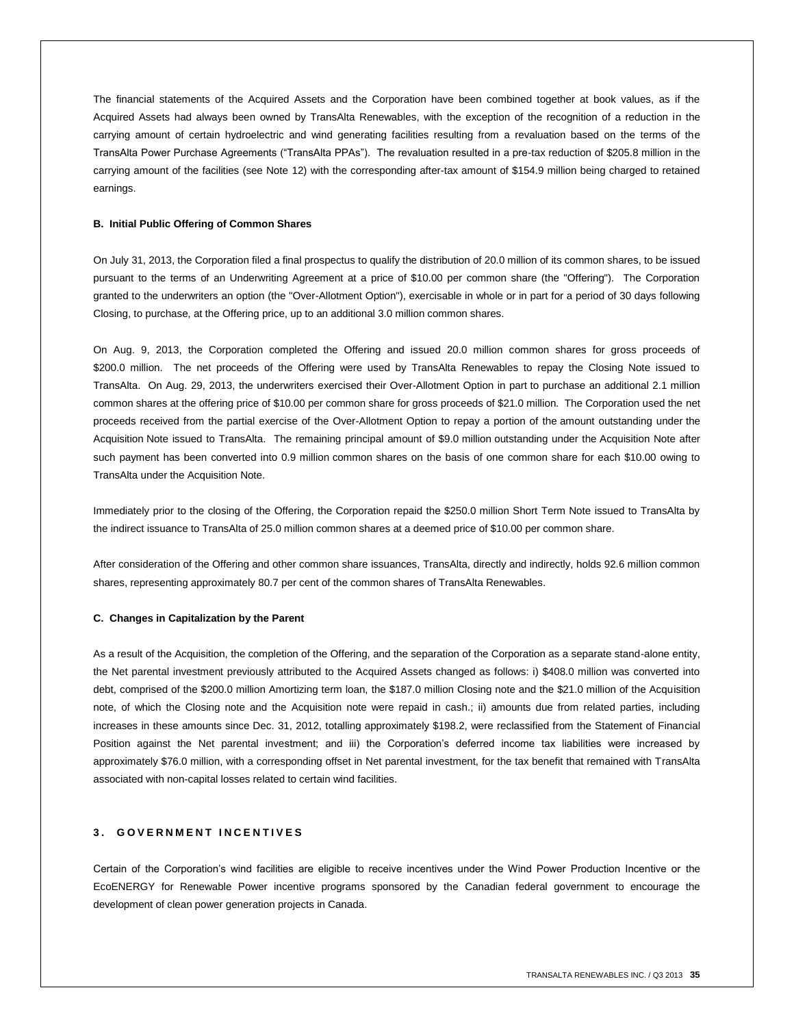The financial statements of the Acquired Assets and the Corporation have been combined together at book values, as if the Acquired Assets had always been owned by TransAlta Renewables, with the exception of the recognition of a reduction in the carrying amount of certain hydroelectric and wind generating facilities resulting from a revaluation based on the terms of the TransAlta Power Purchase Agreements ("TransAlta PPAs"). The revaluation resulted in a pre-tax reduction of $205.8 million in the carrying amount of the facilities (see Note 12) with the corresponding after-tax amount of $154.9 million being charged to retained earnings.

**B. Initial Public Offering of Common Shares**

On July 31, 2013, the Corporation filed a final prospectus to qualify the distribution of 20.0 million of its common shares, to be issued pursuant to the terms of an Underwriting Agreement at a price of $10.00 per common share (the "Offering"). The Corporation granted to the underwriters an option (the "Over-Allotment Option"), exercisable in whole or in part for a period of 30 days following Closing, to purchase, at the Offering price, up to an additional 3.0 million common shares.

On Aug. 9, 2013, the Corporation completed the Offering and issued 20.0 million common shares for gross proceeds of $200.0 million. The net proceeds of the Offering were used by TransAlta Renewables to repay the Closing Note issued to TransAlta. On Aug. 29, 2013, the underwriters exercised their Over-Allotment Option in part to purchase an additional 2.1 million common shares at the offering price of $10.00 per common share for gross proceeds of $21.0 million. The Corporation used the net proceeds received from the partial exercise of the Over-Allotment Option to repay a portion of the amount outstanding under the Acquisition Note issued to TransAlta. The remaining principal amount of $9.0 million outstanding under the Acquisition Note after such payment has been converted into 0.9 million common shares on the basis of one common share for each $10.00 owing to TransAlta under the Acquisition Note.

Immediately prior to the closing of the Offering, the Corporation repaid the $250.0 million Short Term Note issued to TransAlta by the indirect issuance to TransAlta of 25.0 million common shares at a deemed price of $10.00 per common share.

After consideration of the Offering and other common share issuances, TransAlta, directly and indirectly, holds 92.6 million common shares, representing approximately 80.7 per cent of the common shares of TransAlta Renewables.

**C. Changes in Capitalization by the Parent**

As a result of the Acquisition, the completion of the Offering, and the separation of the Corporation as a separate stand-alone entity, the Net parental investment previously attributed to the Acquired Assets changed as follows: i) $408.0 million was converted into debt, comprised of the $200.0 million Amortizing term loan, the $187.0 million Closing note and the $21.0 million of the Acquisition note, of which the Closing note and the Acquisition note were repaid in cash.; ii) amounts due from related parties, including increases in these amounts since Dec. 31, 2012, totalling approximately $198.2, were reclassified from the Statement of Financial Position against the Net parental investment; and iii) the Corporation's deferred income tax liabilities were increased by approximately $76.0 million, with a corresponding offset in Net parental investment, for the tax benefit that remained with TransAlta associated with non-capital losses related to certain wind facilities.

## 3. GOVERNMENT INCENTIVES

Certain of the Corporation's wind facilities are eligible to receive incentives under the Wind Power Production Incentive or the EcoENERGY for Renewable Power incentive programs sponsored by the Canadian federal government to encourage the development of clean power generation projects in Canada.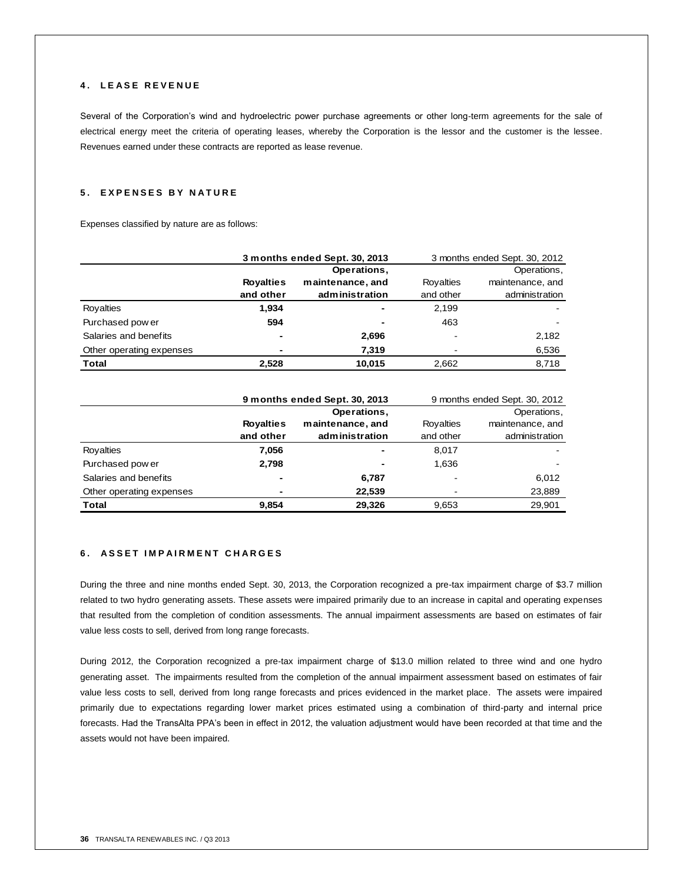## 4. LEASE REVENUE

Several of the Corporation's wind and hydroelectric power purchase agreements or other long-term agreements for the sale of electrical energy meet the criteria of operating leases, whereby the Corporation is the lessor and the customer is the lessee. Revenues earned under these contracts are reported as lease revenue.

## 5. EXPENSES BY NATURE

Expenses classified by nature are as follows:

| | **3 months ended Sept. 30, 2013** | | 3 months ended Sept. 30, 2012 | |
|---|---|---|---|---|
| | **Royalties and other** | **Operations, maintenance, and administration** | Royalties and other | Operations, maintenance, and administration |
| Royalties | **1,934** | **-** | 2,199 | - |
| Purchased power | **594** | **-** | 463 | - |
| Salaries and benefits | **-** | **2,696** | - | 2,182 |
| Other operating expenses | **-** | **7,319** | - | 6,536 |
| **Total** | **2,528** | **10,015** | 2,662 | 8,718 |

| | **9 months ended Sept. 30, 2013** | | 9 months ended Sept. 30, 2012 | |
|---|---|---|---|---|
| | **Royalties and other** | **Operations, maintenance, and administration** | Royalties and other | Operations, maintenance, and administration |
| Royalties | **7,056** | **-** | 8,017 | - |
| Purchased power | **2,798** | **-** | 1,636 | - |
| Salaries and benefits | **-** | **6,787** | - | 6,012 |
| Other operating expenses | **-** | **22,539** | - | 23,889 |
| **Total** | **9,854** | **29,326** | 9,653 | 29,901 |

## 6. ASSET IMPAIRMENT CHARGES

During the three and nine months ended Sept. 30, 2013, the Corporation recognized a pre-tax impairment charge of $3.7 million related to two hydro generating assets. These assets were impaired primarily due to an increase in capital and operating expenses that resulted from the completion of condition assessments. The annual impairment assessments are based on estimates of fair value less costs to sell, derived from long range forecasts.

During 2012, the Corporation recognized a pre-tax impairment charge of $13.0 million related to three wind and one hydro generating asset. The impairments resulted from the completion of the annual impairment assessment based on estimates of fair value less costs to sell, derived from long range forecasts and prices evidenced in the market place. The assets were impaired primarily due to expectations regarding lower market prices estimated using a combination of third-party and internal price forecasts. Had the TransAlta PPA's been in effect in 2012, the valuation adjustment would have been recorded at that time and the assets would not have been impaired.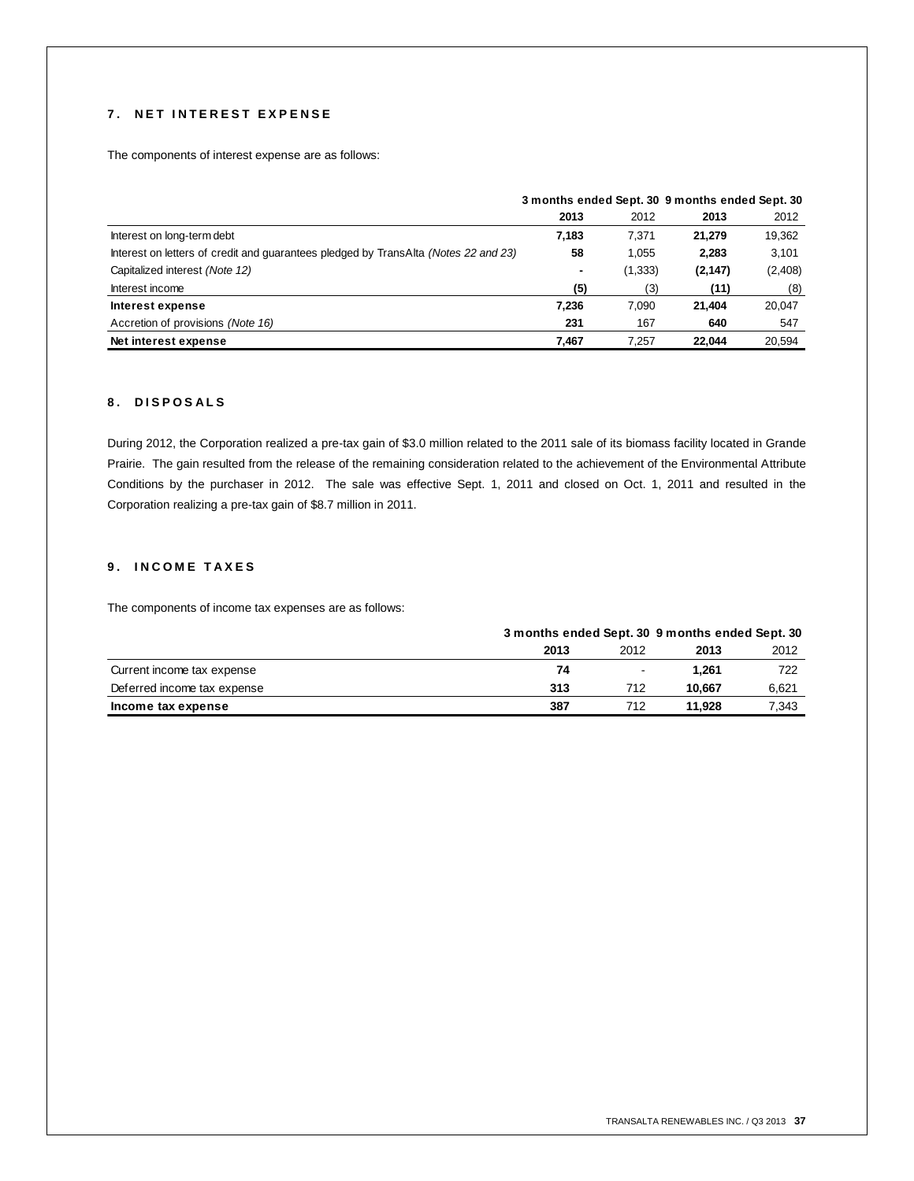## 7. NET INTEREST EXPENSE

The components of interest expense are as follows:

| | 3 months ended Sept. 30 | | 9 months ended Sept. 30 | |
|---|---|---|---|---|
| | **2013** | 2012 | **2013** | 2012 |
| Interest on long-term debt | **7,183** | 7,371 | **21,279** | 19,362 |
| Interest on letters of credit and guarantees pledged by TransAlta *(Notes 22 and 23)* | **58** | 1,055 | **2,283** | 3,101 |
| Capitalized interest *(Note 12)* | **-** | (1,333) | **(2,147)** | (2,408) |
| Interest income | **(5)** | (3) | **(11)** | (8) |
| **Interest expense** | **7,236** | 7,090 | **21,404** | 20,047 |
| Accretion of provisions *(Note 16)* | **231** | 167 | **640** | 547 |
| **Net interest expense** | **7,467** | 7,257 | **22,044** | 20,594 |

## 8. DISPOSALS

During 2012, the Corporation realized a pre-tax gain of $3.0 million related to the 2011 sale of its biomass facility located in Grande Prairie. The gain resulted from the release of the remaining consideration related to the achievement of the Environmental Attribute Conditions by the purchaser in 2012. The sale was effective Sept. 1, 2011 and closed on Oct. 1, 2011 and resulted in the Corporation realizing a pre-tax gain of $8.7 million in 2011.

## 9. INCOME TAXES

The components of income tax expenses are as follows:

| | 3 months ended Sept. 30 | | 9 months ended Sept. 30 | |
|---|---|---|---|---|
| | **2013** | 2012 | **2013** | 2012 |
| Current income tax expense | **74** | - | **1,261** | 722 |
| Deferred income tax expense | **313** | 712 | **10,667** | 6,621 |
| **Income tax expense** | **387** | 712 | **11,928** | 7,343 |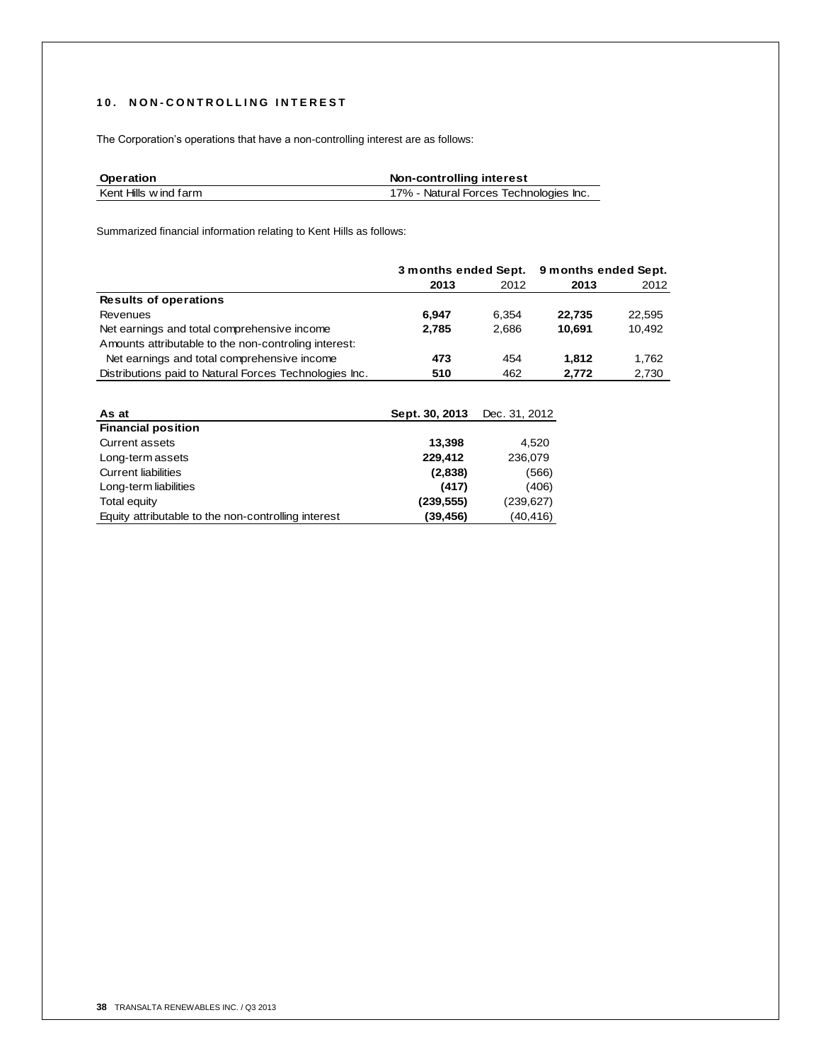## 10. NON-CONTROLLING INTEREST

The Corporation's operations that have a non-controlling interest are as follows:

| Operation | Non-controlling interest |
|---|---|
| Kent Hills wind farm | 17% - Natural Forces Technologies Inc. |

Summarized financial information relating to Kent Hills as follows:

| | 3 months ended Sept. | | 9 months ended Sept. | |
|---|---|---|---|---|
| | **2013** | 2012 | **2013** | 2012 |
| **Results of operations** | | | | |
| Revenues | **6,947** | 6,354 | **22,735** | 22,595 |
| Net earnings and total comprehensive income | **2,785** | 2,686 | **10,691** | 10,492 |
| Amounts attributable to the non-controling interest: | | | | |
| Net earnings and total comprehensive income | **473** | 454 | **1,812** | 1,762 |
| Distributions paid to Natural Forces Technologies Inc. | **510** | 462 | **2,772** | 2,730 |

| As at | Sept. 30, 2013 | Dec. 31, 2012 |
|---|---|---|
| **Financial position** | | |
| Current assets | **13,398** | 4,520 |
| Long-term assets | **229,412** | 236,079 |
| Current liabilities | **(2,838)** | (566) |
| Long-term liabilities | **(417)** | (406) |
| Total equity | **(239,555)** | (239,627) |
| Equity attributable to the non-controlling interest | **(39,456)** | (40,416) |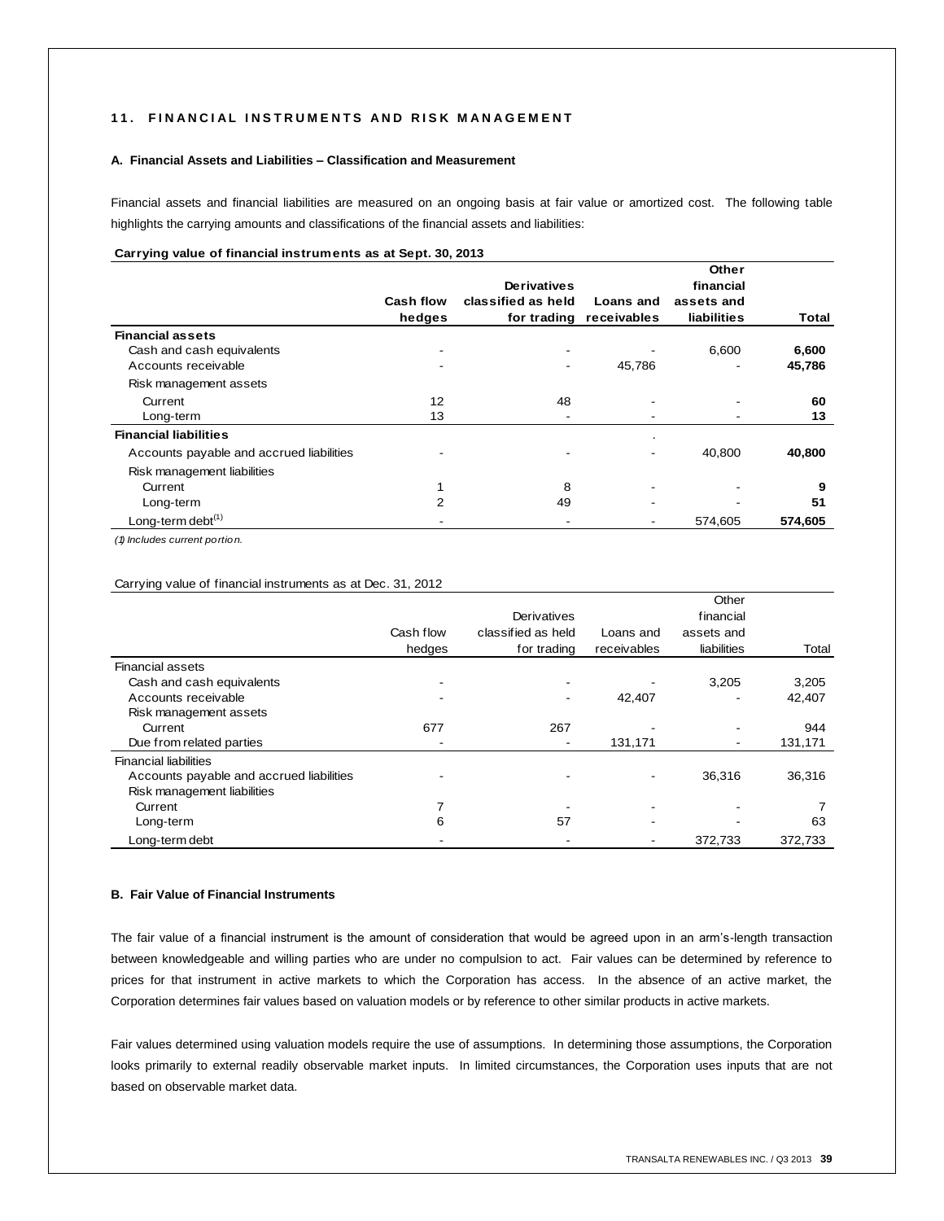## 11. FINANCIAL INSTRUMENTS AND RISK MANAGEMENT

### A. Financial Assets and Liabilities – Classification and Measurement

Financial assets and financial liabilities are measured on an ongoing basis at fair value or amortized cost. The following table highlights the carrying amounts and classifications of the financial assets and liabilities:

**Carrying value of financial instruments as at Sept. 30, 2013**

| | Cash flow hedges | Derivatives classified as held for trading | Loans and receivables | Other financial assets and liabilities | Total |
|---|---|---|---|---|---|
| **Financial assets** | | | | | |
| Cash and cash equivalents | - | - | - | 6,600 | **6,600** |
| Accounts receivable | - | - | 45,786 | - | **45,786** |
| Risk management assets | | | | | |
| Current | 12 | 48 | - | - | **60** |
| Long-term | 13 | - | - | - | **13** |
| **Financial liabilities** | | | . | | |
| Accounts payable and accrued liabilities | - | - | - | 40,800 | **40,800** |
| Risk management liabilities | | | | | |
| Current | 1 | 8 | - | - | **9** |
| Long-term | 2 | 49 | - | - | **51** |
| Long-term debt(1) | - | - | - | 574,605 | **574,605** |

*(1) Includes current portion.*

Carrying value of financial instruments as at Dec. 31, 2012

| | Cash flow hedges | Derivatives classified as held for trading | Loans and receivables | Other financial assets and liabilities | Total |
|---|---|---|---|---|---|
| Financial assets | | | | | |
| Cash and cash equivalents | - | - | - | 3,205 | 3,205 |
| Accounts receivable | - | - | 42,407 | - | 42,407 |
| Risk management assets | | | | | |
| Current | 677 | 267 | - | - | 944 |
| Due from related parties | - | - | 131,171 | - | 131,171 |
| Financial liabilities | | | | | |
| Accounts payable and accrued liabilities | - | - | - | 36,316 | 36,316 |
| Risk management liabilities | | | | | |
| Current | 7 | - | - | - | 7 |
| Long-term | 6 | 57 | - | - | 63 |
| Long-term debt | - | - | - | 372,733 | 372,733 |

### B. Fair Value of Financial Instruments

The fair value of a financial instrument is the amount of consideration that would be agreed upon in an arm's-length transaction between knowledgeable and willing parties who are under no compulsion to act. Fair values can be determined by reference to prices for that instrument in active markets to which the Corporation has access. In the absence of an active market, the Corporation determines fair values based on valuation models or by reference to other similar products in active markets.

Fair values determined using valuation models require the use of assumptions. In determining those assumptions, the Corporation looks primarily to external readily observable market inputs. In limited circumstances, the Corporation uses inputs that are not based on observable market data.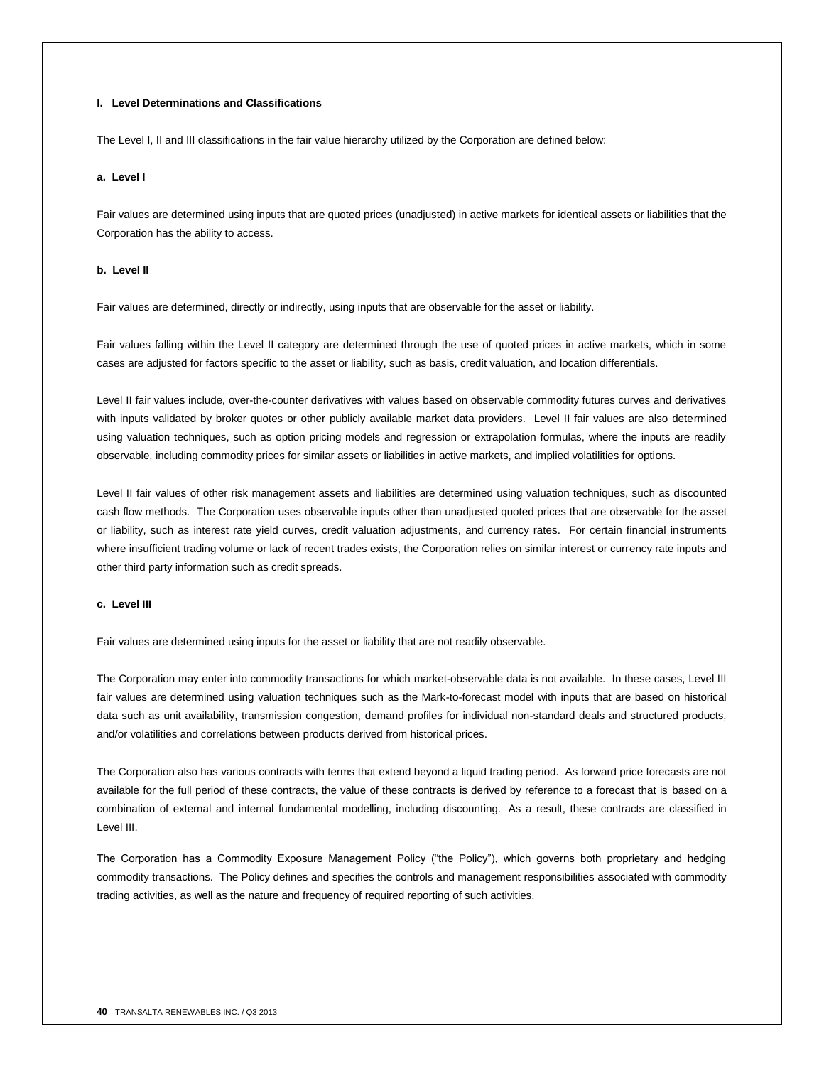**I. Level Determinations and Classifications**

The Level I, II and III classifications in the fair value hierarchy utilized by the Corporation are defined below:

**a. Level I**

Fair values are determined using inputs that are quoted prices (unadjusted) in active markets for identical assets or liabilities that the Corporation has the ability to access.

**b. Level II**

Fair values are determined, directly or indirectly, using inputs that are observable for the asset or liability.

Fair values falling within the Level II category are determined through the use of quoted prices in active markets, which in some cases are adjusted for factors specific to the asset or liability, such as basis, credit valuation, and location differentials.

Level II fair values include, over-the-counter derivatives with values based on observable commodity futures curves and derivatives with inputs validated by broker quotes or other publicly available market data providers. Level II fair values are also determined using valuation techniques, such as option pricing models and regression or extrapolation formulas, where the inputs are readily observable, including commodity prices for similar assets or liabilities in active markets, and implied volatilities for options.

Level II fair values of other risk management assets and liabilities are determined using valuation techniques, such as discounted cash flow methods. The Corporation uses observable inputs other than unadjusted quoted prices that are observable for the asset or liability, such as interest rate yield curves, credit valuation adjustments, and currency rates. For certain financial instruments where insufficient trading volume or lack of recent trades exists, the Corporation relies on similar interest or currency rate inputs and other third party information such as credit spreads.

**c. Level III**

Fair values are determined using inputs for the asset or liability that are not readily observable.

The Corporation may enter into commodity transactions for which market-observable data is not available. In these cases, Level III fair values are determined using valuation techniques such as the Mark-to-forecast model with inputs that are based on historical data such as unit availability, transmission congestion, demand profiles for individual non-standard deals and structured products, and/or volatilities and correlations between products derived from historical prices.

The Corporation also has various contracts with terms that extend beyond a liquid trading period. As forward price forecasts are not available for the full period of these contracts, the value of these contracts is derived by reference to a forecast that is based on a combination of external and internal fundamental modelling, including discounting. As a result, these contracts are classified in Level III.

The Corporation has a Commodity Exposure Management Policy ("the Policy"), which governs both proprietary and hedging commodity transactions. The Policy defines and specifies the controls and management responsibilities associated with commodity trading activities, as well as the nature and frequency of required reporting of such activities.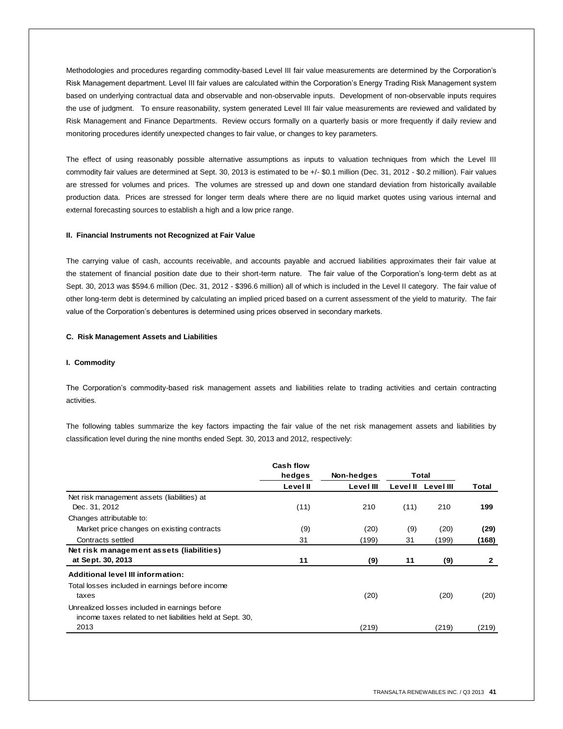Methodologies and procedures regarding commodity-based Level III fair value measurements are determined by the Corporation's Risk Management department. Level III fair values are calculated within the Corporation's Energy Trading Risk Management system based on underlying contractual data and observable and non-observable inputs. Development of non-observable inputs requires the use of judgment. To ensure reasonability, system generated Level III fair value measurements are reviewed and validated by Risk Management and Finance Departments. Review occurs formally on a quarterly basis or more frequently if daily review and monitoring procedures identify unexpected changes to fair value, or changes to key parameters.

The effect of using reasonably possible alternative assumptions as inputs to valuation techniques from which the Level III commodity fair values are determined at Sept. 30, 2013 is estimated to be +/- $0.1 million (Dec. 31, 2012 - $0.2 million). Fair values are stressed for volumes and prices. The volumes are stressed up and down one standard deviation from historically available production data. Prices are stressed for longer term deals where there are no liquid market quotes using various internal and external forecasting sources to establish a high and a low price range.

**II. Financial Instruments not Recognized at Fair Value**

The carrying value of cash, accounts receivable, and accounts payable and accrued liabilities approximates their fair value at the statement of financial position date due to their short-term nature. The fair value of the Corporation's long-term debt as at Sept. 30, 2013 was $594.6 million (Dec. 31, 2012 - $396.6 million) all of which is included in the Level II category. The fair value of other long-term debt is determined by calculating an implied priced based on a current assessment of the yield to maturity. The fair value of the Corporation's debentures is determined using prices observed in secondary markets.

**C. Risk Management Assets and Liabilities**

**I. Commodity**

The Corporation's commodity-based risk management assets and liabilities relate to trading activities and certain contracting activities.

The following tables summarize the key factors impacting the fair value of the net risk management assets and liabilities by classification level during the nine months ended Sept. 30, 2013 and 2012, respectively:

| | Cash flow hedges | Non-hedges | Total | | |
|---|---|---|---|---|---|
| | Level II | Level III | Level II | Level III | Total |
| Net risk management assets (liabilities) at Dec. 31, 2012 | (11) | 210 | (11) | 210 | **199** |
| Changes attributable to: | | | | | |
| Market price changes on existing contracts | (9) | (20) | (9) | (20) | **(29)** |
| Contracts settled | 31 | (199) | 31 | (199) | **(168)** |
| **Net risk management assets (liabilities) at Sept. 30, 2013** | **11** | **(9)** | **11** | **(9)** | **2** |
| **Additional level III information:** | | | | | |
| Total losses included in earnings before income taxes | | (20) | | (20) | (20) |
| Unrealized losses included in earnings before income taxes related to net liabilities held at Sept. 30, 2013 | | (219) | | (219) | (219) |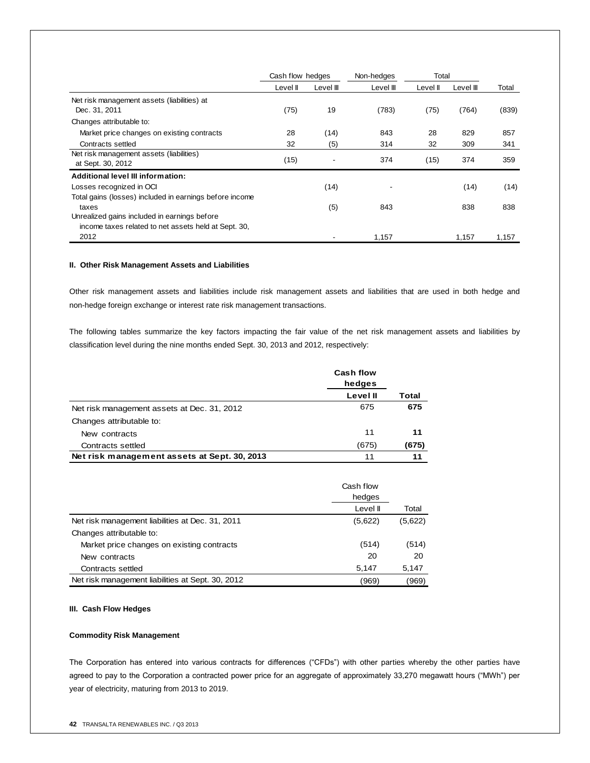| | Cash flow hedges | | Non-hedges | Total | | |
|---|---|---|---|---|---|---|
| | Level II | Level III | Level III | Level II | Level III | Total |
| Net risk management assets (liabilities) at Dec. 31, 2011 | (75) | 19 | (783) | (75) | (764) | (839) |
| Changes attributable to: | | | | | | |
| Market price changes on existing contracts | 28 | (14) | 843 | 28 | 829 | 857 |
| Contracts settled | 32 | (5) | 314 | 32 | 309 | 341 |
| Net risk management assets (liabilities) at Sept. 30, 2012 | (15) | - | 374 | (15) | 374 | 359 |
| **Additional level III information:** | | | | | | |
| Losses recognized in OCI | | (14) | - | | (14) | (14) |
| Total gains (losses) included in earnings before income taxes | | (5) | 843 | | 838 | 838 |
| Unrealized gains included in earnings before income taxes related to net assets held at Sept. 30, 2012 | | - | 1,157 | | 1,157 | 1,157 |

**II. Other Risk Management Assets and Liabilities**

Other risk management assets and liabilities include risk management assets and liabilities that are used in both hedge and non-hedge foreign exchange or interest rate risk management transactions.

The following tables summarize the key factors impacting the fair value of the net risk management assets and liabilities by classification level during the nine months ended Sept. 30, 2013 and 2012, respectively:

| | **Cash flow hedges** | |
|---|---|---|
| | **Level II** | **Total** |
| Net risk management assets at Dec. 31, 2012 | 675 | **675** |
| Changes attributable to: | | |
| New contracts | 11 | **11** |
| Contracts settled | (675) | **(675)** |
| **Net risk management assets at Sept. 30, 2013** | 11 | **11** |

| | Cash flow hedges | |
|---|---|---|
| | Level II | Total |
| Net risk management liabilities at Dec. 31, 2011 | (5,622) | (5,622) |
| Changes attributable to: | | |
| Market price changes on existing contracts | (514) | (514) |
| New contracts | 20 | 20 |
| Contracts settled | 5,147 | 5,147 |
| Net risk management liabilities at Sept. 30, 2012 | (969) | (969) |

**III. Cash Flow Hedges**

**Commodity Risk Management**

The Corporation has entered into various contracts for differences ("CFDs") with other parties whereby the other parties have agreed to pay to the Corporation a contracted power price for an aggregate of approximately 33,270 megawatt hours ("MWh") per year of electricity, maturing from 2013 to 2019.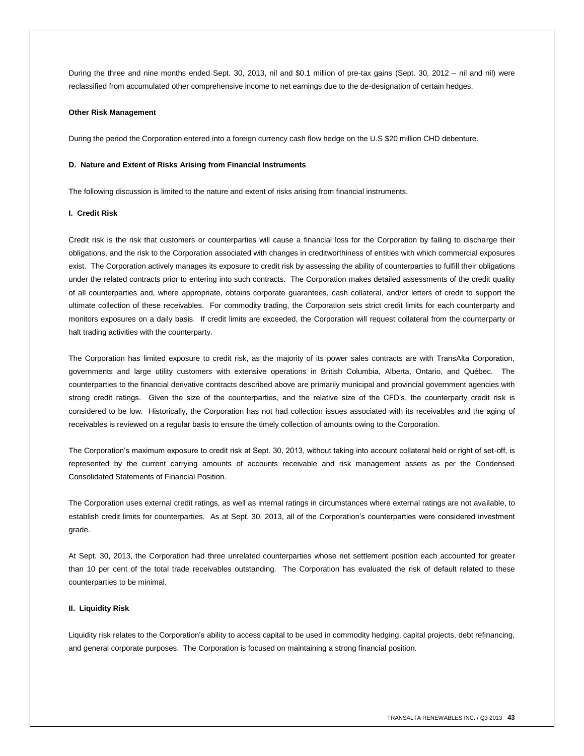During the three and nine months ended Sept. 30, 2013, nil and $0.1 million of pre-tax gains (Sept. 30, 2012 – nil and nil) were reclassified from accumulated other comprehensive income to net earnings due to the de-designation of certain hedges.

**Other Risk Management**

During the period the Corporation entered into a foreign currency cash flow hedge on the U.S $20 million CHD debenture.

**D. Nature and Extent of Risks Arising from Financial Instruments**

The following discussion is limited to the nature and extent of risks arising from financial instruments.

**I. Credit Risk**

Credit risk is the risk that customers or counterparties will cause a financial loss for the Corporation by failing to discharge their obligations, and the risk to the Corporation associated with changes in creditworthiness of entities with which commercial exposures exist. The Corporation actively manages its exposure to credit risk by assessing the ability of counterparties to fulfill their obligations under the related contracts prior to entering into such contracts. The Corporation makes detailed assessments of the credit quality of all counterparties and, where appropriate, obtains corporate guarantees, cash collateral, and/or letters of credit to support the ultimate collection of these receivables. For commodity trading, the Corporation sets strict credit limits for each counterparty and monitors exposures on a daily basis. If credit limits are exceeded, the Corporation will request collateral from the counterparty or halt trading activities with the counterparty.

The Corporation has limited exposure to credit risk, as the majority of its power sales contracts are with TransAlta Corporation, governments and large utility customers with extensive operations in British Columbia, Alberta, Ontario, and Québec. The counterparties to the financial derivative contracts described above are primarily municipal and provincial government agencies with strong credit ratings. Given the size of the counterparties, and the relative size of the CFD's, the counterparty credit risk is considered to be low. Historically, the Corporation has not had collection issues associated with its receivables and the aging of receivables is reviewed on a regular basis to ensure the timely collection of amounts owing to the Corporation.

The Corporation's maximum exposure to credit risk at Sept. 30, 2013, without taking into account collateral held or right of set-off, is represented by the current carrying amounts of accounts receivable and risk management assets as per the Condensed Consolidated Statements of Financial Position.

The Corporation uses external credit ratings, as well as internal ratings in circumstances where external ratings are not available, to establish credit limits for counterparties. As at Sept. 30, 2013, all of the Corporation's counterparties were considered investment grade.

At Sept. 30, 2013, the Corporation had three unrelated counterparties whose net settlement position each accounted for greater than 10 per cent of the total trade receivables outstanding. The Corporation has evaluated the risk of default related to these counterparties to be minimal.

**II. Liquidity Risk**

Liquidity risk relates to the Corporation's ability to access capital to be used in commodity hedging, capital projects, debt refinancing, and general corporate purposes. The Corporation is focused on maintaining a strong financial position.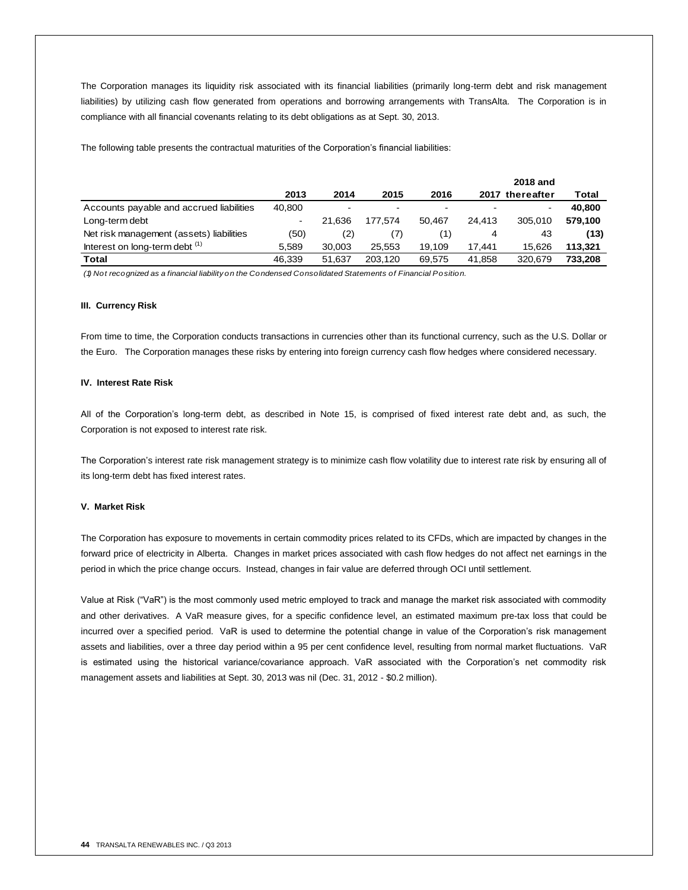The Corporation manages its liquidity risk associated with its financial liabilities (primarily long-term debt and risk management liabilities) by utilizing cash flow generated from operations and borrowing arrangements with TransAlta. The Corporation is in compliance with all financial covenants relating to its debt obligations as at Sept. 30, 2013.

The following table presents the contractual maturities of the Corporation's financial liabilities:

| | 2013 | 2014 | 2015 | 2016 | 2017 | 2018 and thereafter | Total |
|---|---|---|---|---|---|---|---|
| Accounts payable and accrued liabilities | 40,800 | - | - | - | - | - | **40,800** |
| Long-term debt | - | 21,636 | 177,574 | 50,467 | 24,413 | 305,010 | **579,100** |
| Net risk management (assets) liabilities | (50) | (2) | (7) | (1) | 4 | 43 | **(13)** |
| Interest on long-term debt [1] | 5,589 | 30,003 | 25,553 | 19,109 | 17,441 | 15,626 | **113,321** |
| **Total** | 46,339 | 51,637 | 203,120 | 69,575 | 41,858 | 320,679 | **733,208** |

*(1) Not recognized as a financial liability on the Condensed Consolidated Statements of Financial Position.*

#### III. Currency Risk

From time to time, the Corporation conducts transactions in currencies other than its functional currency, such as the U.S. Dollar or the Euro. The Corporation manages these risks by entering into foreign currency cash flow hedges where considered necessary.

#### IV. Interest Rate Risk

All of the Corporation's long-term debt, as described in Note 15, is comprised of fixed interest rate debt and, as such, the Corporation is not exposed to interest rate risk.

The Corporation's interest rate risk management strategy is to minimize cash flow volatility due to interest rate risk by ensuring all of its long-term debt has fixed interest rates.

#### V. Market Risk

The Corporation has exposure to movements in certain commodity prices related to its CFDs, which are impacted by changes in the forward price of electricity in Alberta. Changes in market prices associated with cash flow hedges do not affect net earnings in the period in which the price change occurs. Instead, changes in fair value are deferred through OCI until settlement.

Value at Risk ("VaR") is the most commonly used metric employed to track and manage the market risk associated with commodity and other derivatives. A VaR measure gives, for a specific confidence level, an estimated maximum pre-tax loss that could be incurred over a specified period. VaR is used to determine the potential change in value of the Corporation's risk management assets and liabilities, over a three day period within a 95 per cent confidence level, resulting from normal market fluctuations. VaR is estimated using the historical variance/covariance approach. VaR associated with the Corporation's net commodity risk management assets and liabilities at Sept. 30, 2013 was nil (Dec. 31, 2012 - $0.2 million).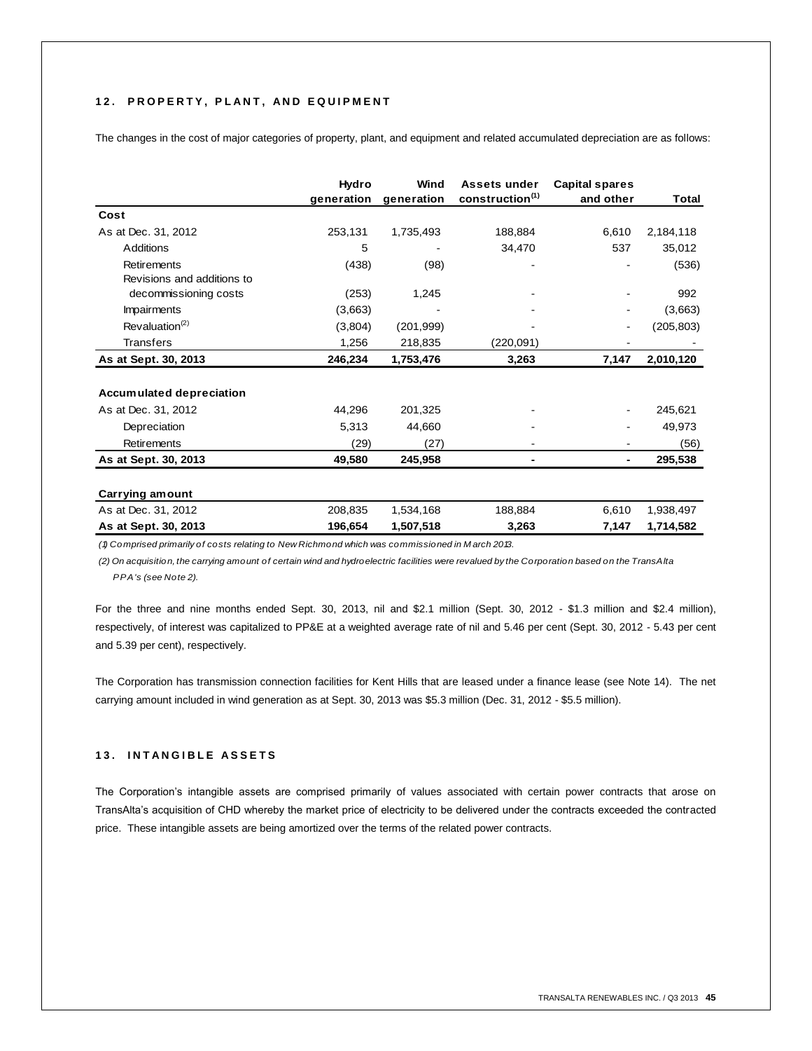## 12. PROPERTY, PLANT, AND EQUIPMENT

The changes in the cost of major categories of property, plant, and equipment and related accumulated depreciation are as follows:

| | Hydro generation | Wind generation | Assets under construction[1] | Capital spares and other | Total |
|---|---|---|---|---|---|
| **Cost** | | | | | |
| As at Dec. 31, 2012 | 253,131 | 1,735,493 | 188,884 | 6,610 | 2,184,118 |
| Additions | 5 | - | 34,470 | 537 | 35,012 |
| Retirements | (438) | (98) | - | - | (536) |
| Revisions and additions to decommissioning costs | (253) | 1,245 | - | - | 992 |
| Impairments | (3,663) | - | - | - | (3,663) |
| Revaluation[2] | (3,804) | (201,999) | - | - | (205,803) |
| Transfers | 1,256 | 218,835 | (220,091) | - | - |
| **As at Sept. 30, 2013** | **246,234** | **1,753,476** | **3,263** | **7,147** | **2,010,120** |
| **Accumulated depreciation** | | | | | |
| As at Dec. 31, 2012 | 44,296 | 201,325 | - | - | 245,621 |
| Depreciation | 5,313 | 44,660 | - | - | 49,973 |
| Retirements | (29) | (27) | - | - | (56) |
| **As at Sept. 30, 2013** | **49,580** | **245,958** | **-** | **-** | **295,538** |
| **Carrying amount** | | | | | |
| As at Dec. 31, 2012 | 208,835 | 1,534,168 | 188,884 | 6,610 | 1,938,497 |
| **As at Sept. 30, 2013** | **196,654** | **1,507,518** | **3,263** | **7,147** | **1,714,582** |

*(1) Comprised primarily of costs relating to New Richmond which was commissioned in March 2013.*

*(2) On acquisition, the carrying amount of certain wind and hydroelectric facilities were revalued by the Corporation based on the TransAlta PPA's (see Note 2).*

For the three and nine months ended Sept. 30, 2013, nil and $2.1 million (Sept. 30, 2012 - $1.3 million and $2.4 million), respectively, of interest was capitalized to PP&E at a weighted average rate of nil and 5.46 per cent (Sept. 30, 2012 - 5.43 per cent and 5.39 per cent), respectively.

The Corporation has transmission connection facilities for Kent Hills that are leased under a finance lease (see Note 14). The net carrying amount included in wind generation as at Sept. 30, 2013 was $5.3 million (Dec. 31, 2012 - $5.5 million).

## 13. INTANGIBLE ASSETS

The Corporation's intangible assets are comprised primarily of values associated with certain power contracts that arose on TransAlta's acquisition of CHD whereby the market price of electricity to be delivered under the contracts exceeded the contracted price. These intangible assets are being amortized over the terms of the related power contracts.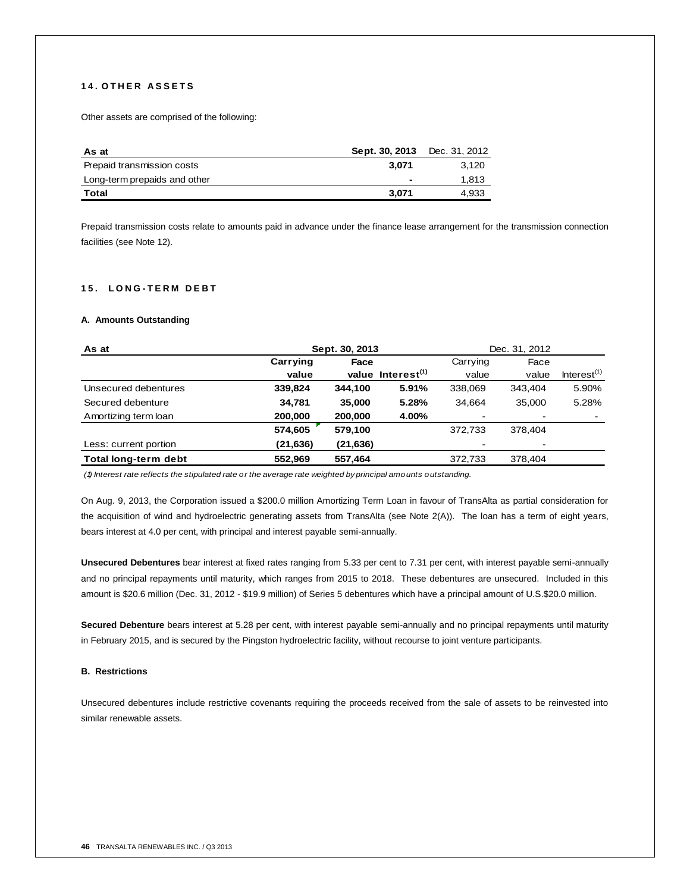## 14. OTHER ASSETS

Other assets are comprised of the following:

| As at | Sept. 30, 2013 | Dec. 31, 2012 |
|---|---|---|
| Prepaid transmission costs | 3,071 | 3,120 |
| Long-term prepaids and other | - | 1,813 |
| **Total** | **3,071** | 4,933 |

Prepaid transmission costs relate to amounts paid in advance under the finance lease arrangement for the transmission connection facilities (see Note 12).

## 15. LONG-TERM DEBT

### A. Amounts Outstanding

| As at | Sept. 30, 2013 | | | Dec. 31, 2012 | | |
|---|---|---|---|---|---|---|
| | Carrying value | Face value | Interest(1) | Carrying value | Face value | Interest(1) |
| Unsecured debentures | **339,824** | **344,100** | **5.91%** | 338,069 | 343,404 | 5.90% |
| Secured debenture | **34,781** | **35,000** | **5.28%** | 34,664 | 35,000 | 5.28% |
| Amortizing term loan | **200,000** | **200,000** | **4.00%** | - | - | - |
| | **574,605** | **579,100** | | 372,733 | 378,404 | |
| Less: current portion | **(21,636)** | **(21,636)** | | - | - | |
| **Total long-term debt** | **552,969** | **557,464** | | 372,733 | 378,404 | |

*(1) Interest rate reflects the stipulated rate or the average rate weighted by principal amounts outstanding.*

On Aug. 9, 2013, the Corporation issued a $200.0 million Amortizing Term Loan in favour of TransAlta as partial consideration for the acquisition of wind and hydroelectric generating assets from TransAlta (see Note 2(A)). The loan has a term of eight years, bears interest at 4.0 per cent, with principal and interest payable semi-annually.

**Unsecured Debentures** bear interest at fixed rates ranging from 5.33 per cent to 7.31 per cent, with interest payable semi-annually and no principal repayments until maturity, which ranges from 2015 to 2018. These debentures are unsecured. Included in this amount is $20.6 million (Dec. 31, 2012 - $19.9 million) of Series 5 debentures which have a principal amount of U.S.$20.0 million.

**Secured Debenture** bears interest at 5.28 per cent, with interest payable semi-annually and no principal repayments until maturity in February 2015, and is secured by the Pingston hydroelectric facility, without recourse to joint venture participants.

### B. Restrictions

Unsecured debentures include restrictive covenants requiring the proceeds received from the sale of assets to be reinvested into similar renewable assets.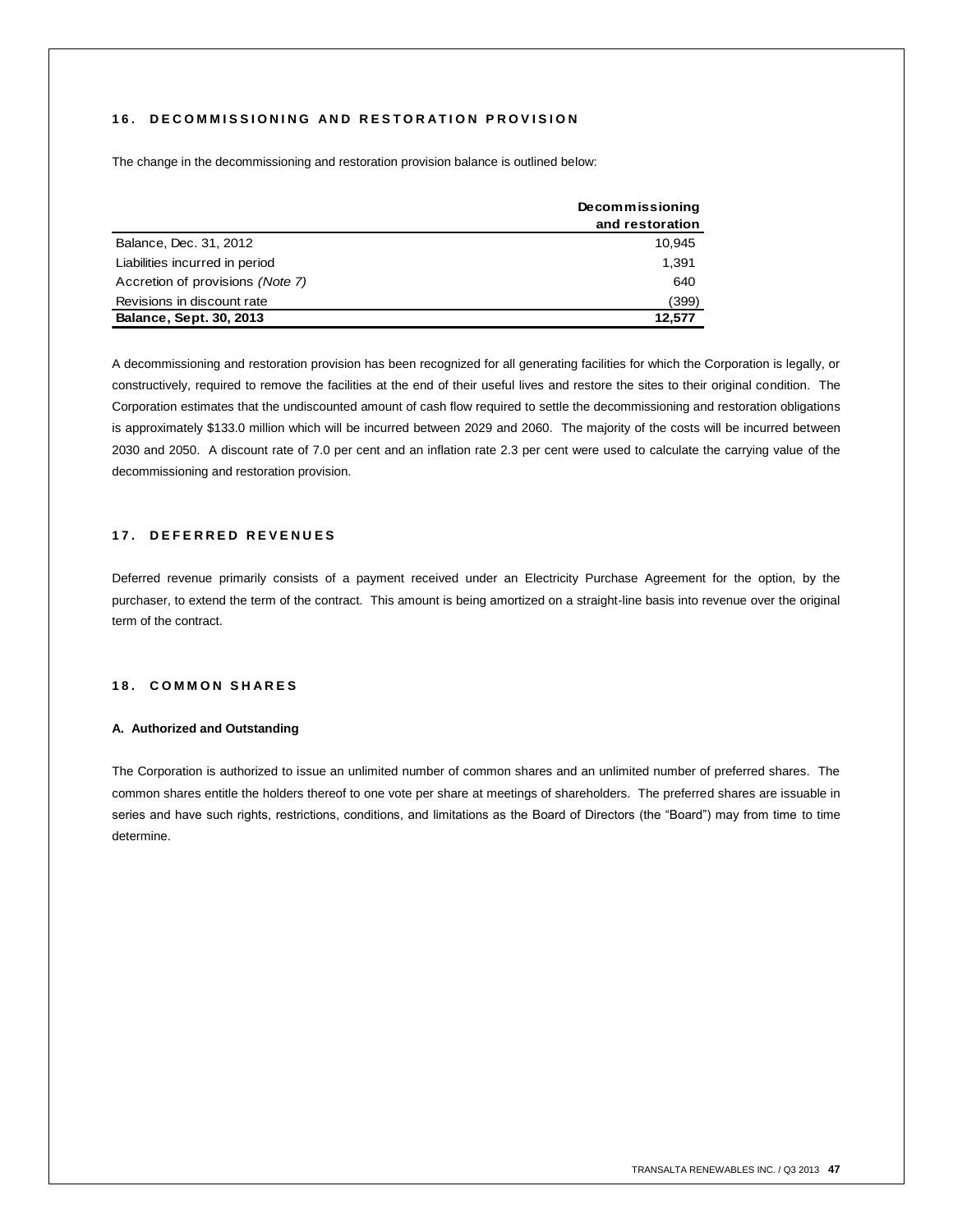## 16. DECOMMISSIONING AND RESTORATION PROVISION

The change in the decommissioning and restoration provision balance is outlined below:

| | Decommissioning and restoration |
|---|---|
| Balance, Dec. 31, 2012 | 10,945 |
| Liabilities incurred in period | 1,391 |
| Accretion of provisions *(Note 7)* | 640 |
| Revisions in discount rate | (399) |
| **Balance, Sept. 30, 2013** | **12,577** |

A decommissioning and restoration provision has been recognized for all generating facilities for which the Corporation is legally, or constructively, required to remove the facilities at the end of their useful lives and restore the sites to their original condition. The Corporation estimates that the undiscounted amount of cash flow required to settle the decommissioning and restoration obligations is approximately $133.0 million which will be incurred between 2029 and 2060. The majority of the costs will be incurred between 2030 and 2050. A discount rate of 7.0 per cent and an inflation rate 2.3 per cent were used to calculate the carrying value of the decommissioning and restoration provision.

## 17. DEFERRED REVENUES

Deferred revenue primarily consists of a payment received under an Electricity Purchase Agreement for the option, by the purchaser, to extend the term of the contract. This amount is being amortized on a straight-line basis into revenue over the original term of the contract.

## 18. COMMON SHARES

### A. Authorized and Outstanding

The Corporation is authorized to issue an unlimited number of common shares and an unlimited number of preferred shares. The common shares entitle the holders thereof to one vote per share at meetings of shareholders. The preferred shares are issuable in series and have such rights, restrictions, conditions, and limitations as the Board of Directors (the "Board") may from time to time determine.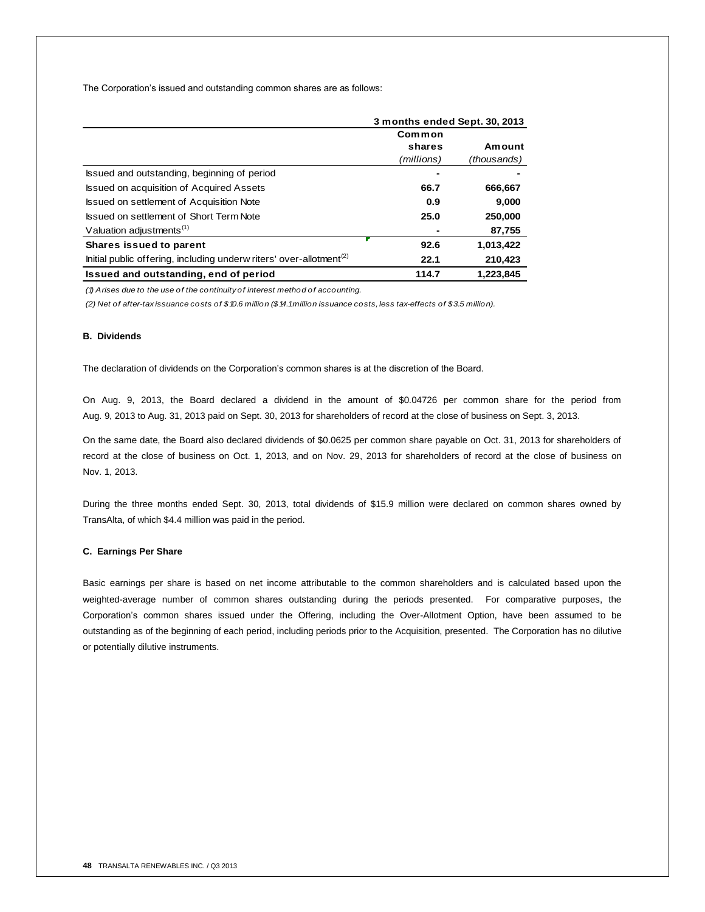The Corporation's issued and outstanding common shares are as follows:

| | 3 months ended Sept. 30, 2013 | |
|---|---|---|
| | Common shares *(millions)* | Amount *(thousands)* |
| Issued and outstanding, beginning of period | - | - |
| Issued on acquisition of Acquired Assets | 66.7 | 666,667 |
| Issued on settlement of Acquisition Note | 0.9 | 9,000 |
| Issued on settlement of Short Term Note | 25.0 | 250,000 |
| Valuation adjustments[1] | - | 87,755 |
| **Shares issued to parent** | **92.6** | **1,013,422** |
| Initial public offering, including underwriters' over-allotment[2] | **22.1** | **210,423** |
| **Issued and outstanding, end of period** | **114.7** | **1,223,845** |

*(1) Arises due to the use of the continuity of interest method of accounting.*

*(2) Net of after-tax issuance costs of $10.6 million ($14.1 million issuance costs, less tax-effects of $3.5 million).*

#### B. Dividends

The declaration of dividends on the Corporation's common shares is at the discretion of the Board.

On Aug. 9, 2013, the Board declared a dividend in the amount of $0.04726 per common share for the period from Aug. 9, 2013 to Aug. 31, 2013 paid on Sept. 30, 2013 for shareholders of record at the close of business on Sept. 3, 2013.

On the same date, the Board also declared dividends of $0.0625 per common share payable on Oct. 31, 2013 for shareholders of record at the close of business on Oct. 1, 2013, and on Nov. 29, 2013 for shareholders of record at the close of business on Nov. 1, 2013.

During the three months ended Sept. 30, 2013, total dividends of $15.9 million were declared on common shares owned by TransAlta, of which $4.4 million was paid in the period.

#### C. Earnings Per Share

Basic earnings per share is based on net income attributable to the common shareholders and is calculated based upon the weighted-average number of common shares outstanding during the periods presented. For comparative purposes, the Corporation's common shares issued under the Offering, including the Over-Allotment Option, have been assumed to be outstanding as of the beginning of each period, including periods prior to the Acquisition, presented. The Corporation has no dilutive or potentially dilutive instruments.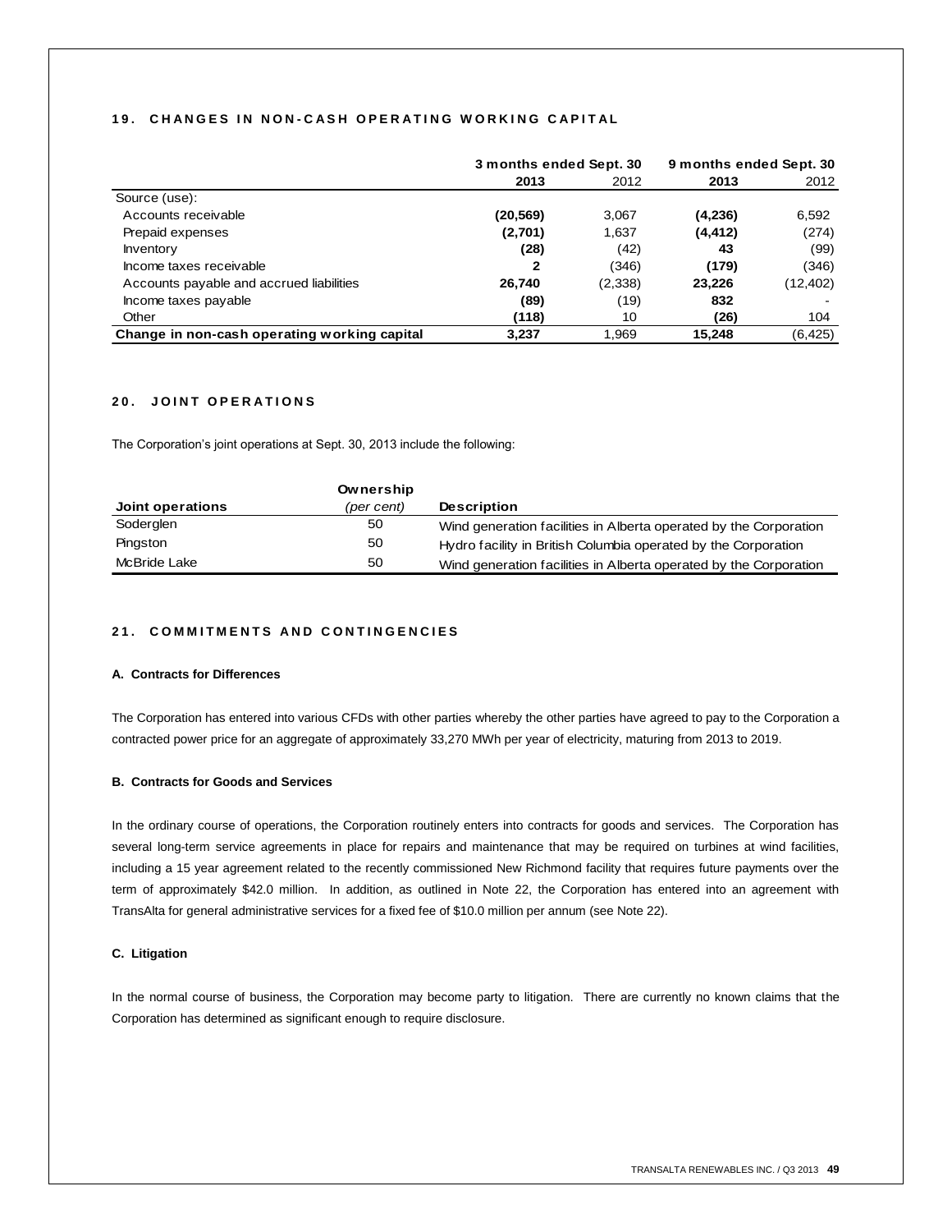## 19. CHANGES IN NON-CASH OPERATING WORKING CAPITAL

| | 3 months ended Sept. 30 | | 9 months ended Sept. 30 | |
|---|---|---|---|---|
| | **2013** | 2012 | **2013** | 2012 |
| Source (use): | | | | |
| Accounts receivable | **(20,569)** | 3,067 | **(4,236)** | 6,592 |
| Prepaid expenses | **(2,701)** | 1,637 | **(4,412)** | (274) |
| Inventory | **(28)** | (42) | **43** | (99) |
| Income taxes receivable | **2** | (346) | **(179)** | (346) |
| Accounts payable and accrued liabilities | **26,740** | (2,338) | **23,226** | (12,402) |
| Income taxes payable | **(89)** | (19) | **832** | - |
| Other | **(118)** | 10 | **(26)** | 104 |
| **Change in non-cash operating working capital** | **3,237** | 1,969 | **15,248** | (6,425) |

## 20. JOINT OPERATIONS

The Corporation's joint operations at Sept. 30, 2013 include the following:

| Joint operations | Ownership *(per cent)* | Description |
|---|---|---|
| Soderglen | 50 | Wind generation facilities in Alberta operated by the Corporation |
| Pingston | 50 | Hydro facility in British Columbia operated by the Corporation |
| McBride Lake | 50 | Wind generation facilities in Alberta operated by the Corporation |

## 21. COMMITMENTS AND CONTINGENCIES

### A. Contracts for Differences

The Corporation has entered into various CFDs with other parties whereby the other parties have agreed to pay to the Corporation a contracted power price for an aggregate of approximately 33,270 MWh per year of electricity, maturing from 2013 to 2019.

### B. Contracts for Goods and Services

In the ordinary course of operations, the Corporation routinely enters into contracts for goods and services. The Corporation has several long-term service agreements in place for repairs and maintenance that may be required on turbines at wind facilities, including a 15 year agreement related to the recently commissioned New Richmond facility that requires future payments over the term of approximately $42.0 million. In addition, as outlined in Note 22, the Corporation has entered into an agreement with TransAlta for general administrative services for a fixed fee of $10.0 million per annum (see Note 22).

### C. Litigation

In the normal course of business, the Corporation may become party to litigation. There are currently no known claims that the Corporation has determined as significant enough to require disclosure.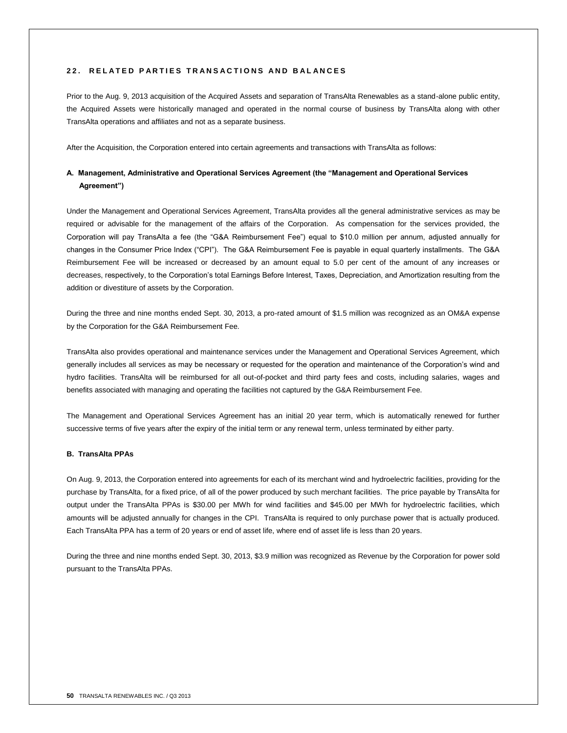## 22. RELATED PARTIES TRANSACTIONS AND BALANCES

Prior to the Aug. 9, 2013 acquisition of the Acquired Assets and separation of TransAlta Renewables as a stand-alone public entity, the Acquired Assets were historically managed and operated in the normal course of business by TransAlta along with other TransAlta operations and affiliates and not as a separate business.

After the Acquisition, the Corporation entered into certain agreements and transactions with TransAlta as follows:

### A. Management, Administrative and Operational Services Agreement (the "Management and Operational Services Agreement")

Under the Management and Operational Services Agreement, TransAlta provides all the general administrative services as may be required or advisable for the management of the affairs of the Corporation. As compensation for the services provided, the Corporation will pay TransAlta a fee (the "G&A Reimbursement Fee") equal to $10.0 million per annum, adjusted annually for changes in the Consumer Price Index ("CPI"). The G&A Reimbursement Fee is payable in equal quarterly installments. The G&A Reimbursement Fee will be increased or decreased by an amount equal to 5.0 per cent of the amount of any increases or decreases, respectively, to the Corporation's total Earnings Before Interest, Taxes, Depreciation, and Amortization resulting from the addition or divestiture of assets by the Corporation.

During the three and nine months ended Sept. 30, 2013, a pro-rated amount of $1.5 million was recognized as an OM&A expense by the Corporation for the G&A Reimbursement Fee.

TransAlta also provides operational and maintenance services under the Management and Operational Services Agreement, which generally includes all services as may be necessary or requested for the operation and maintenance of the Corporation's wind and hydro facilities. TransAlta will be reimbursed for all out-of-pocket and third party fees and costs, including salaries, wages and benefits associated with managing and operating the facilities not captured by the G&A Reimbursement Fee.

The Management and Operational Services Agreement has an initial 20 year term, which is automatically renewed for further successive terms of five years after the expiry of the initial term or any renewal term, unless terminated by either party.

### B. TransAlta PPAs

On Aug. 9, 2013, the Corporation entered into agreements for each of its merchant wind and hydroelectric facilities, providing for the purchase by TransAlta, for a fixed price, of all of the power produced by such merchant facilities. The price payable by TransAlta for output under the TransAlta PPAs is $30.00 per MWh for wind facilities and $45.00 per MWh for hydroelectric facilities, which amounts will be adjusted annually for changes in the CPI. TransAlta is required to only purchase power that is actually produced. Each TransAlta PPA has a term of 20 years or end of asset life, where end of asset life is less than 20 years.

During the three and nine months ended Sept. 30, 2013, $3.9 million was recognized as Revenue by the Corporation for power sold pursuant to the TransAlta PPAs.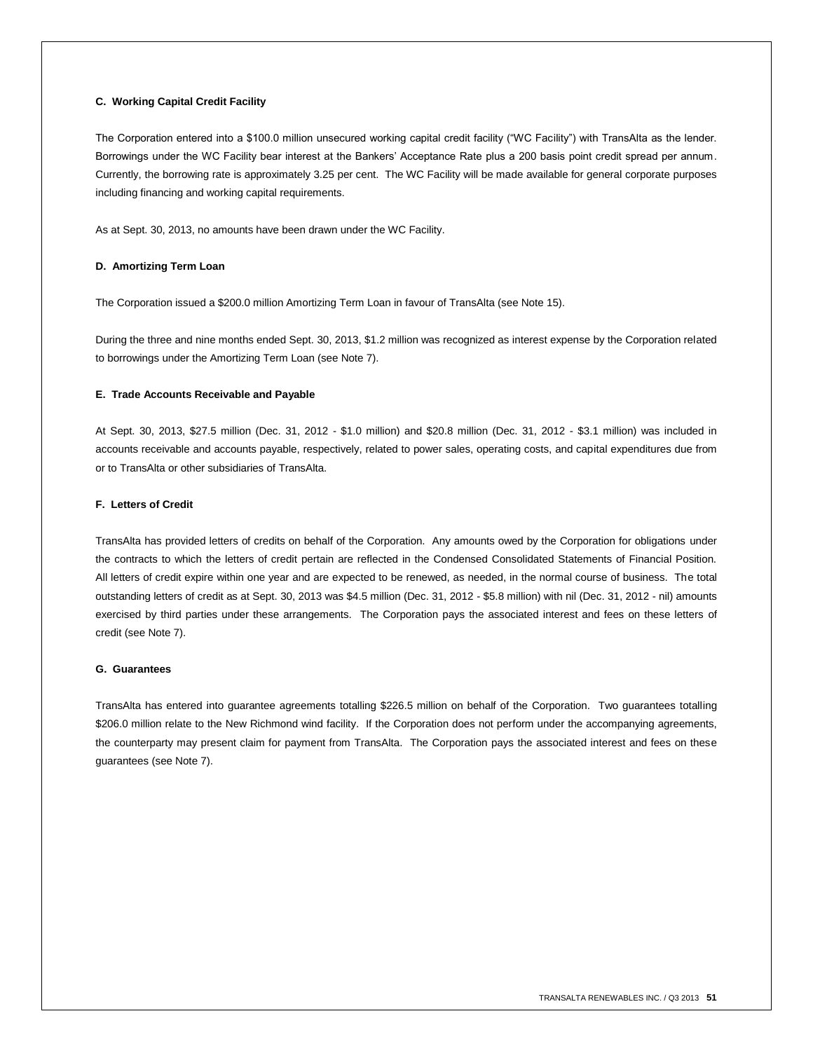**C. Working Capital Credit Facility**

The Corporation entered into a $100.0 million unsecured working capital credit facility ("WC Facility") with TransAlta as the lender. Borrowings under the WC Facility bear interest at the Bankers' Acceptance Rate plus a 200 basis point credit spread per annum. Currently, the borrowing rate is approximately 3.25 per cent. The WC Facility will be made available for general corporate purposes including financing and working capital requirements.

As at Sept. 30, 2013, no amounts have been drawn under the WC Facility.

**D. Amortizing Term Loan**

The Corporation issued a $200.0 million Amortizing Term Loan in favour of TransAlta (see Note 15).

During the three and nine months ended Sept. 30, 2013, $1.2 million was recognized as interest expense by the Corporation related to borrowings under the Amortizing Term Loan (see Note 7).

**E. Trade Accounts Receivable and Payable**

At Sept. 30, 2013, $27.5 million (Dec. 31, 2012 - $1.0 million) and $20.8 million (Dec. 31, 2012 - $3.1 million) was included in accounts receivable and accounts payable, respectively, related to power sales, operating costs, and capital expenditures due from or to TransAlta or other subsidiaries of TransAlta.

**F. Letters of Credit**

TransAlta has provided letters of credits on behalf of the Corporation. Any amounts owed by the Corporation for obligations under the contracts to which the letters of credit pertain are reflected in the Condensed Consolidated Statements of Financial Position. All letters of credit expire within one year and are expected to be renewed, as needed, in the normal course of business. The total outstanding letters of credit as at Sept. 30, 2013 was $4.5 million (Dec. 31, 2012 - $5.8 million) with nil (Dec. 31, 2012 - nil) amounts exercised by third parties under these arrangements. The Corporation pays the associated interest and fees on these letters of credit (see Note 7).

**G. Guarantees**

TransAlta has entered into guarantee agreements totalling $226.5 million on behalf of the Corporation. Two guarantees totalling $206.0 million relate to the New Richmond wind facility. If the Corporation does not perform under the accompanying agreements, the counterparty may present claim for payment from TransAlta. The Corporation pays the associated interest and fees on these guarantees (see Note 7).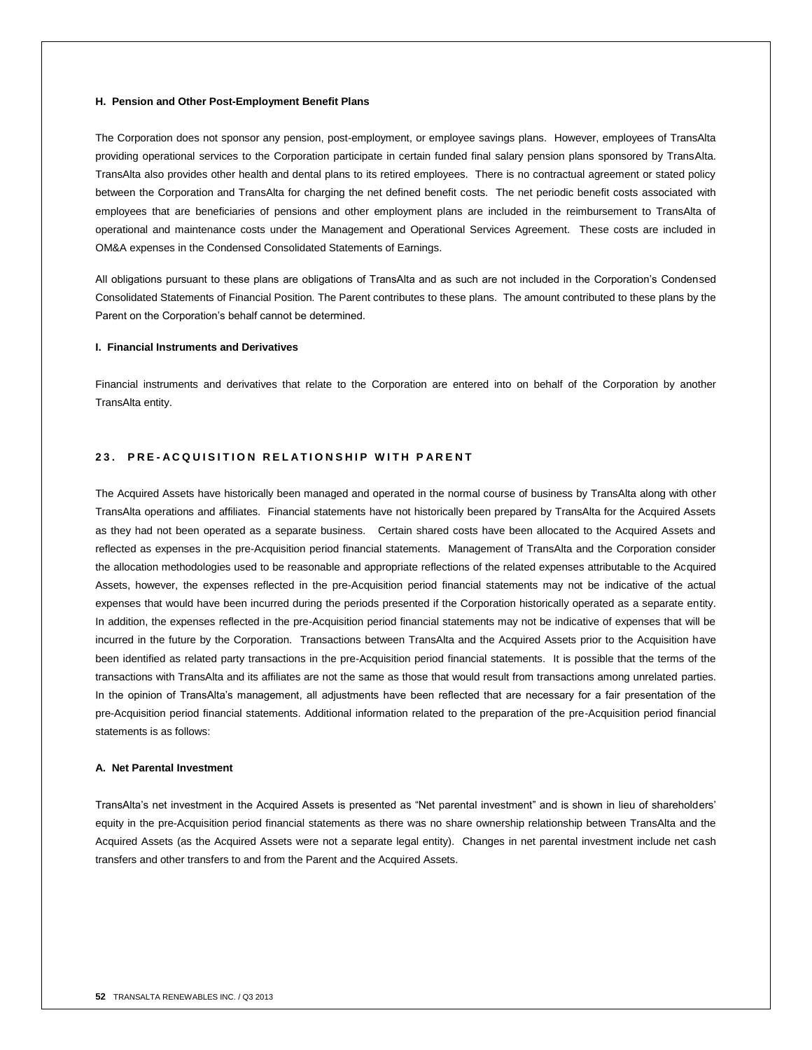### H. Pension and Other Post-Employment Benefit Plans

The Corporation does not sponsor any pension, post-employment, or employee savings plans. However, employees of TransAlta providing operational services to the Corporation participate in certain funded final salary pension plans sponsored by TransAlta. TransAlta also provides other health and dental plans to its retired employees. There is no contractual agreement or stated policy between the Corporation and TransAlta for charging the net defined benefit costs. The net periodic benefit costs associated with employees that are beneficiaries of pensions and other employment plans are included in the reimbursement to TransAlta of operational and maintenance costs under the Management and Operational Services Agreement. These costs are included in OM&A expenses in the Condensed Consolidated Statements of Earnings.

All obligations pursuant to these plans are obligations of TransAlta and as such are not included in the Corporation's Condensed Consolidated Statements of Financial Position. The Parent contributes to these plans. The amount contributed to these plans by the Parent on the Corporation's behalf cannot be determined.

### I. Financial Instruments and Derivatives

Financial instruments and derivatives that relate to the Corporation are entered into on behalf of the Corporation by another TransAlta entity.

## 23. PRE-ACQUISITION RELATIONSHIP WITH PARENT

The Acquired Assets have historically been managed and operated in the normal course of business by TransAlta along with other TransAlta operations and affiliates. Financial statements have not historically been prepared by TransAlta for the Acquired Assets as they had not been operated as a separate business. Certain shared costs have been allocated to the Acquired Assets and reflected as expenses in the pre-Acquisition period financial statements. Management of TransAlta and the Corporation consider the allocation methodologies used to be reasonable and appropriate reflections of the related expenses attributable to the Acquired Assets, however, the expenses reflected in the pre-Acquisition period financial statements may not be indicative of the actual expenses that would have been incurred during the periods presented if the Corporation historically operated as a separate entity. In addition, the expenses reflected in the pre-Acquisition period financial statements may not be indicative of expenses that will be incurred in the future by the Corporation. Transactions between TransAlta and the Acquired Assets prior to the Acquisition have been identified as related party transactions in the pre-Acquisition period financial statements. It is possible that the terms of the transactions with TransAlta and its affiliates are not the same as those that would result from transactions among unrelated parties. In the opinion of TransAlta's management, all adjustments have been reflected that are necessary for a fair presentation of the pre-Acquisition period financial statements. Additional information related to the preparation of the pre-Acquisition period financial statements is as follows:

### A. Net Parental Investment

TransAlta's net investment in the Acquired Assets is presented as "Net parental investment" and is shown in lieu of shareholders' equity in the pre-Acquisition period financial statements as there was no share ownership relationship between TransAlta and the Acquired Assets (as the Acquired Assets were not a separate legal entity). Changes in net parental investment include net cash transfers and other transfers to and from the Parent and the Acquired Assets.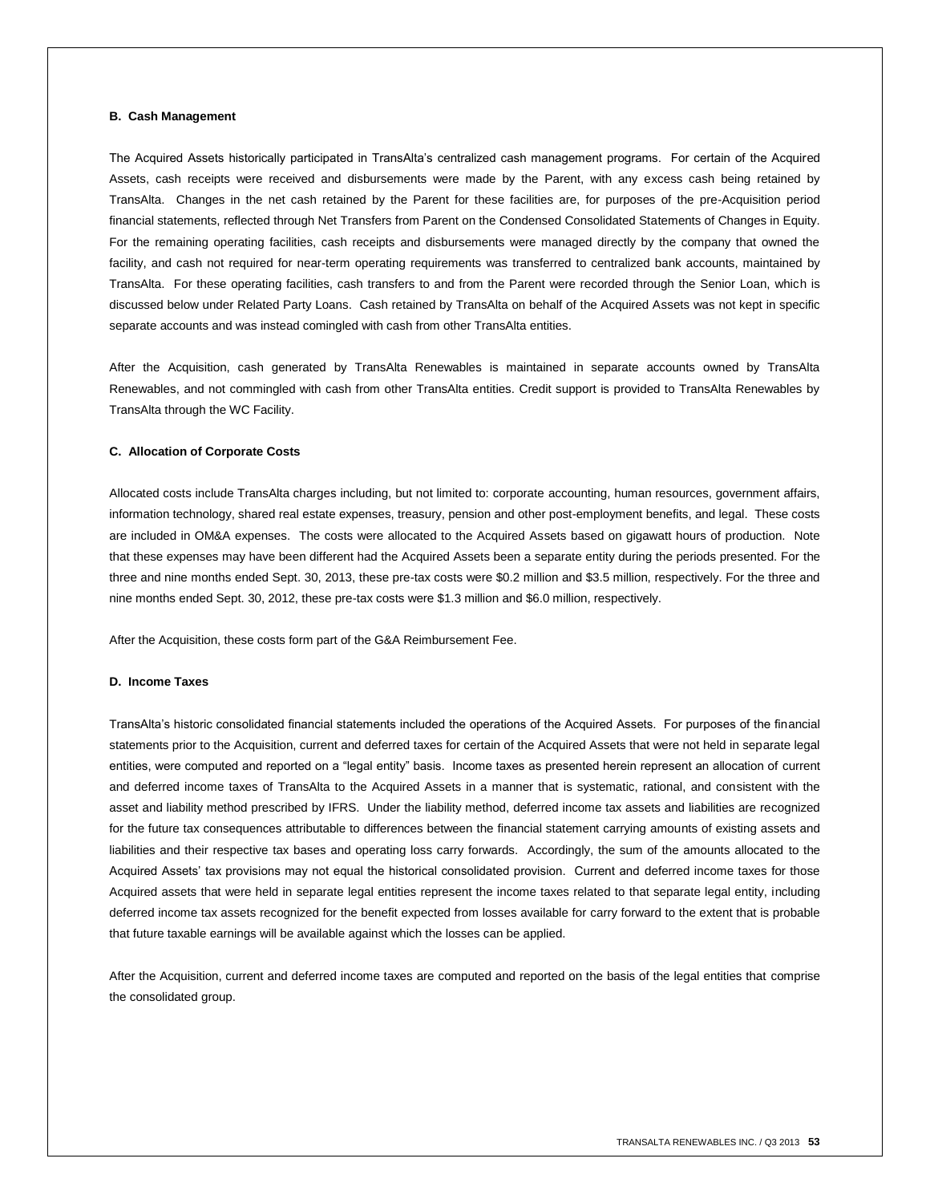### B. Cash Management

The Acquired Assets historically participated in TransAlta's centralized cash management programs. For certain of the Acquired Assets, cash receipts were received and disbursements were made by the Parent, with any excess cash being retained by TransAlta. Changes in the net cash retained by the Parent for these facilities are, for purposes of the pre-Acquisition period financial statements, reflected through Net Transfers from Parent on the Condensed Consolidated Statements of Changes in Equity. For the remaining operating facilities, cash receipts and disbursements were managed directly by the company that owned the facility, and cash not required for near-term operating requirements was transferred to centralized bank accounts, maintained by TransAlta. For these operating facilities, cash transfers to and from the Parent were recorded through the Senior Loan, which is discussed below under Related Party Loans. Cash retained by TransAlta on behalf of the Acquired Assets was not kept in specific separate accounts and was instead comingled with cash from other TransAlta entities.

After the Acquisition, cash generated by TransAlta Renewables is maintained in separate accounts owned by TransAlta Renewables, and not commingled with cash from other TransAlta entities. Credit support is provided to TransAlta Renewables by TransAlta through the WC Facility.

### C. Allocation of Corporate Costs

Allocated costs include TransAlta charges including, but not limited to: corporate accounting, human resources, government affairs, information technology, shared real estate expenses, treasury, pension and other post-employment benefits, and legal. These costs are included in OM&A expenses. The costs were allocated to the Acquired Assets based on gigawatt hours of production. Note that these expenses may have been different had the Acquired Assets been a separate entity during the periods presented. For the three and nine months ended Sept. 30, 2013, these pre-tax costs were $0.2 million and $3.5 million, respectively. For the three and nine months ended Sept. 30, 2012, these pre-tax costs were $1.3 million and $6.0 million, respectively.

After the Acquisition, these costs form part of the G&A Reimbursement Fee.

### D. Income Taxes

TransAlta's historic consolidated financial statements included the operations of the Acquired Assets. For purposes of the financial statements prior to the Acquisition, current and deferred taxes for certain of the Acquired Assets that were not held in separate legal entities, were computed and reported on a "legal entity" basis. Income taxes as presented herein represent an allocation of current and deferred income taxes of TransAlta to the Acquired Assets in a manner that is systematic, rational, and consistent with the asset and liability method prescribed by IFRS. Under the liability method, deferred income tax assets and liabilities are recognized for the future tax consequences attributable to differences between the financial statement carrying amounts of existing assets and liabilities and their respective tax bases and operating loss carry forwards. Accordingly, the sum of the amounts allocated to the Acquired Assets' tax provisions may not equal the historical consolidated provision. Current and deferred income taxes for those Acquired assets that were held in separate legal entities represent the income taxes related to that separate legal entity, including deferred income tax assets recognized for the benefit expected from losses available for carry forward to the extent that is probable that future taxable earnings will be available against which the losses can be applied.

After the Acquisition, current and deferred income taxes are computed and reported on the basis of the legal entities that comprise the consolidated group.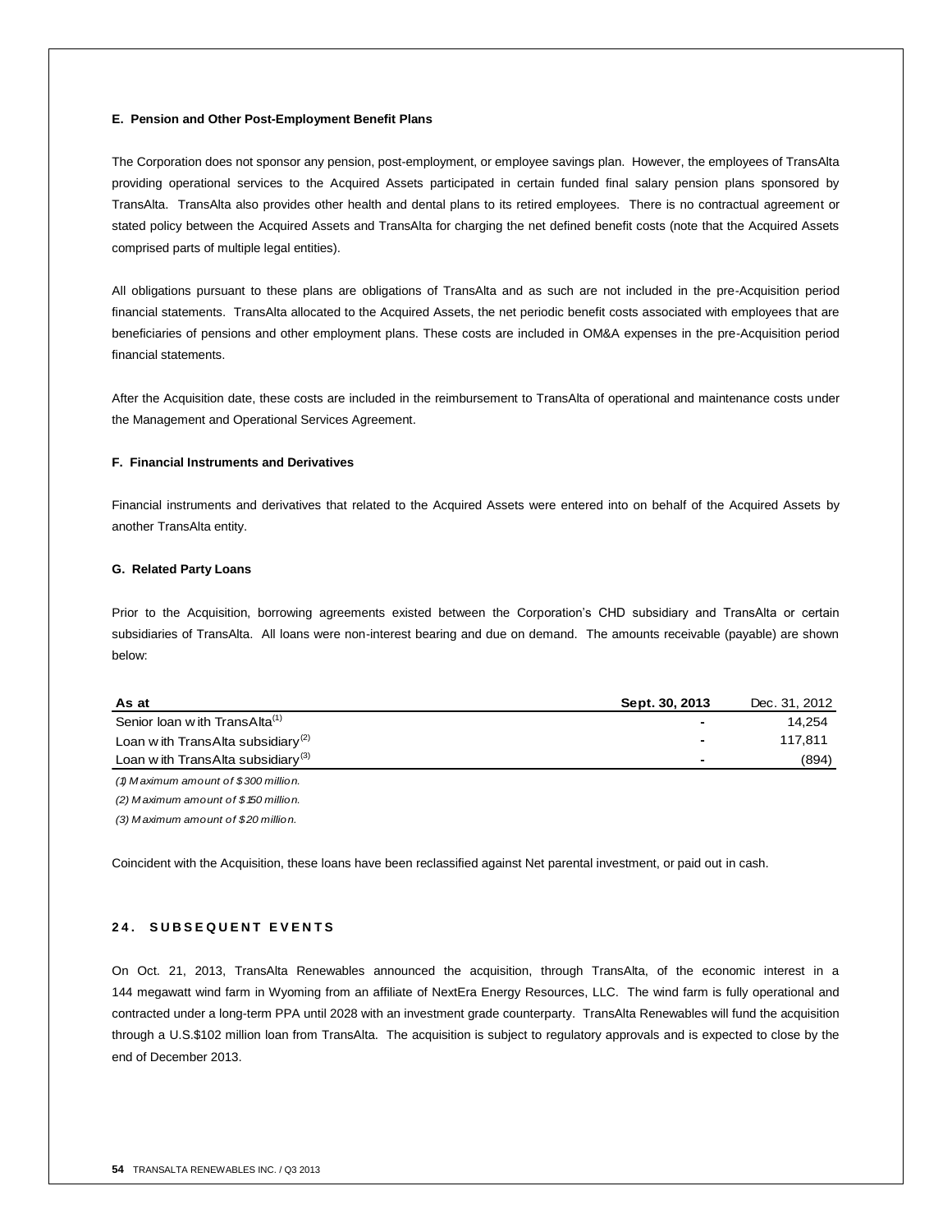**E. Pension and Other Post-Employment Benefit Plans**

The Corporation does not sponsor any pension, post-employment, or employee savings plan. However, the employees of TransAlta providing operational services to the Acquired Assets participated in certain funded final salary pension plans sponsored by TransAlta. TransAlta also provides other health and dental plans to its retired employees. There is no contractual agreement or stated policy between the Acquired Assets and TransAlta for charging the net defined benefit costs (note that the Acquired Assets comprised parts of multiple legal entities).

All obligations pursuant to these plans are obligations of TransAlta and as such are not included in the pre-Acquisition period financial statements. TransAlta allocated to the Acquired Assets, the net periodic benefit costs associated with employees that are beneficiaries of pensions and other employment plans. These costs are included in OM&A expenses in the pre-Acquisition period financial statements.

After the Acquisition date, these costs are included in the reimbursement to TransAlta of operational and maintenance costs under the Management and Operational Services Agreement.

**F. Financial Instruments and Derivatives**

Financial instruments and derivatives that related to the Acquired Assets were entered into on behalf of the Acquired Assets by another TransAlta entity.

**G. Related Party Loans**

Prior to the Acquisition, borrowing agreements existed between the Corporation's CHD subsidiary and TransAlta or certain subsidiaries of TransAlta. All loans were non-interest bearing and due on demand. The amounts receivable (payable) are shown below:

| As at | Sept. 30, 2013 | Dec. 31, 2012 |
|---|---|---|
| Senior loan with TransAlta[(1)] | - | 14,254 |
| Loan with TransAlta subsidiary[(2)] | - | 117,811 |
| Loan with TransAlta subsidiary[(3)] | - | (894) |

*(1) Maximum amount of $300 million.*

*(2) Maximum amount of $150 million.*

*(3) Maximum amount of $20 million.*

Coincident with the Acquisition, these loans have been reclassified against Net parental investment, or paid out in cash.

## 24. SUBSEQUENT EVENTS

On Oct. 21, 2013, TransAlta Renewables announced the acquisition, through TransAlta, of the economic interest in a 144 megawatt wind farm in Wyoming from an affiliate of NextEra Energy Resources, LLC. The wind farm is fully operational and contracted under a long-term PPA until 2028 with an investment grade counterparty. TransAlta Renewables will fund the acquisition through a U.S.$102 million loan from TransAlta. The acquisition is subject to regulatory approvals and is expected to close by the end of December 2013.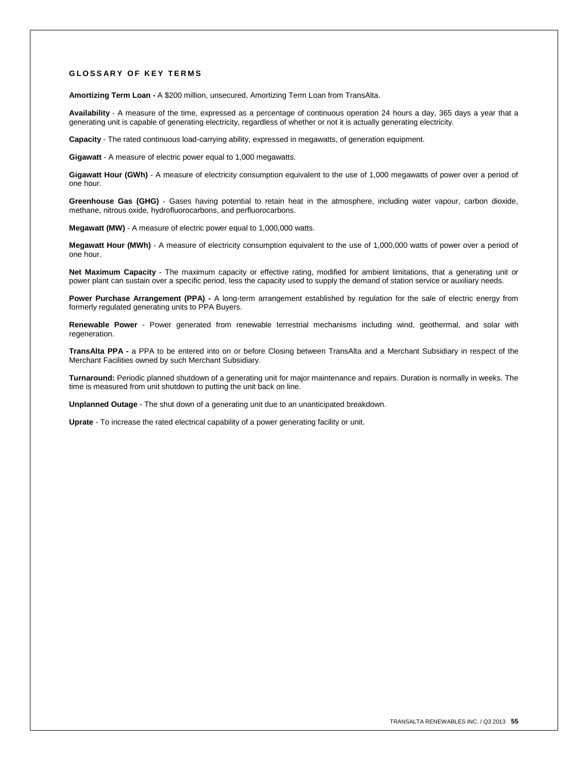## GLOSSARY OF KEY TERMS

**Amortizing Term Loan -** A $200 million, unsecured, Amortizing Term Loan from TransAlta.

**Availability** - A measure of the time, expressed as a percentage of continuous operation 24 hours a day, 365 days a year that a generating unit is capable of generating electricity, regardless of whether or not it is actually generating electricity.

**Capacity** - The rated continuous load-carrying ability, expressed in megawatts, of generation equipment.

**Gigawatt** - A measure of electric power equal to 1,000 megawatts.

**Gigawatt Hour (GWh)** - A measure of electricity consumption equivalent to the use of 1,000 megawatts of power over a period of one hour.

**Greenhouse Gas (GHG)** - Gases having potential to retain heat in the atmosphere, including water vapour, carbon dioxide, methane, nitrous oxide, hydrofluorocarbons, and perfluorocarbons.

**Megawatt (MW)** - A measure of electric power equal to 1,000,000 watts.

**Megawatt Hour (MWh)** - A measure of electricity consumption equivalent to the use of 1,000,000 watts of power over a period of one hour.

**Net Maximum Capacity** - The maximum capacity or effective rating, modified for ambient limitations, that a generating unit or power plant can sustain over a specific period, less the capacity used to supply the demand of station service or auxiliary needs.

**Power Purchase Arrangement (PPA) -** A long-term arrangement established by regulation for the sale of electric energy from formerly regulated generating units to PPA Buyers.

**Renewable Power** - Power generated from renewable terrestrial mechanisms including wind, geothermal, and solar with regeneration.

**TransAlta PPA -** a PPA to be entered into on or before Closing between TransAlta and a Merchant Subsidiary in respect of the Merchant Facilities owned by such Merchant Subsidiary.

**Turnaround:** Periodic planned shutdown of a generating unit for major maintenance and repairs. Duration is normally in weeks. The time is measured from unit shutdown to putting the unit back on line.

**Unplanned Outage** - The shut down of a generating unit due to an unanticipated breakdown.

**Uprate** - To increase the rated electrical capability of a power generating facility or unit.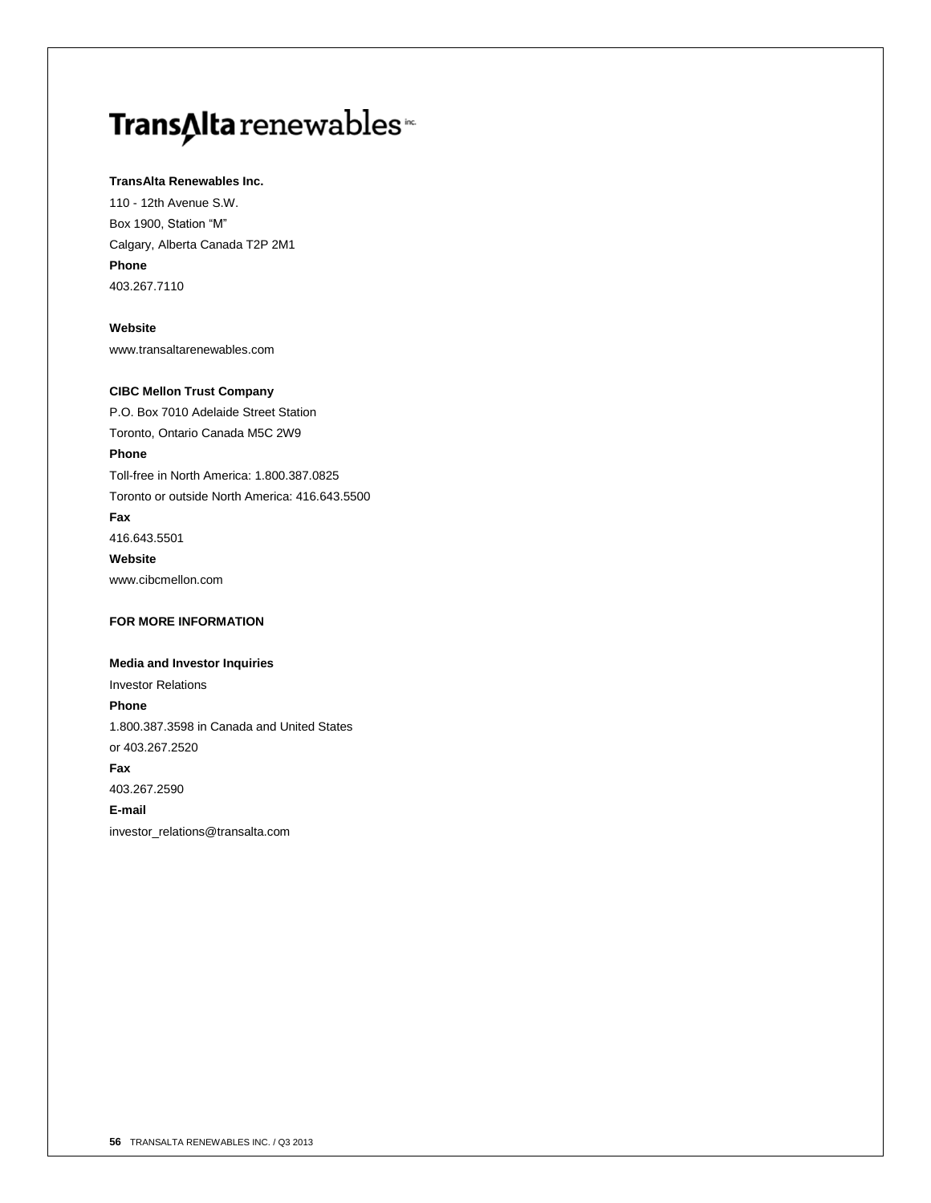TransAlta renewables inc.

**TransAlta Renewables Inc.**

110 - 12th Avenue S.W.

Box 1900, Station "M"

Calgary, Alberta Canada T2P 2M1

**Phone**

403.267.7110

**Website**

www.transaltarenewables.com

**CIBC Mellon Trust Company**

P.O. Box 7010 Adelaide Street Station

Toronto, Ontario Canada M5C 2W9

**Phone**

Toll-free in North America: 1.800.387.0825

Toronto or outside North America: 416.643.5500

**Fax**

416.643.5501

**Website**

www.cibcmellon.com

**FOR MORE INFORMATION**

**Media and Investor Inquiries**

Investor Relations

**Phone**

1.800.387.3598 in Canada and United States

or 403.267.2520

**Fax**

403.267.2590

**E-mail**

investor_relations@transalta.com